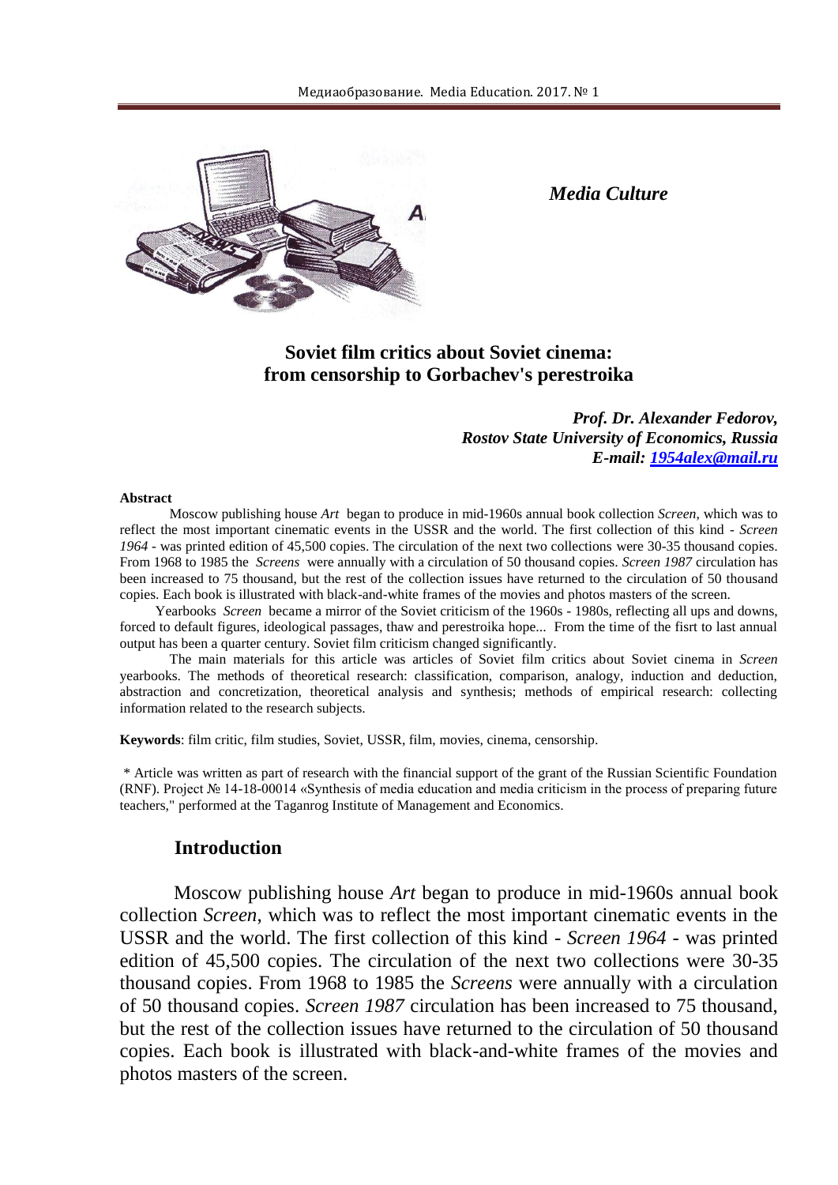*Media Culture*

# Soviet film critics about Soviet cinema: from censorship to Gorbachev's perestroika

***Prof. Dr. Alexander Fedorov,***
***Rostov State University of Economics, Russia***
***E-mail: 1954alex@mail.ru***

**Abstract**

Moscow publishing house *Art* began to produce in mid-1960s annual book collection *Screen*, which was to reflect the most important cinematic events in the USSR and the world. The first collection of this kind - *Screen 1964* - was printed edition of 45,500 copies. The circulation of the next two collections were 30-35 thousand copies. From 1968 to 1985 the *Screens* were annually with a circulation of 50 thousand copies. *Screen 1987* circulation has been increased to 75 thousand, but the rest of the collection issues have returned to the circulation of 50 thousand copies. Each book is illustrated with black-and-white frames of the movies and photos masters of the screen.

Yearbooks *Screen* became a mirror of the Soviet criticism of the 1960s - 1980s, reflecting all ups and downs, forced to default figures, ideological passages, thaw and perestroika hope... From the time of the fisrt to last annual output has been a quarter century. Soviet film criticism changed significantly.

The main materials for this article was articles of Soviet film critics about Soviet cinema in *Screen* yearbooks. The methods of theoretical research: classification, comparison, analogy, induction and deduction, abstraction and concretization, theoretical analysis and synthesis; methods of empirical research: collecting information related to the research subjects.

**Keywords**: film critic, film studies, Soviet, USSR, film, movies, cinema, censorship.

\* Article was written as part of research with the financial support of the grant of the Russian Scientific Foundation (RNF). Project № 14-18-00014 «Synthesis of media education and media criticism in the process of preparing future teachers," performed at the Taganrog Institute of Management and Economics.

## Introduction

Moscow publishing house *Art* began to produce in mid-1960s annual book collection *Screen*, which was to reflect the most important cinematic events in the USSR and the world. The first collection of this kind - *Screen 1964* - was printed edition of 45,500 copies. The circulation of the next two collections were 30-35 thousand copies. From 1968 to 1985 the *Screens* were annually with a circulation of 50 thousand copies. *Screen 1987* circulation has been increased to 75 thousand, but the rest of the collection issues have returned to the circulation of 50 thousand copies. Each book is illustrated with black-and-white frames of the movies and photos masters of the screen.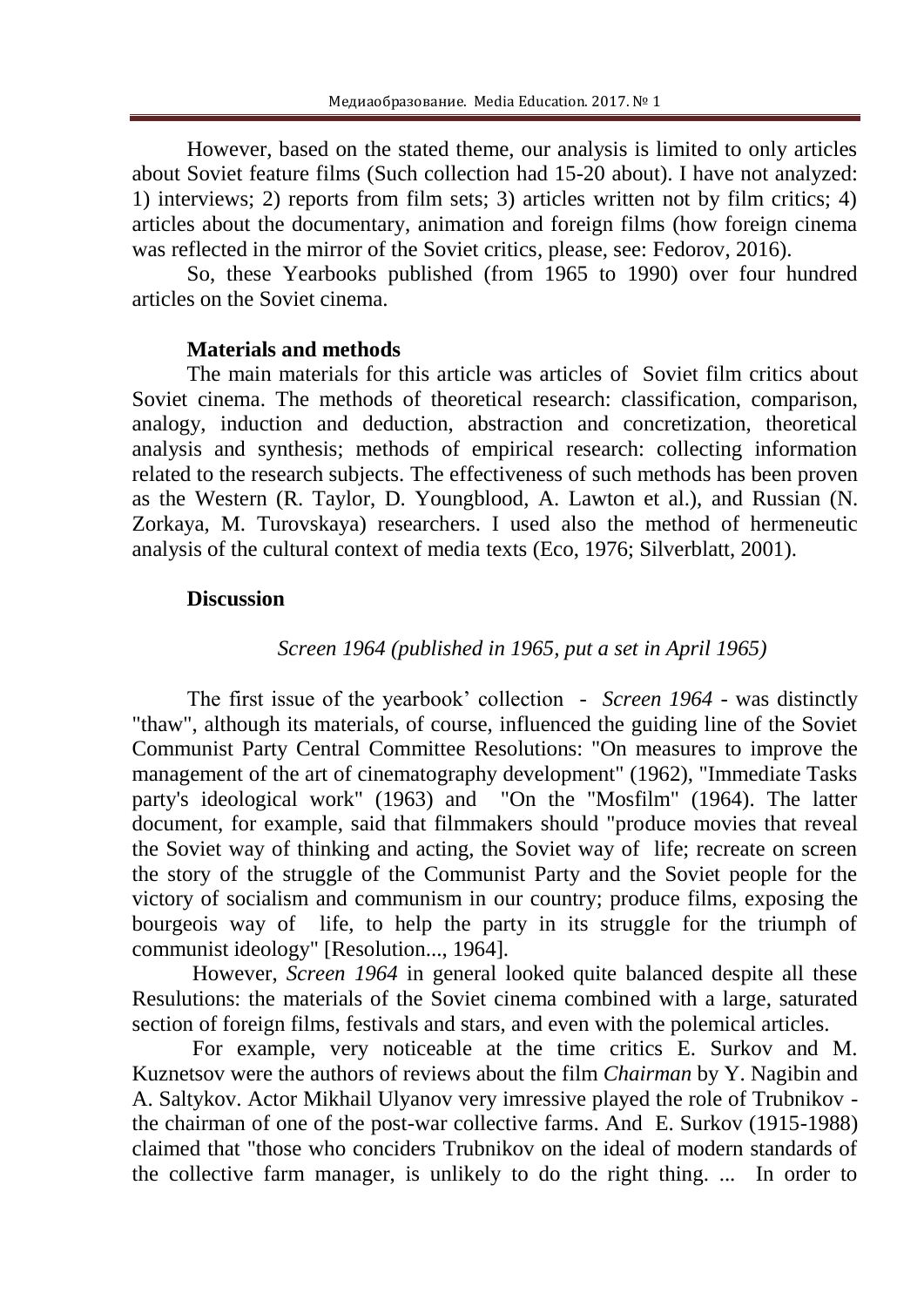However, based on the stated theme, our analysis is limited to only articles about Soviet feature films (Such collection had 15-20 about). I have not analyzed: 1) interviews; 2) reports from film sets; 3) articles written not by film critics; 4) articles about the documentary, animation and foreign films (how foreign cinema was reflected in the mirror of the Soviet critics, please, see: Fedorov, 2016).

So, these Yearbooks published (from 1965 to 1990) over four hundred articles on the Soviet cinema.

**Materials and methods**

The main materials for this article was articles of Soviet film critics about Soviet cinema. The methods of theoretical research: classification, comparison, analogy, induction and deduction, abstraction and concretization, theoretical analysis and synthesis; methods of empirical research: collecting information related to the research subjects. The effectiveness of such methods has been proven as the Western (R. Taylor, D. Youngblood, A. Lawton et al.), and Russian (N. Zorkaya, M. Turovskaya) researchers. I used also the method of hermeneutic analysis of the cultural context of media texts (Eco, 1976; Silverblatt, 2001).

**Discussion**

*Screen 1964 (published in 1965, put a set in April 1965)*

The first issue of the yearbook' collection - *Screen 1964* - was distinctly "thaw", although its materials, of course, influenced the guiding line of the Soviet Communist Party Central Committee Resolutions: "On measures to improve the management of the art of cinematography development" (1962), "Immediate Tasks party's ideological work" (1963) and "On the "Mosfilm" (1964). The latter document, for example, said that filmmakers should "produce movies that reveal the Soviet way of thinking and acting, the Soviet way of life; recreate on screen the story of the struggle of the Communist Party and the Soviet people for the victory of socialism and communism in our country; produce films, exposing the bourgeois way of life, to help the party in its struggle for the triumph of communist ideology" [Resolution..., 1964].

However, *Screen 1964* in general looked quite balanced despite all these Resulutions: the materials of the Soviet cinema combined with a large, saturated section of foreign films, festivals and stars, and even with the polemical articles.

For example, very noticeable at the time critics E. Surkov and M. Kuznetsov were the authors of reviews about the film *Chairman* by Y. Nagibin and A. Saltykov. Actor Mikhail Ulyanov very imressive played the role of Trubnikov - the chairman of one of the post-war collective farms. And E. Surkov (1915-1988) claimed that "those who conciders Trubnikov on the ideal of modern standards of the collective farm manager, is unlikely to do the right thing. ... In order to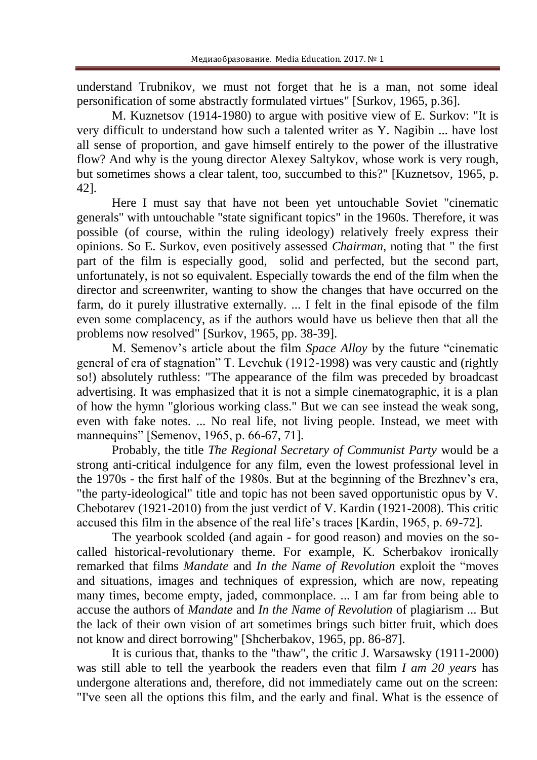understand Trubnikov, we must not forget that he is a man, not some ideal personification of some abstractly formulated virtues" [Surkov, 1965, p.36].

M. Kuznetsov (1914-1980) to argue with positive view of E. Surkov: "It is very difficult to understand how such a talented writer as Y. Nagibin ... have lost all sense of proportion, and gave himself entirely to the power of the illustrative flow? And why is the young director Alexey Saltykov, whose work is very rough, but sometimes shows a clear talent, too, succumbed to this?" [Kuznetsov, 1965, p. 42].

Here I must say that have not been yet untouchable Soviet "cinematic generals" with untouchable "state significant topics" in the 1960s. Therefore, it was possible (of course, within the ruling ideology) relatively freely express their opinions. So E. Surkov, even positively assessed *Chairman*, noting that " the first part of the film is especially good, solid and perfected, but the second part, unfortunately, is not so equivalent. Especially towards the end of the film when the director and screenwriter, wanting to show the changes that have occurred on the farm, do it purely illustrative externally. ... I felt in the final episode of the film even some complacency, as if the authors would have us believe then that all the problems now resolved" [Surkov, 1965, pp. 38-39].

M. Semenov's article about the film *Space Alloy* by the future "cinematic general of era of stagnation" T. Levchuk (1912-1998) was very caustic and (rightly so!) absolutely ruthless: "The appearance of the film was preceded by broadcast advertising. It was emphasized that it is not a simple cinematographic, it is a plan of how the hymn "glorious working class." But we can see instead the weak song, even with fake notes. ... No real life, not living people. Instead, we meet with mannequins" [Semenov, 1965, p. 66-67, 71].

Probably, the title *The Regional Secretary of Communist Party* would be a strong anti-critical indulgence for any film, even the lowest professional level in the 1970s - the first half of the 1980s. But at the beginning of the Brezhnev's era, "the party-ideological" title and topic has not been saved opportunistic opus by V. Chebotarev (1921-2010) from the just verdict of V. Kardin (1921-2008). This critic accused this film in the absence of the real life's traces [Kardin, 1965, p. 69-72].

The yearbook scolded (and again - for good reason) and movies on the so-called historical-revolutionary theme. For example, K. Scherbakov ironically remarked that films *Mandate* and *In the Name of Revolution* exploit the "moves and situations, images and techniques of expression, which are now, repeating many times, become empty, jaded, commonplace. ... I am far from being able to accuse the authors of *Mandate* and *In the Name of Revolution* of plagiarism ... But the lack of their own vision of art sometimes brings such bitter fruit, which does not know and direct borrowing" [Shcherbakov, 1965, pp. 86-87].

It is curious that, thanks to the "thaw", the critic J. Warsawsky (1911-2000) was still able to tell the yearbook the readers even that film *I am 20 years* has undergone alterations and, therefore, did not immediately came out on the screen: "I've seen all the options this film, and the early and final. What is the essence of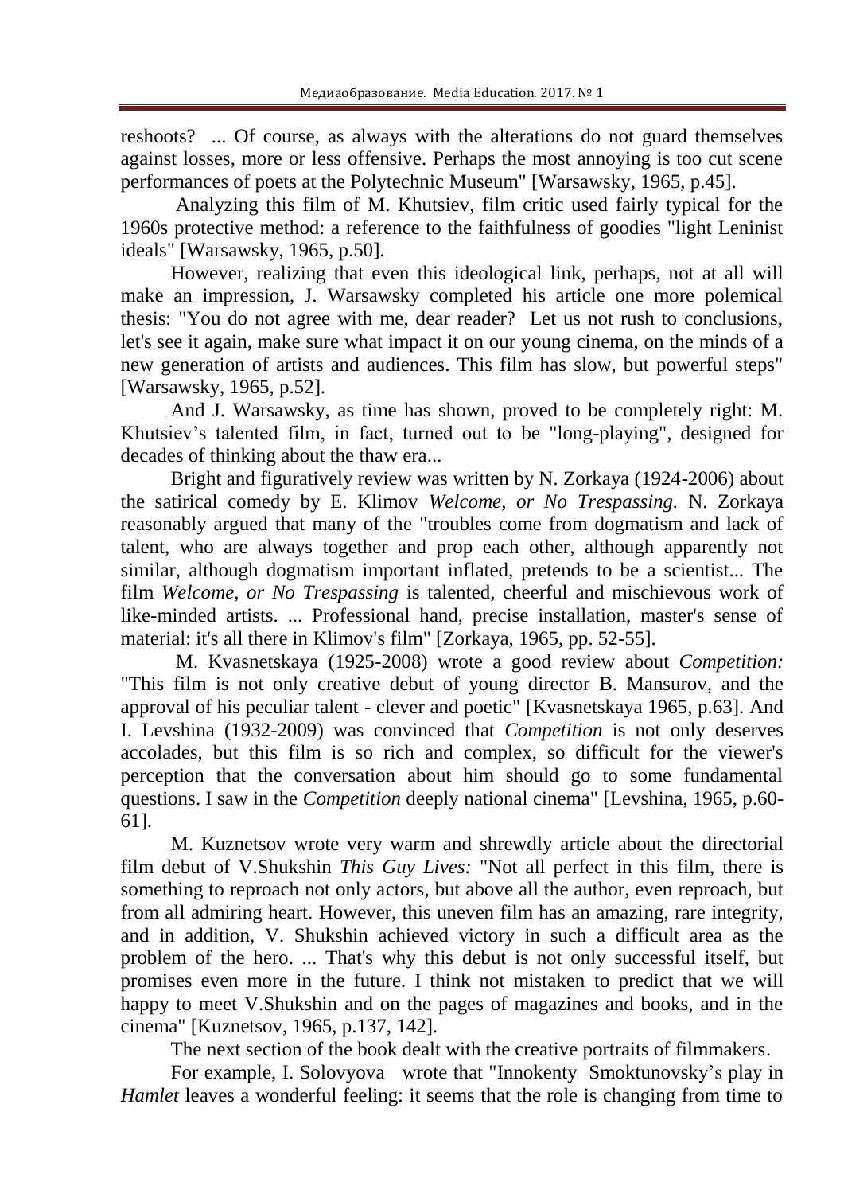reshoots? ... Of course, as always with the alterations do not guard themselves against losses, more or less offensive. Perhaps the most annoying is too cut scene performances of poets at the Polytechnic Museum" [Warsawsky, 1965, p.45].

Analyzing this film of M. Khutsiev, film critic used fairly typical for the 1960s protective method: a reference to the faithfulness of goodies "light Leninist ideals" [Warsawsky, 1965, p.50].

However, realizing that even this ideological link, perhaps, not at all will make an impression, J. Warsawsky completed his article one more polemical thesis: "You do not agree with me, dear reader? Let us not rush to conclusions, let's see it again, make sure what impact it on our young cinema, on the minds of a new generation of artists and audiences. This film has slow, but powerful steps" [Warsawsky, 1965, p.52].

And J. Warsawsky, as time has shown, proved to be completely right: M. Khutsiev's talented film, in fact, turned out to be "long-playing", designed for decades of thinking about the thaw era...

Bright and figuratively review was written by N. Zorkaya (1924-2006) about the satirical comedy by E. Klimov *Welcome, or No Trespassing*. N. Zorkaya reasonably argued that many of the "troubles come from dogmatism and lack of talent, who are always together and prop each other, although apparently not similar, although dogmatism important inflated, pretends to be a scientist... The film *Welcome, or No Trespassing* is talented, cheerful and mischievous work of like-minded artists. ... Professional hand, precise installation, master's sense of material: it's all there in Klimov's film" [Zorkaya, 1965, pp. 52-55].

M. Kvasnetskaya (1925-2008) wrote a good review about *Competition:* "This film is not only creative debut of young director B. Mansurov, and the approval of his peculiar talent - clever and poetic" [Kvasnetskaya 1965, p.63]. And I. Levshina (1932-2009) was convinced that *Competition* is not only deserves accolades, but this film is so rich and complex, so difficult for the viewer's perception that the conversation about him should go to some fundamental questions. I saw in the *Competition* deeply national cinema" [Levshina, 1965, p.60-61].

M. Kuznetsov wrote very warm and shrewdly article about the directorial film debut of V.Shukshin *This Guy Lives:* "Not all perfect in this film, there is something to reproach not only actors, but above all the author, even reproach, but from all admiring heart. However, this uneven film has an amazing, rare integrity, and in addition, V. Shukshin achieved victory in such a difficult area as the problem of the hero. ... That's why this debut is not only successful itself, but promises even more in the future. I think not mistaken to predict that we will happy to meet V.Shukshin and on the pages of magazines and books, and in the cinema" [Kuznetsov, 1965, p.137, 142].

The next section of the book dealt with the creative portraits of filmmakers.

For example, I. Solovyova wrote that "Innokenty Smoktunovsky's play in *Hamlet* leaves a wonderful feeling: it seems that the role is changing from time to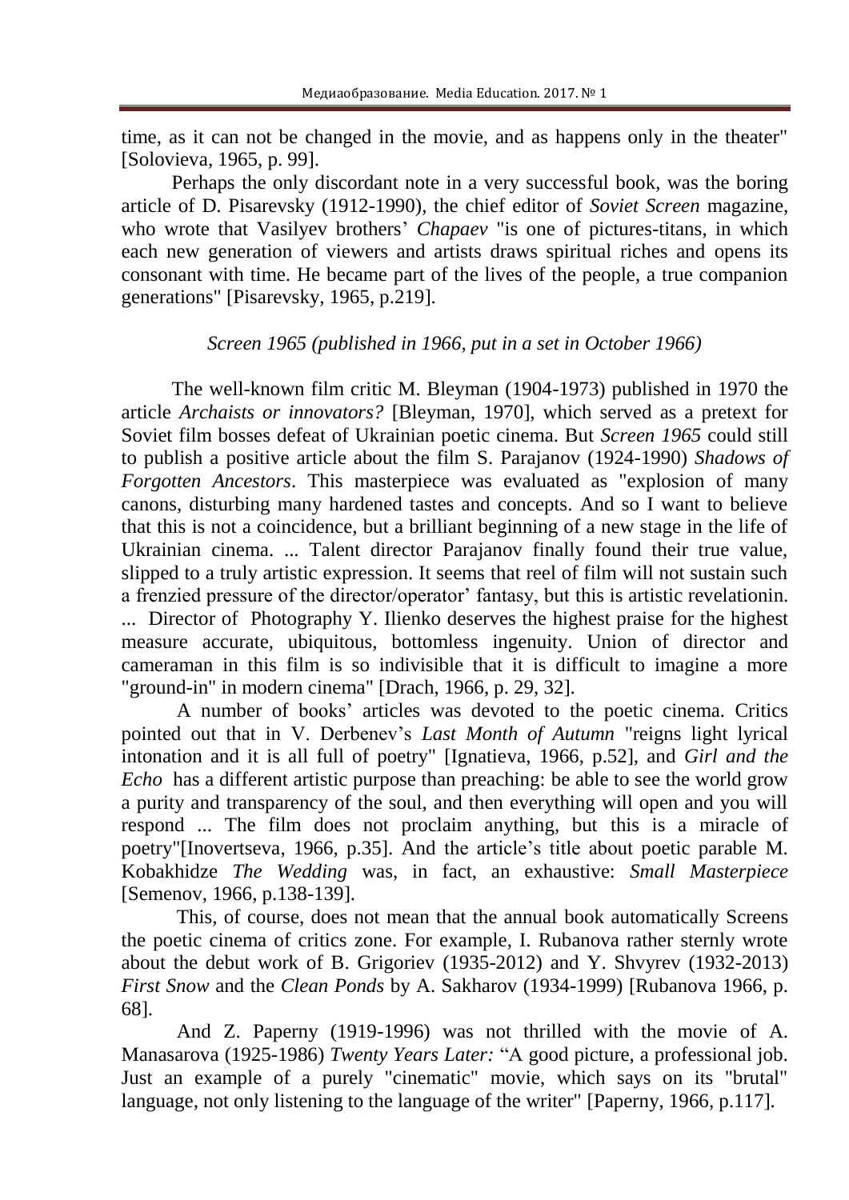time, as it can not be changed in the movie, and as happens only in the theater" [Solovieva, 1965, p. 99].

Perhaps the only discordant note in a very successful book, was the boring article of D. Pisarevsky (1912-1990), the chief editor of *Soviet Screen* magazine, who wrote that Vasilyev brothers' *Chapaev* "is one of pictures-titans, in which each new generation of viewers and artists draws spiritual riches and opens its consonant with time. He became part of the lives of the people, a true companion generations" [Pisarevsky, 1965, p.219].

*Screen 1965 (published in 1966, put in a set in October 1966)*

The well-known film critic M. Bleyman (1904-1973) published in 1970 the article *Archaists or innovators?* [Bleyman, 1970], which served as a pretext for Soviet film bosses defeat of Ukrainian poetic cinema. But *Screen 1965* could still to publish a positive article about the film S. Parajanov (1924-1990) *Shadows of Forgotten Ancestors*. This masterpiece was evaluated as "explosion of many canons, disturbing many hardened tastes and concepts. And so I want to believe that this is not a coincidence, but a brilliant beginning of a new stage in the life of Ukrainian cinema. ... Talent director Parajanov finally found their true value, slipped to a truly artistic expression. It seems that reel of film will not sustain such a frenzied pressure of the director/operator' fantasy, but this is artistic revelationin. ... Director of Photography Y. Ilienko deserves the highest praise for the highest measure accurate, ubiquitous, bottomless ingenuity. Union of director and cameraman in this film is so indivisible that it is difficult to imagine a more "ground-in" in modern cinema" [Drach, 1966, p. 29, 32].

A number of books' articles was devoted to the poetic cinema. Critics pointed out that in V. Derbenev's *Last Month of Autumn* "reigns light lyrical intonation and it is all full of poetry" [Ignatieva, 1966, p.52], and *Girl and the Echo* has a different artistic purpose than preaching: be able to see the world grow a purity and transparency of the soul, and then everything will open and you will respond ... The film does not proclaim anything, but this is a miracle of poetry"[Inovertseva, 1966, p.35]. And the article's title about poetic parable M. Kobakhidze *The Wedding* was, in fact, an exhaustive: *Small Masterpiece* [Semenov, 1966, p.138-139].

This, of course, does not mean that the annual book automatically Screens the poetic cinema of critics zone. For example, I. Rubanova rather sternly wrote about the debut work of B. Grigoriev (1935-2012) and Y. Shvyrev (1932-2013) *First Snow* and the *Clean Ponds* by A. Sakharov (1934-1999) [Rubanova 1966, p. 68].

And Z. Paperny (1919-1996) was not thrilled with the movie of A. Manasarova (1925-1986) *Twenty Years Later:* "A good picture, a professional job. Just an example of a purely "cinematic" movie, which says on its "brutal" language, not only listening to the language of the writer" [Paperny, 1966, p.117].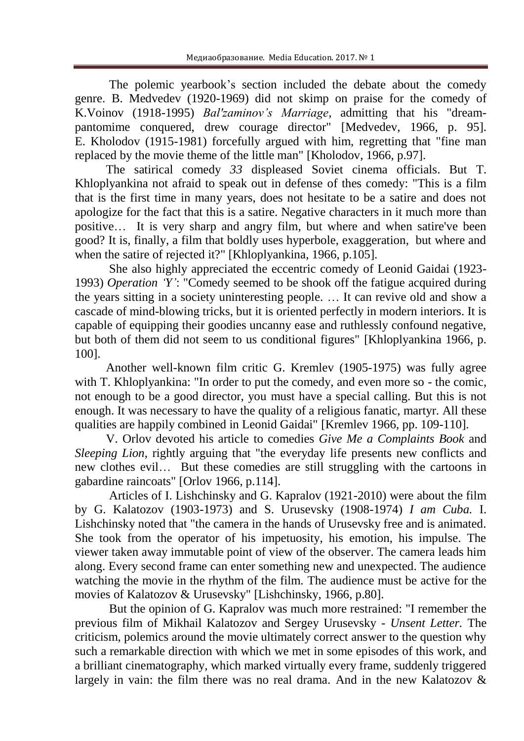The polemic yearbook's section included the debate about the comedy genre. B. Medvedev (1920-1969) did not skimp on praise for the comedy of K.Voinov (1918-1995) *Bal'zaminov's Marriage*, admitting that his "dream-pantomime conquered, drew courage director" [Medvedev, 1966, p. 95]. E. Kholodov (1915-1981) forcefully argued with him, regretting that "fine man replaced by the movie theme of the little man" [Kholodov, 1966, p.97].

The satirical comedy *33* displeased Soviet cinema officials. But T. Khloplyankina not afraid to speak out in defense of thes comedy: "This is a film that is the first time in many years, does not hesitate to be a satire and does not apologize for the fact that this is a satire. Negative characters in it much more than positive… It is very sharp and angry film, but where and when satire've been good? It is, finally, a film that boldly uses hyperbole, exaggeration, but where and when the satire of rejected it?" [Khloplyankina, 1966, p.105].

She also highly appreciated the eccentric comedy of Leonid Gaidai (1923-1993) *Operation 'Y'*: "Comedy seemed to be shook off the fatigue acquired during the years sitting in a society uninteresting people. … It can revive old and show a cascade of mind-blowing tricks, but it is oriented perfectly in modern interiors. It is capable of equipping their goodies uncanny ease and ruthlessly confound negative, but both of them did not seem to us conditional figures" [Khloplyankina 1966, p. 100].

Another well-known film critic G. Kremlev (1905-1975) was fully agree with T. Khloplyankina: "In order to put the comedy, and even more so - the comic, not enough to be a good director, you must have a special calling. But this is not enough. It was necessary to have the quality of a religious fanatic, martyr. All these qualities are happily combined in Leonid Gaidai" [Kremlev 1966, pp. 109-110].

V. Orlov devoted his article to comedies *Give Me a Complaints Book* and *Sleeping Lion*, rightly arguing that "the everyday life presents new conflicts and new clothes evil… But these comedies are still struggling with the cartoons in gabardine raincoats" [Orlov 1966, p.114].

Articles of I. Lishchinsky and G. Kapralov (1921-2010) were about the film by G. Kalatozov (1903-1973) and S. Urusevsky (1908-1974) *I am Cuba.* I. Lishchinsky noted that "the camera in the hands of Urusevsky free and is animated. She took from the operator of his impetuosity, his emotion, his impulse. The viewer taken away immutable point of view of the observer. The camera leads him along. Every second frame can enter something new and unexpected. The audience watching the movie in the rhythm of the film. The audience must be active for the movies of Kalatozov & Urusevsky" [Lishchinsky, 1966, p.80].

But the opinion of G. Kapralov was much more restrained: "I remember the previous film of Mikhail Kalatozov and Sergey Urusevsky - *Unsent Letter.* The criticism, polemics around the movie ultimately correct answer to the question why such a remarkable direction with which we met in some episodes of this work, and a brilliant cinematography, which marked virtually every frame, suddenly triggered largely in vain: the film there was no real drama. And in the new Kalatozov &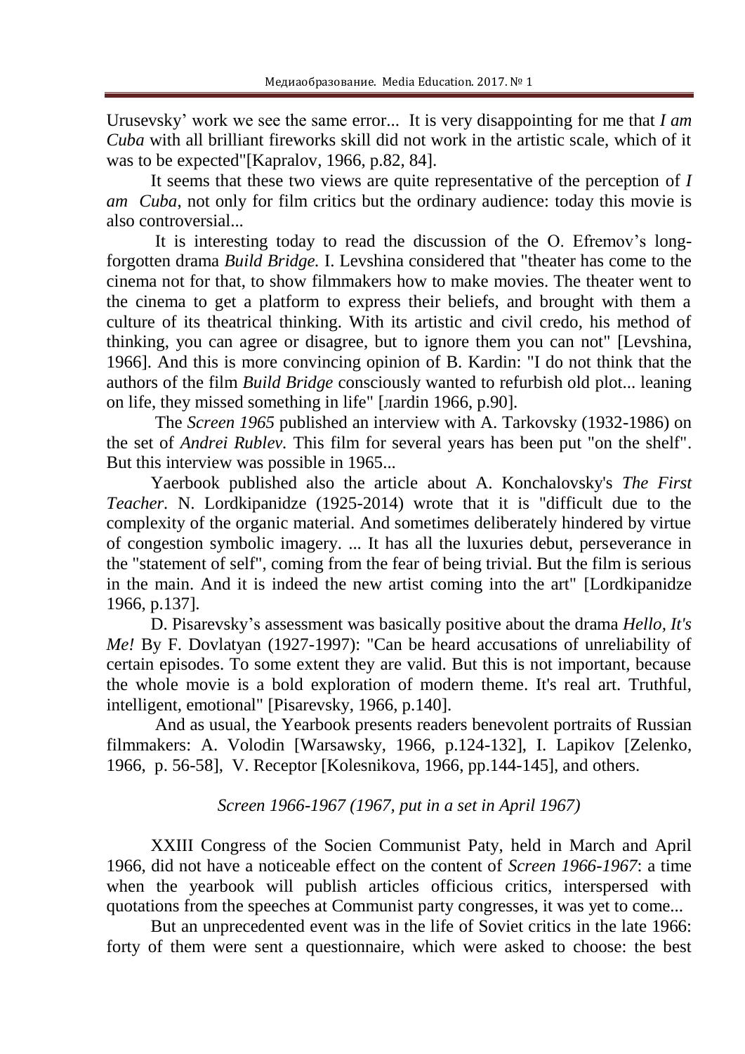Urusevsky' work we see the same error... It is very disappointing for me that *I am Cuba* with all brilliant fireworks skill did not work in the artistic scale, which of it was to be expected"[Kapralov, 1966, p.82, 84].

It seems that these two views are quite representative of the perception of *I am Cuba*, not only for film critics but the ordinary audience: today this movie is also controversial...

It is interesting today to read the discussion of the O. Efremov's long-forgotten drama *Build Bridge.* I. Levshina considered that "theater has come to the cinema not for that, to show filmmakers how to make movies. The theater went to the cinema to get a platform to express their beliefs, and brought with them a culture of its theatrical thinking. With its artistic and civil credo, his method of thinking, you can agree or disagree, but to ignore them you can not" [Levshina, 1966]. And this is more convincing opinion of B. Kardin: "I do not think that the authors of the film *Build Bridge* consciously wanted to refurbish old plot... leaning on life, they missed something in life" [лardin 1966, p.90].

The *Screen 1965* published an interview with A. Tarkovsky (1932-1986) on the set of *Andrei Rublev.* This film for several years has been put "on the shelf". But this interview was possible in 1965...

Yaerbook published also the article about A. Konchalovsky's *The First Teacher.* N. Lordkipanidze (1925-2014) wrote that it is "difficult due to the complexity of the organic material. And sometimes deliberately hindered by virtue of congestion symbolic imagery. ... It has all the luxuries debut, perseverance in the "statement of self", coming from the fear of being trivial. But the film is serious in the main. And it is indeed the new artist coming into the art" [Lordkipanidze 1966, p.137].

D. Pisarevsky's assessment was basically positive about the drama *Hello, It's Me!* By F. Dovlatyan (1927-1997): "Can be heard accusations of unreliability of certain episodes. To some extent they are valid. But this is not important, because the whole movie is a bold exploration of modern theme. It's real art. Truthful, intelligent, emotional" [Pisarevsky, 1966, p.140].

And as usual, the Yearbook presents readers benevolent portraits of Russian filmmakers: A. Volodin [Warsawsky, 1966, p.124-132], I. Lapikov [Zelenko, 1966, p. 56-58], V. Receptor [Kolesnikova, 1966, pp.144-145], and others.

*Screen 1966-1967 (1967, put in a set in April 1967)*

XXIII Congress of the Socien Communist Paty, held in March and April 1966, did not have a noticeable effect on the content of *Screen 1966-1967*: a time when the yearbook will publish articles officious critics, interspersed with quotations from the speeches at Communist party congresses, it was yet to come...

But an unprecedented event was in the life of Soviet critics in the late 1966: forty of them were sent a questionnaire, which were asked to choose: the best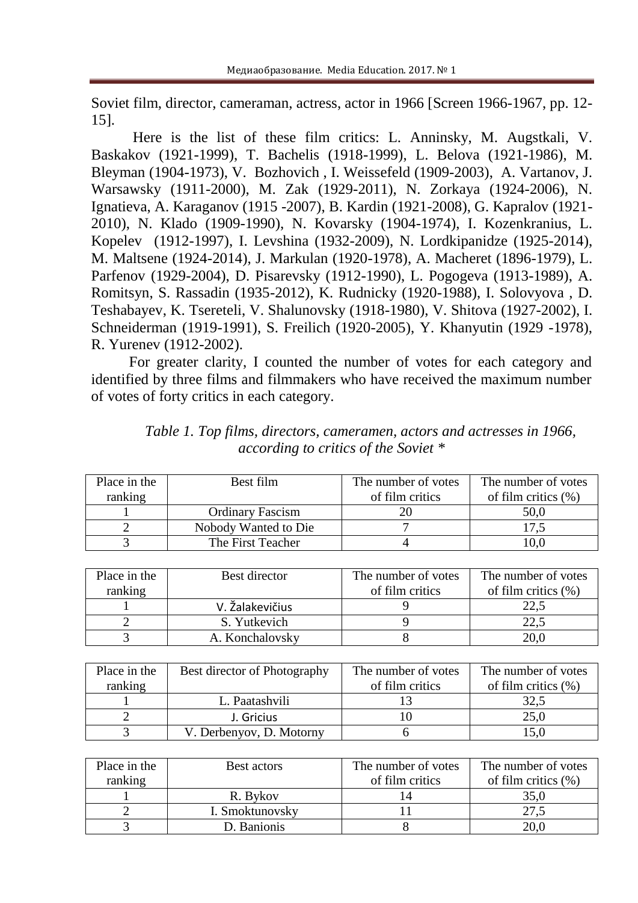Soviet film, director, cameraman, actress, actor in 1966 [Screen 1966-1967, pp. 12-15].

Here is the list of these film critics: L. Anninsky, M. Augstkali, V. Baskakov (1921-1999), T. Bachelis (1918-1999), L. Belova (1921-1986), M. Bleyman (1904-1973), V. Bozhovich , I. Weissefeld (1909-2003), A. Vartanov, J. Warsawsky (1911-2000), M. Zak (1929-2011), N. Zorkaya (1924-2006), N. Ignatieva, A. Karaganov (1915 -2007), B. Kardin (1921-2008), G. Kapralov (1921-2010), N. Klado (1909-1990), N. Kovarsky (1904-1974), I. Kozenkranius, L. Kopelev (1912-1997), I. Levshina (1932-2009), N. Lordkipanidze (1925-2014), M. Maltsene (1924-2014), J. Markulan (1920-1978), A. Macheret (1896-1979), L. Parfenov (1929-2004), D. Pisarevsky (1912-1990), L. Pogogeva (1913-1989), A. Romitsyn, S. Rassadin (1935-2012), K. Rudnicky (1920-1988), I. Solovyova , D. Teshabayev, K. Tsereteli, V. Shalunovsky (1918-1980), V. Shitova (1927-2002), I. Schneiderman (1919-1991), S. Freilich (1920-2005), Y. Khanyutin (1929 -1978), R. Yurenev (1912-2002).

For greater clarity, I counted the number of votes for each category and identified by three films and filmmakers who have received the maximum number of votes of forty critics in each category.

*Table 1. Top films, directors, cameramen, actors and actresses in 1966, according to critics of the Soviet **

| Place in the ranking | Best film | The number of votes of film critics | The number of votes of film critics (%) |
|---|---|---|---|
| 1 | Ordinary Fascism | 20 | 50,0 |
| 2 | Nobody Wanted to Die | 7 | 17,5 |
| 3 | The First Teacher | 4 | 10,0 |

| Place in the ranking | Best director | The number of votes of film critics | The number of votes of film critics (%) |
|---|---|---|---|
| 1 | V. Žalakevičius | 9 | 22,5 |
| 2 | S. Yutkevich | 9 | 22,5 |
| 3 | A. Konchalovsky | 8 | 20,0 |

| Place in the ranking | Best director of Photography | The number of votes of film critics | The number of votes of film critics (%) |
|---|---|---|---|
| 1 | L. Paatashvili | 13 | 32,5 |
| 2 | J. Gricius | 10 | 25,0 |
| 3 | V. Derbenyov, D. Motorny | 6 | 15,0 |

| Place in the ranking | Best actors | The number of votes of film critics | The number of votes of film critics (%) |
|---|---|---|---|
| 1 | R. Bykov | 14 | 35,0 |
| 2 | I. Smoktunovsky | 11 | 27,5 |
| 3 | D. Banionis | 8 | 20,0 |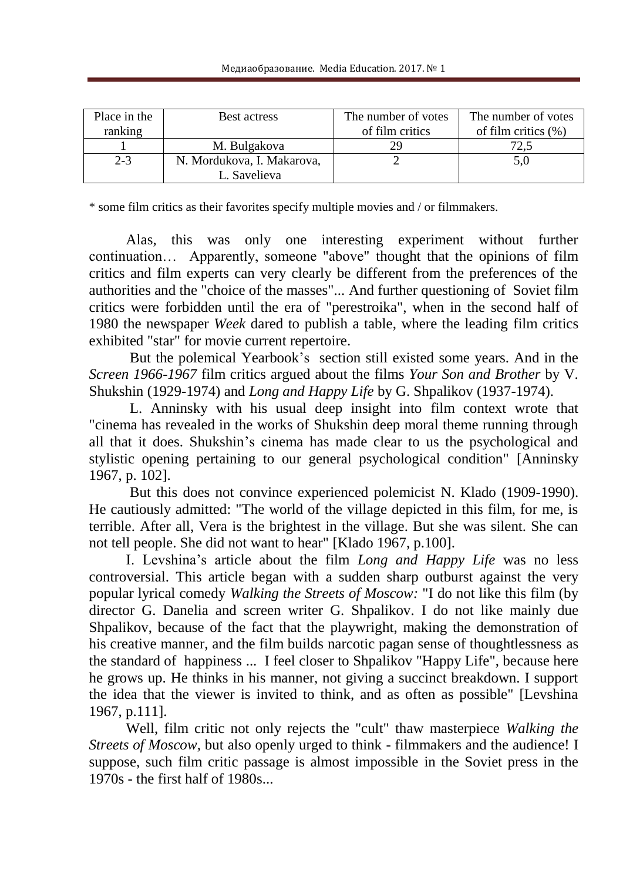| Place in the ranking | Best actress | The number of votes of film critics | The number of votes of film critics (%) |
|---|---|---|---|
| 1 | M. Bulgakova | 29 | 72,5 |
| 2-3 | N. Mordukova, I. Makarova, L. Savelieva | 2 | 5,0 |

* some film critics as their favorites specify multiple movies and / or filmmakers.

Alas, this was only one interesting experiment without further continuation… Apparently, someone "above" thought that the opinions of film critics and film experts can very clearly be different from the preferences of the authorities and the "choice of the masses"... And further questioning of Soviet film critics were forbidden until the era of "perestroika", when in the second half of 1980 the newspaper *Week* dared to publish a table, where the leading film critics exhibited "star" for movie current repertoire.

But the polemical Yearbook's section still existed some years. And in the *Screen 1966-1967* film critics argued about the films *Your Son and Brother* by V. Shukshin (1929-1974) and *Long and Happy Life* by G. Shpalikov (1937-1974).

L. Anninsky with his usual deep insight into film context wrote that "cinema has revealed in the works of Shukshin deep moral theme running through all that it does. Shukshin's cinema has made clear to us the psychological and stylistic opening pertaining to our general psychological condition" [Anninsky 1967, p. 102].

But this does not convince experienced polemicist N. Klado (1909-1990). He cautiously admitted: "The world of the village depicted in this film, for me, is terrible. After all, Vera is the brightest in the village. But she was silent. She can not tell people. She did not want to hear" [Klado 1967, p.100].

I. Levshina's article about the film *Long and Happy Life* was no less controversial. This article began with a sudden sharp outburst against the very popular lyrical comedy *Walking the Streets of Moscow:* "I do not like this film (by director G. Danelia and screen writer G. Shpalikov. I do not like mainly due Shpalikov, because of the fact that the playwright, making the demonstration of his creative manner, and the film builds narcotic pagan sense of thoughtlessness as the standard of happiness ... I feel closer to Shpalikov "Happy Life", because here he grows up. He thinks in his manner, not giving a succinct breakdown. I support the idea that the viewer is invited to think, and as often as possible" [Levshina 1967, p.111].

Well, film critic not only rejects the "cult" thaw masterpiece *Walking the Streets of Moscow*, but also openly urged to think - filmmakers and the audience! I suppose, such film critic passage is almost impossible in the Soviet press in the 1970s - the first half of 1980s...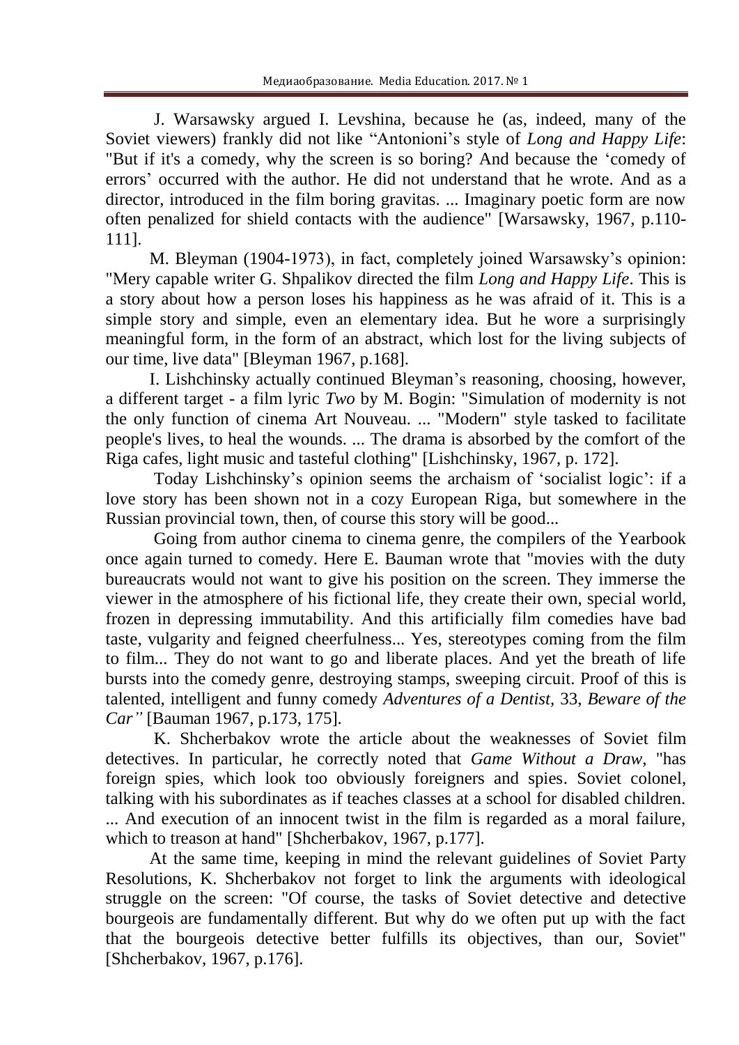J. Warsawsky argued I. Levshina, because he (as, indeed, many of the Soviet viewers) frankly did not like “Antonioni’s style of *Long and Happy Life*: "But if it's a comedy, why the screen is so boring? And because the ‘comedy of errors’ occurred with the author. He did not understand that he wrote. And as a director, introduced in the film boring gravitas. ... Imaginary poetic form are now often penalized for shield contacts with the audience" [Warsawsky, 1967, p.110-111].

M. Bleyman (1904-1973), in fact, completely joined Warsawsky’s opinion: "Mery capable writer G. Shpalikov directed the film *Long and Happy Life*. This is a story about how a person loses his happiness as he was afraid of it. This is a simple story and simple, even an elementary idea. But he wore a surprisingly meaningful form, in the form of an abstract, which lost for the living subjects of our time, live data" [Bleyman 1967, p.168].

I. Lishchinsky actually continued Bleyman’s reasoning, choosing, however, a different target - a film lyric *Two* by M. Bogin: "Simulation of modernity is not the only function of cinema Art Nouveau. ... "Modern" style tasked to facilitate people's lives, to heal the wounds. ... The drama is absorbed by the comfort of the Riga cafes, light music and tasteful clothing" [Lishchinsky, 1967, p. 172].

Today Lishchinsky’s opinion seems the archaism of ‘socialist logic’: if a love story has been shown not in a cozy European Riga, but somewhere in the Russian provincial town, then, of course this story will be good...

Going from author cinema to cinema genre, the compilers of the Yearbook once again turned to comedy. Here E. Bauman wrote that "movies with the duty bureaucrats would not want to give his position on the screen. They immerse the viewer in the atmosphere of his fictional life, they create their own, special world, frozen in depressing immutability. And this artificially film comedies have bad taste, vulgarity and feigned cheerfulness... Yes, stereotypes coming from the film to film... They do not want to go and liberate places. And yet the breath of life bursts into the comedy genre, destroying stamps, sweeping circuit. Proof of this is talented, intelligent and funny comedy *Adventures of a Dentist,* 33*, Beware of the Car”* [Bauman 1967, p.173, 175].

K. Shcherbakov wrote the article about the weaknesses of Soviet film detectives. In particular, he correctly noted that *Game Without a Draw*, "has foreign spies, which look too obviously foreigners and spies. Soviet colonel, talking with his subordinates as if teaches classes at a school for disabled children. ... And execution of an innocent twist in the film is regarded as a moral failure, which to treason at hand" [Shcherbakov, 1967, p.177].

At the same time, keeping in mind the relevant guidelines of Soviet Party Resolutions, K. Shcherbakov not forget to link the arguments with ideological struggle on the screen: "Of course, the tasks of Soviet detective and detective bourgeois are fundamentally different. But why do we often put up with the fact that the bourgeois detective better fulfills its objectives, than our, Soviet" [Shcherbakov, 1967, p.176].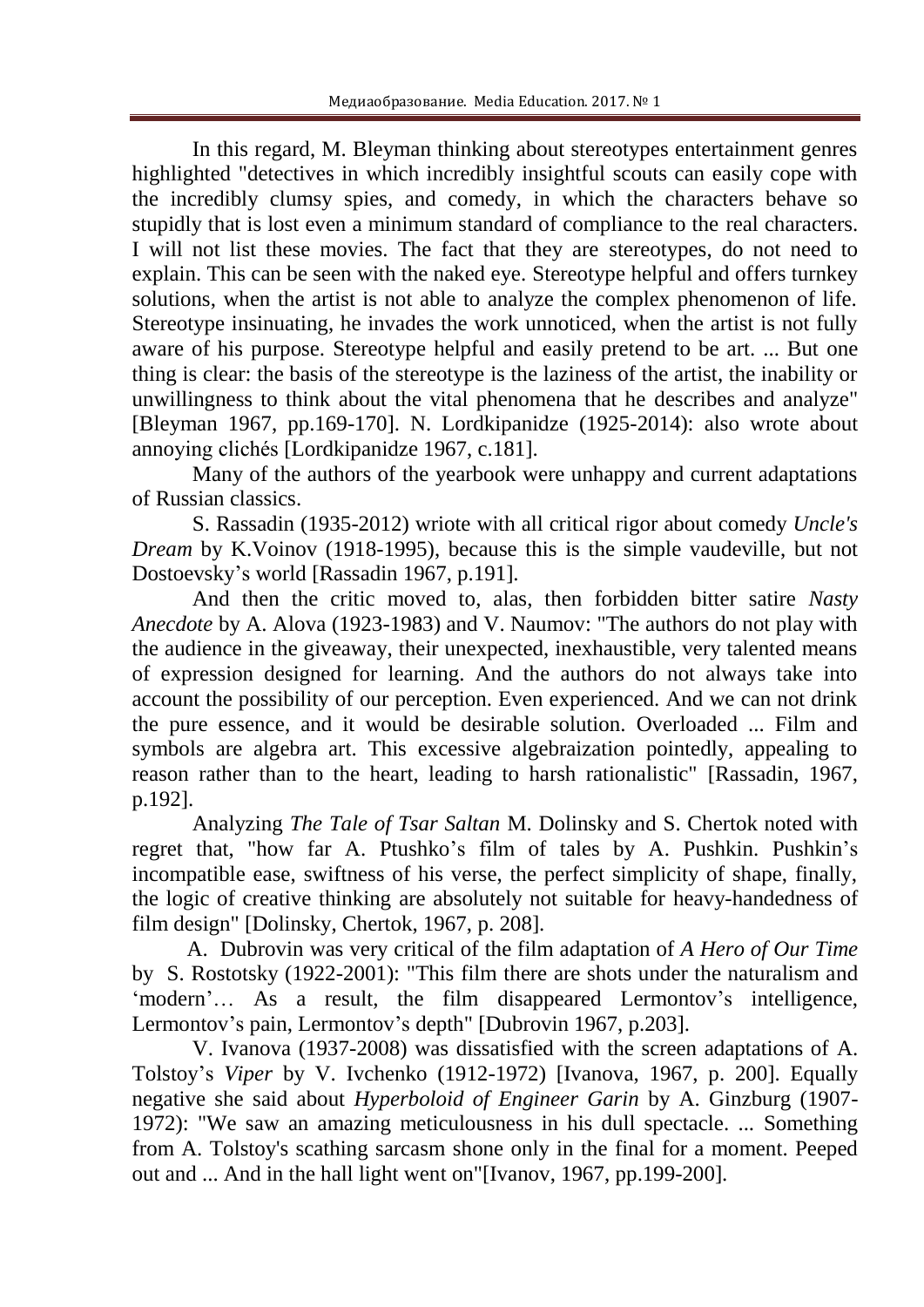In this regard, M. Bleyman thinking about stereotypes entertainment genres highlighted "detectives in which incredibly insightful scouts can easily cope with the incredibly clumsy spies, and comedy, in which the characters behave so stupidly that is lost even a minimum standard of compliance to the real characters. I will not list these movies. The fact that they are stereotypes, do not need to explain. This can be seen with the naked eye. Stereotype helpful and offers turnkey solutions, when the artist is not able to analyze the complex phenomenon of life. Stereotype insinuating, he invades the work unnoticed, when the artist is not fully aware of his purpose. Stereotype helpful and easily pretend to be art. ... But one thing is clear: the basis of the stereotype is the laziness of the artist, the inability or unwillingness to think about the vital phenomena that he describes and analyze" [Bleyman 1967, pp.169-170]. N. Lordkipanidze (1925-2014): also wrote about annoying clichés [Lordkipanidze 1967, c.181].

Many of the authors of the yearbook were unhappy and current adaptations of Russian classics.

S. Rassadin (1935-2012) wriote with all critical rigor about comedy *Uncle's Dream* by K.Voinov (1918-1995), because this is the simple vaudeville, but not Dostoevsky's world [Rassadin 1967, p.191].

And then the critic moved to, alas, then forbidden bitter satire *Nasty Anecdote* by A. Alova (1923-1983) and V. Naumov: "The authors do not play with the audience in the giveaway, their unexpected, inexhaustible, very talented means of expression designed for learning. And the authors do not always take into account the possibility of our perception. Even experienced. And we can not drink the pure essence, and it would be desirable solution. Overloaded ... Film and symbols are algebra art. This excessive algebraization pointedly, appealing to reason rather than to the heart, leading to harsh rationalistic" [Rassadin, 1967, p.192].

Analyzing *The Tale of Tsar Saltan* M. Dolinsky and S. Chertok noted with regret that, "how far A. Ptushko's film of tales by A. Pushkin. Pushkin's incompatible ease, swiftness of his verse, the perfect simplicity of shape, finally, the logic of creative thinking are absolutely not suitable for heavy-handedness of film design" [Dolinsky, Chertok, 1967, p. 208].

A. Dubrovin was very critical of the film adaptation of *A Hero of Our Time* by S. Rostotsky (1922-2001): "This film there are shots under the naturalism and 'modern'… As a result, the film disappeared Lermontov's intelligence, Lermontov's pain, Lermontov's depth" [Dubrovin 1967, p.203].

V. Ivanova (1937-2008) was dissatisfied with the screen adaptations of A. Tolstoy's *Viper* by V. Ivchenko (1912-1972) [Ivanova, 1967, p. 200]. Equally negative she said about *Hyperboloid of Engineer Garin* by A. Ginzburg (1907-1972): "We saw an amazing meticulousness in his dull spectacle. ... Something from A. Tolstoy's scathing sarcasm shone only in the final for a moment. Peeped out and ... And in the hall light went on"[Ivanov, 1967, pp.199-200].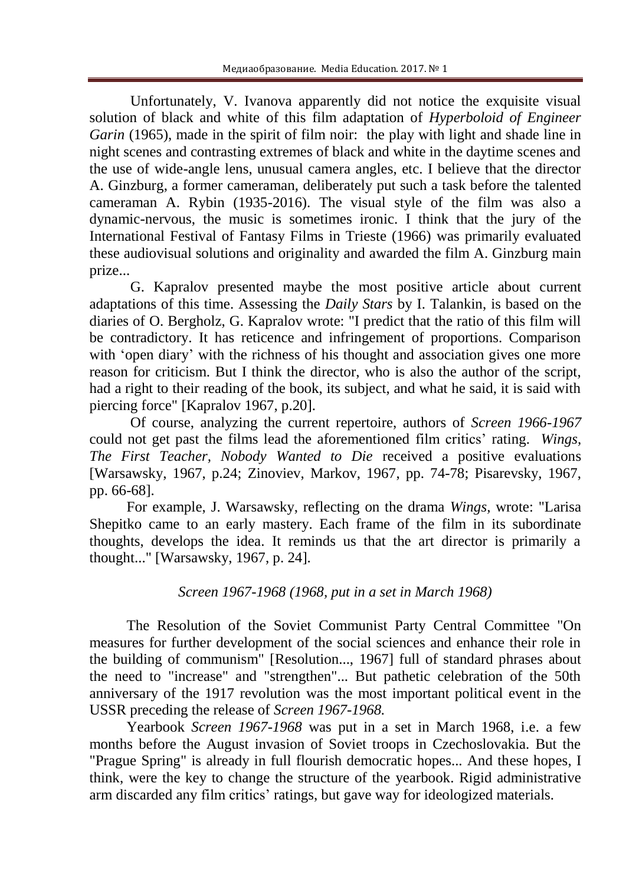Unfortunately, V. Ivanova apparently did not notice the exquisite visual solution of black and white of this film adaptation of *Hyperboloid of Engineer Garin* (1965), made in the spirit of film noir: the play with light and shade line in night scenes and contrasting extremes of black and white in the daytime scenes and the use of wide-angle lens, unusual camera angles, etc. I believe that the director A. Ginzburg, a former cameraman, deliberately put such a task before the talented cameraman A. Rybin (1935-2016). The visual style of the film was also a dynamic-nervous, the music is sometimes ironic. I think that the jury of the International Festival of Fantasy Films in Trieste (1966) was primarily evaluated these audiovisual solutions and originality and awarded the film A. Ginzburg main prize...

G. Kapralov presented maybe the most positive article about current adaptations of this time. Assessing the *Daily Stars* by I. Talankin, is based on the diaries of O. Bergholz, G. Kapralov wrote: "I predict that the ratio of this film will be contradictory. It has reticence and infringement of proportions. Comparison with 'open diary' with the richness of his thought and association gives one more reason for criticism. But I think the director, who is also the author of the script, had a right to their reading of the book, its subject, and what he said, it is said with piercing force" [Kapralov 1967, p.20].

Of course, analyzing the current repertoire, authors of *Screen 1966-1967* could not get past the films lead the aforementioned film critics' rating. *Wings, The First Teacher, Nobody Wanted to Die* received a positive evaluations [Warsawsky, 1967, p.24; Zinoviev, Markov, 1967, pp. 74-78; Pisarevsky, 1967, pp. 66-68].

For example, J. Warsawsky, reflecting on the drama *Wings,* wrote: "Larisa Shepitko came to an early mastery. Each frame of the film in its subordinate thoughts, develops the idea. It reminds us that the art director is primarily a thought..." [Warsawsky, 1967, p. 24].

*Screen 1967-1968 (1968, put in a set in March 1968)*

The Resolution of the Soviet Communist Party Central Committee "On measures for further development of the social sciences and enhance their role in the building of communism" [Resolution..., 1967] full of standard phrases about the need to "increase" and "strengthen"... But pathetic celebration of the 50th anniversary of the 1917 revolution was the most important political event in the USSR preceding the release of *Screen 1967-1968.*

Yearbook *Screen 1967-1968* was put in a set in March 1968, i.e. a few months before the August invasion of Soviet troops in Czechoslovakia. But the "Prague Spring" is already in full flourish democratic hopes... And these hopes, I think, were the key to change the structure of the yearbook. Rigid administrative arm discarded any film critics' ratings, but gave way for ideologized materials.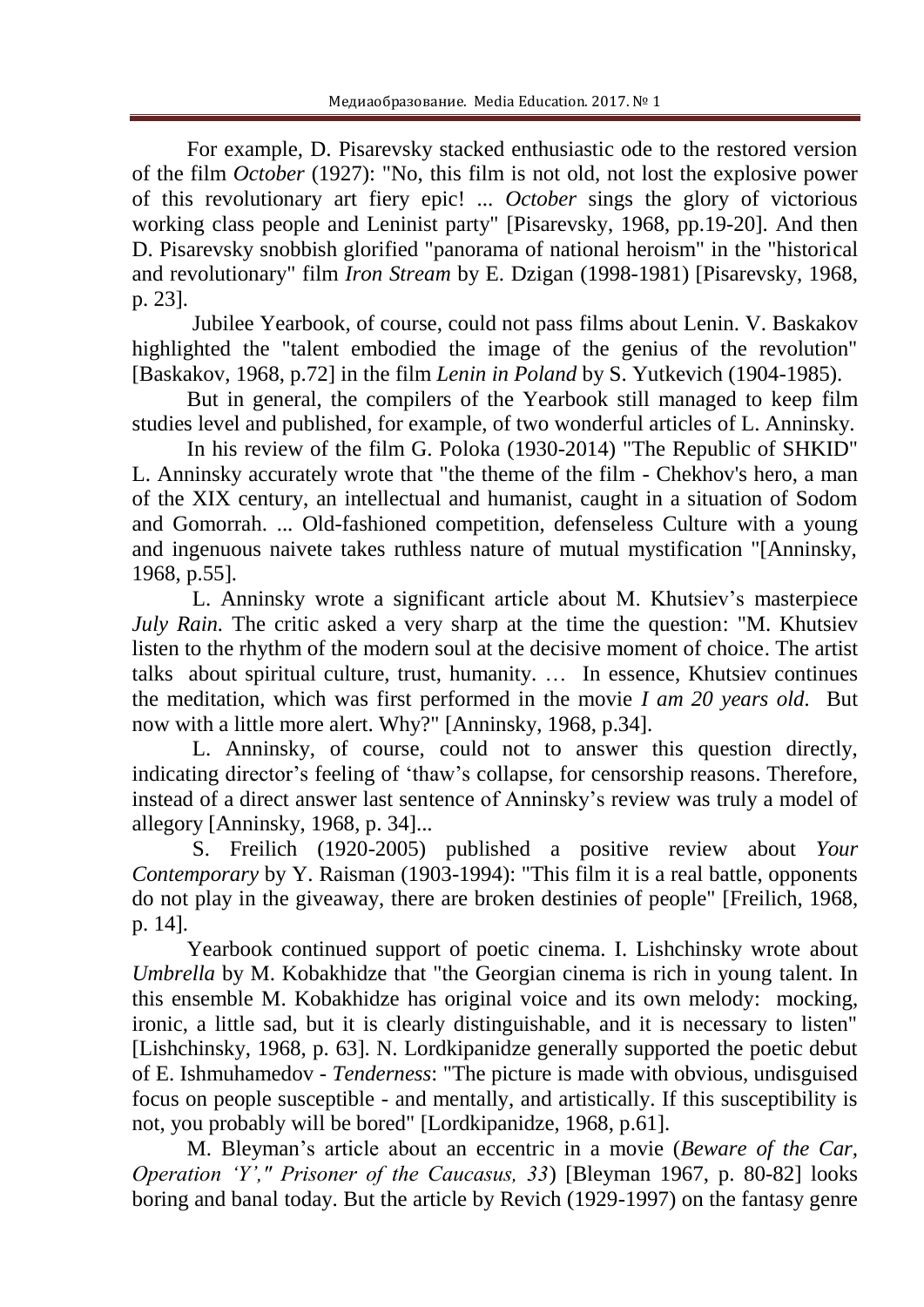For example, D. Pisarevsky stacked enthusiastic ode to the restored version of the film *October* (1927): "No, this film is not old, not lost the explosive power of this revolutionary art fiery epic! ... *October* sings the glory of victorious working class people and Leninist party" [Pisarevsky, 1968, pp.19-20]. And then D. Pisarevsky snobbish glorified "panorama of national heroism" in the "historical and revolutionary" film *Iron Stream* by E. Dzigan (1998-1981) [Pisarevsky, 1968, p. 23].

Jubilee Yearbook, of course, could not pass films about Lenin. V. Baskakov highlighted the "talent embodied the image of the genius of the revolution" [Baskakov, 1968, p.72] in the film *Lenin in Poland* by S. Yutkevich (1904-1985).

But in general, the compilers of the Yearbook still managed to keep film studies level and published, for example, of two wonderful articles of L. Anninsky.

In his review of the film G. Poloka (1930-2014) "The Republic of SHKID" L. Anninsky accurately wrote that "the theme of the film - Chekhov's hero, a man of the XIX century, an intellectual and humanist, caught in a situation of Sodom and Gomorrah. ... Old-fashioned competition, defenseless Culture with a young and ingenuous naivete takes ruthless nature of mutual mystification "[Anninsky, 1968, p.55].

L. Anninsky wrote a significant article about M. Khutsiev's masterpiece *July Rain.* The critic asked a very sharp at the time the question: "M. Khutsiev listen to the rhythm of the modern soul at the decisive moment of choice. The artist talks about spiritual culture, trust, humanity. … In essence, Khutsiev continues the meditation, which was first performed in the movie *I am 20 years old*. But now with a little more alert. Why?" [Anninsky, 1968, p.34].

L. Anninsky, of course, could not to answer this question directly, indicating director's feeling of 'thaw's collapse, for censorship reasons. Therefore, instead of a direct answer last sentence of Anninsky's review was truly a model of allegory [Anninsky, 1968, p. 34]...

S. Freilich (1920-2005) published a positive review about *Your Contemporary* by Y. Raisman (1903-1994): "This film it is a real battle, opponents do not play in the giveaway, there are broken destinies of people" [Freilich, 1968, p. 14].

Yearbook continued support of poetic cinema. I. Lishchinsky wrote about *Umbrella* by M. Kobakhidze that "the Georgian cinema is rich in young talent. In this ensemble M. Kobakhidze has original voice and its own melody: mocking, ironic, a little sad, but it is clearly distinguishable, and it is necessary to listen" [Lishchinsky, 1968, p. 63]. N. Lordkipanidze generally supported the poetic debut of E. Ishmuhamedov - *Tenderness*: "The picture is made with obvious, undisguised focus on people susceptible - and mentally, and artistically. If this susceptibility is not, you probably will be bored" [Lordkipanidze, 1968, p.61].

M. Bleyman's article about an eccentric in a movie (*Beware of the Car, Operation 'Y'," Prisoner of the Caucasus, 33*) [Bleyman 1967, p. 80-82] looks boring and banal today. But the article by Revich (1929-1997) on the fantasy genre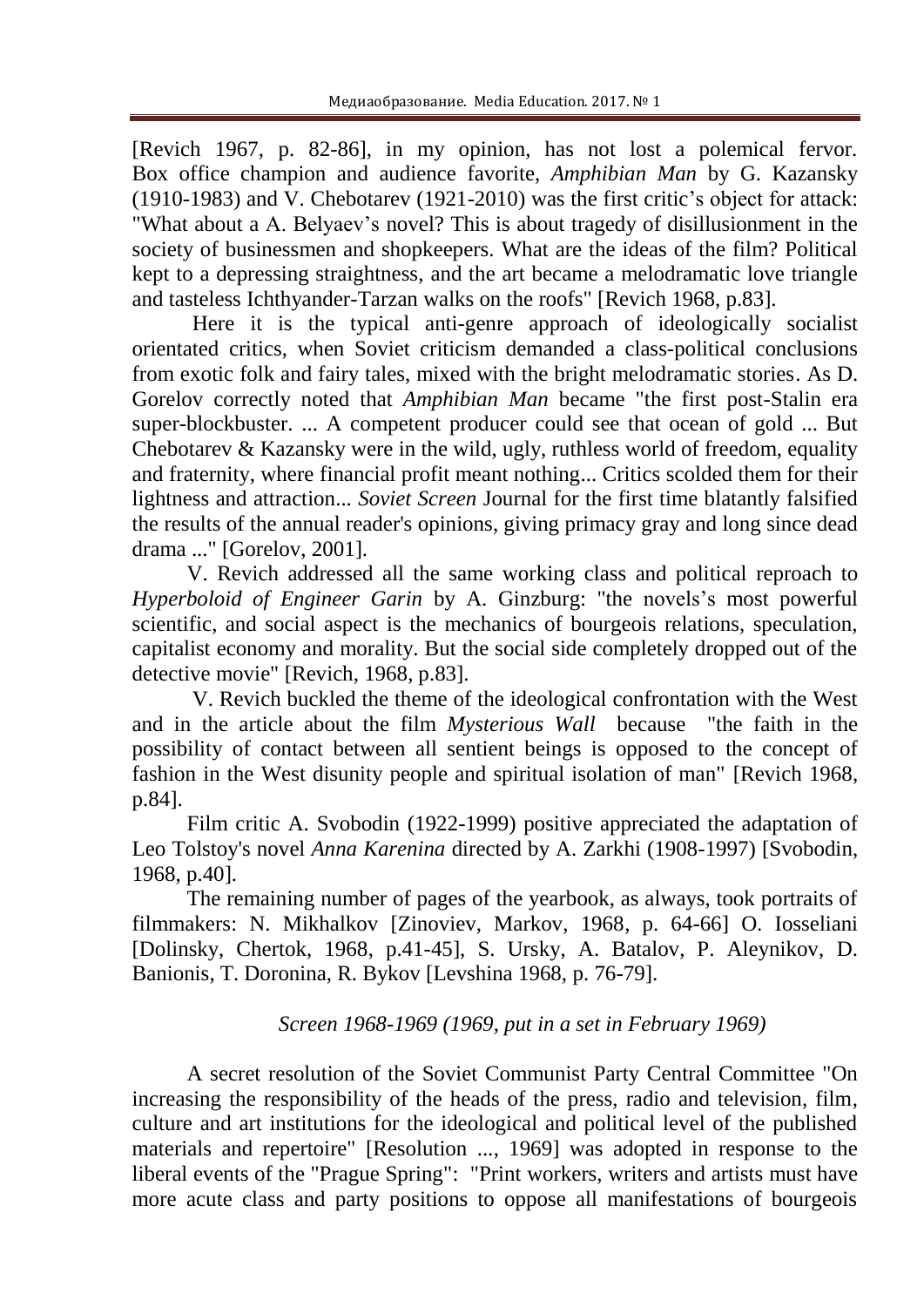[Revich 1967, p. 82-86], in my opinion, has not lost a polemical fervor. Box office champion and audience favorite, *Amphibian Man* by G. Kazansky (1910-1983) and V. Chebotarev (1921-2010) was the first critic's object for attack: "What about a A. Belyaev's novel? This is about tragedy of disillusionment in the society of businessmen and shopkeepers. What are the ideas of the film? Political kept to a depressing straightness, and the art became a melodramatic love triangle and tasteless Ichthyander-Tarzan walks on the roofs" [Revich 1968, p.83].

Here it is the typical anti-genre approach of ideologically socialist orientated critics, when Soviet criticism demanded a class-political conclusions from exotic folk and fairy tales, mixed with the bright melodramatic stories. As D. Gorelov correctly noted that *Amphibian Man* became "the first post-Stalin era super-blockbuster. ... A competent producer could see that ocean of gold ... But Chebotarev & Kazansky were in the wild, ugly, ruthless world of freedom, equality and fraternity, where financial profit meant nothing... Critics scolded them for their lightness and attraction... *Soviet Screen* Journal for the first time blatantly falsified the results of the annual reader's opinions, giving primacy gray and long since dead drama ..." [Gorelov, 2001].

V. Revich addressed all the same working class and political reproach to *Hyperboloid of Engineer Garin* by A. Ginzburg: "the novels's most powerful scientific, and social aspect is the mechanics of bourgeois relations, speculation, capitalist economy and morality. But the social side completely dropped out of the detective movie" [Revich, 1968, p.83].

V. Revich buckled the theme of the ideological confrontation with the West and in the article about the film *Mysterious Wall* because "the faith in the possibility of contact between all sentient beings is opposed to the concept of fashion in the West disunity people and spiritual isolation of man" [Revich 1968, p.84].

Film critic A. Svobodin (1922-1999) positive appreciated the adaptation of Leo Tolstoy's novel *Anna Karenina* directed by A. Zarkhi (1908-1997) [Svobodin, 1968, p.40].

The remaining number of pages of the yearbook, as always, took portraits of filmmakers: N. Mikhalkov [Zinoviev, Markov, 1968, p. 64-66] O. Iosseliani [Dolinsky, Chertok, 1968, p.41-45], S. Ursky, A. Batalov, P. Aleynikov, D. Banionis, T. Doronina, R. Bykov [Levshina 1968, p. 76-79].

### *Screen 1968-1969 (1969, put in a set in February 1969)*

A secret resolution of the Soviet Communist Party Central Committee "On increasing the responsibility of the heads of the press, radio and television, film, culture and art institutions for the ideological and political level of the published materials and repertoire" [Resolution ..., 1969] was adopted in response to the liberal events of the "Prague Spring": "Print workers, writers and artists must have more acute class and party positions to oppose all manifestations of bourgeois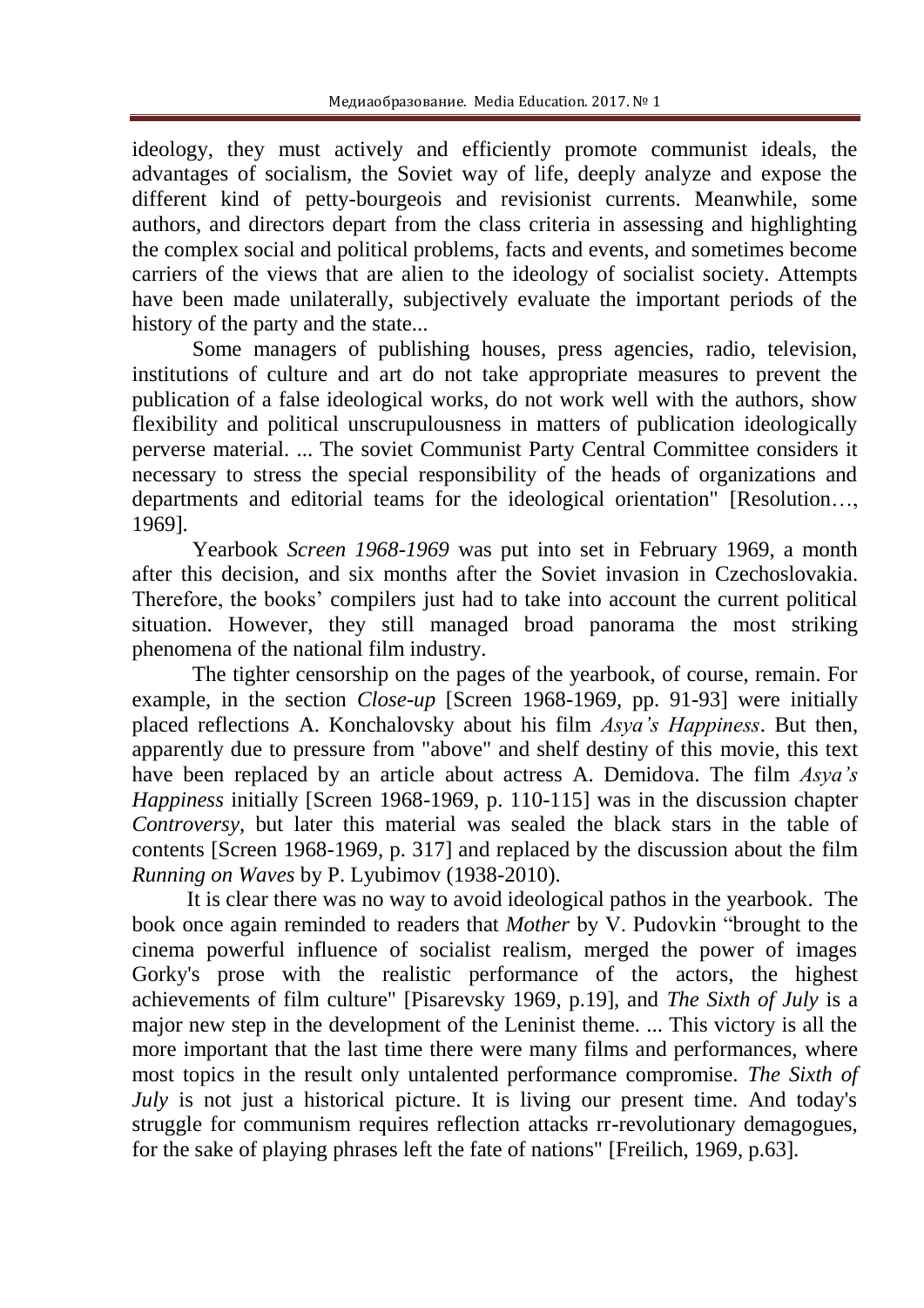ideology, they must actively and efficiently promote communist ideals, the advantages of socialism, the Soviet way of life, deeply analyze and expose the different kind of petty-bourgeois and revisionist currents. Meanwhile, some authors, and directors depart from the class criteria in assessing and highlighting the complex social and political problems, facts and events, and sometimes become carriers of the views that are alien to the ideology of socialist society. Attempts have been made unilaterally, subjectively evaluate the important periods of the history of the party and the state...

Some managers of publishing houses, press agencies, radio, television, institutions of culture and art do not take appropriate measures to prevent the publication of a false ideological works, do not work well with the authors, show flexibility and political unscrupulousness in matters of publication ideologically perverse material. ... The soviet Communist Party Central Committee considers it necessary to stress the special responsibility of the heads of organizations and departments and editorial teams for the ideological orientation" [Resolution…, 1969].

Yearbook *Screen 1968-1969* was put into set in February 1969, a month after this decision, and six months after the Soviet invasion in Czechoslovakia. Therefore, the books' compilers just had to take into account the current political situation. However, they still managed broad panorama the most striking phenomena of the national film industry.

The tighter censorship on the pages of the yearbook, of course, remain. For example, in the section *Close-up* [Screen 1968-1969, pp. 91-93] were initially placed reflections A. Konchalovsky about his film *Asya's Happiness*. But then, apparently due to pressure from "above" and shelf destiny of this movie, this text have been replaced by an article about actress A. Demidova. The film *Asya's Happiness* initially [Screen 1968-1969, p. 110-115] was in the discussion chapter *Controversy*, but later this material was sealed the black stars in the table of contents [Screen 1968-1969, p. 317] and replaced by the discussion about the film *Running on Waves* by P. Lyubimov (1938-2010).

It is clear there was no way to avoid ideological pathos in the yearbook. The book once again reminded to readers that *Mother* by V. Pudovkin "brought to the cinema powerful influence of socialist realism, merged the power of images Gorky's prose with the realistic performance of the actors, the highest achievements of film culture" [Pisarevsky 1969, p.19], and *The Sixth of July* is a major new step in the development of the Leninist theme. ... This victory is all the more important that the last time there were many films and performances, where most topics in the result only untalented performance compromise. *The Sixth of July* is not just a historical picture. It is living our present time. And today's struggle for communism requires reflection attacks rr-revolutionary demagogues, for the sake of playing phrases left the fate of nations" [Freilich, 1969, p.63].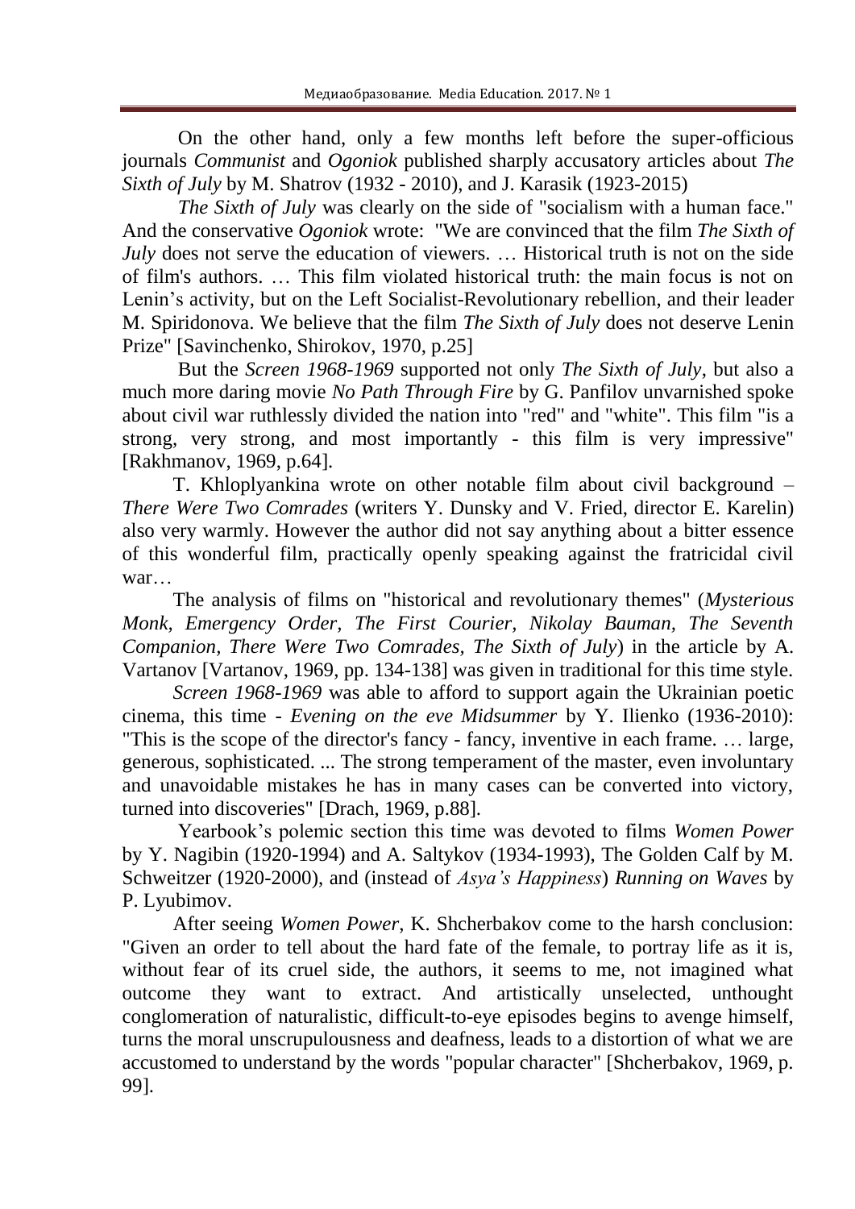On the other hand, only a few months left before the super-officious journals *Communist* and *Ogoniok* published sharply accusatory articles about *The Sixth of July* by M. Shatrov (1932 - 2010), and J. Karasik (1923-2015)

*The Sixth of July* was clearly on the side of "socialism with a human face." And the conservative *Ogoniok* wrote: "We are convinced that the film *The Sixth of July* does not serve the education of viewers. … Historical truth is not on the side of film's authors. … This film violated historical truth: the main focus is not on Lenin's activity, but on the Left Socialist-Revolutionary rebellion, and their leader M. Spiridonova. We believe that the film *The Sixth of July* does not deserve Lenin Prize" [Savinchenko, Shirokov, 1970, p.25]

But the *Screen 1968-1969* supported not only *The Sixth of July*, but also a much more daring movie *No Path Through Fire* by G. Panfilov unvarnished spoke about civil war ruthlessly divided the nation into "red" and "white". This film "is a strong, very strong, and most importantly - this film is very impressive" [Rakhmanov, 1969, p.64].

T. Khloplyankina wrote on other notable film about civil background – *There Were Two Comrades* (writers Y. Dunsky and V. Fried, director E. Karelin) also very warmly. However the author did not say anything about a bitter essence of this wonderful film, practically openly speaking against the fratricidal civil war…

The analysis of films on "historical and revolutionary themes" (*Mysterious Monk*, *Emergency Order*, *The First Courier*, *Nikolay Bauman*, *The Seventh Companion*, *There Were Two Comrades*, *The Sixth of July*) in the article by A. Vartanov [Vartanov, 1969, pp. 134-138] was given in traditional for this time style.

*Screen 1968-1969* was able to afford to support again the Ukrainian poetic cinema, this time - *Evening on the eve Midsummer* by Y. Ilienko (1936-2010): "This is the scope of the director's fancy - fancy, inventive in each frame. … large, generous, sophisticated. ... The strong temperament of the master, even involuntary and unavoidable mistakes he has in many cases can be converted into victory, turned into discoveries" [Drach, 1969, p.88].

Yearbook's polemic section this time was devoted to films *Women Power* by Y. Nagibin (1920-1994) and A. Saltykov (1934-1993), The Golden Calf by M. Schweitzer (1920-2000), and (instead of *Asya's Happiness*) *Running on Waves* by P. Lyubimov.

After seeing *Women Power*, K. Shcherbakov come to the harsh conclusion: "Given an order to tell about the hard fate of the female, to portray life as it is, without fear of its cruel side, the authors, it seems to me, not imagined what outcome they want to extract. And artistically unselected, unthought conglomeration of naturalistic, difficult-to-eye episodes begins to avenge himself, turns the moral unscrupulousness and deafness, leads to a distortion of what we are accustomed to understand by the words "popular character" [Shcherbakov, 1969, p. 99].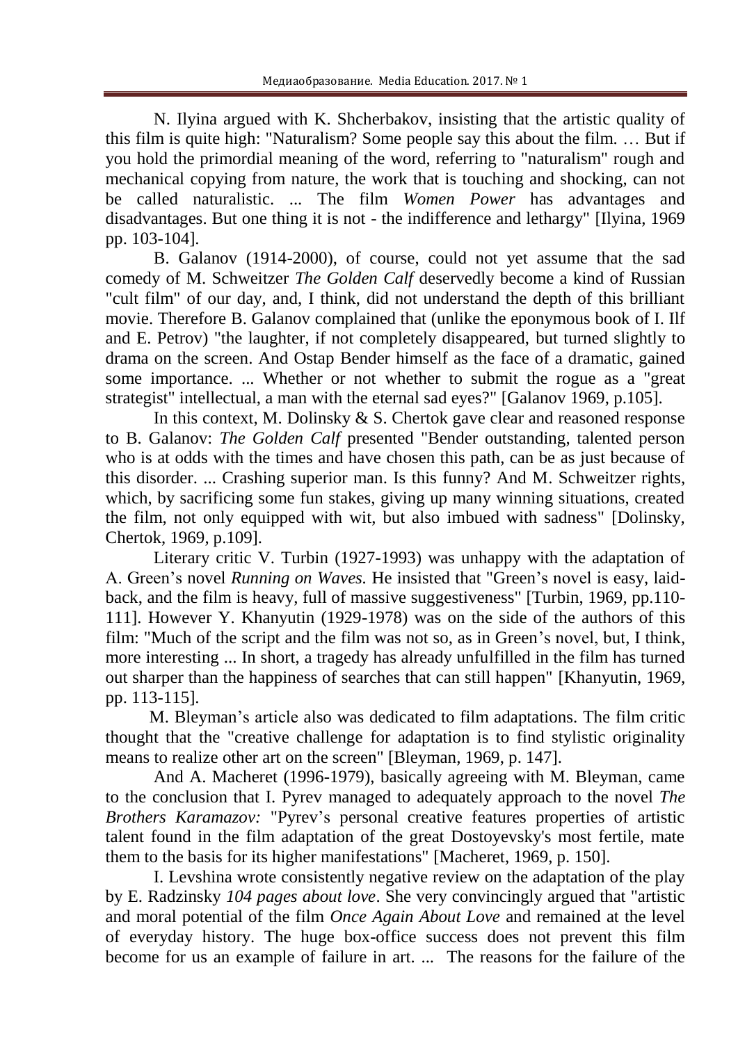N. Ilyina argued with K. Shcherbakov, insisting that the artistic quality of this film is quite high: "Naturalism? Some people say this about the film. … But if you hold the primordial meaning of the word, referring to "naturalism" rough and mechanical copying from nature, the work that is touching and shocking, can not be called naturalistic. ... The film *Women Power* has advantages and disadvantages. But one thing it is not - the indifference and lethargy" [Ilyina, 1969 pp. 103-104].

B. Galanov (1914-2000), of course, could not yet assume that the sad comedy of M. Schweitzer *The Golden Calf* deservedly become a kind of Russian "cult film" of our day, and, I think, did not understand the depth of this brilliant movie. Therefore B. Galanov complained that (unlike the eponymous book of I. Ilf and E. Petrov) "the laughter, if not completely disappeared, but turned slightly to drama on the screen. And Ostap Bender himself as the face of a dramatic, gained some importance. ... Whether or not whether to submit the rogue as a "great strategist" intellectual, a man with the eternal sad eyes?" [Galanov 1969, p.105].

In this context, M. Dolinsky & S. Chertok gave clear and reasoned response to B. Galanov: *The Golden Calf* presented "Bender outstanding, talented person who is at odds with the times and have chosen this path, can be as just because of this disorder. ... Crashing superior man. Is this funny? And M. Schweitzer rights, which, by sacrificing some fun stakes, giving up many winning situations, created the film, not only equipped with wit, but also imbued with sadness" [Dolinsky, Chertok, 1969, p.109].

Literary critic V. Turbin (1927-1993) was unhappy with the adaptation of A. Green's novel *Running on Waves.* He insisted that "Green's novel is easy, laid-back, and the film is heavy, full of massive suggestiveness" [Turbin, 1969, pp.110-111]. However Y. Khanyutin (1929-1978) was on the side of the authors of this film: "Much of the script and the film was not so, as in Green's novel, but, I think, more interesting ... In short, a tragedy has already unfulfilled in the film has turned out sharper than the happiness of searches that can still happen" [Khanyutin, 1969, pp. 113-115].

M. Bleyman's article also was dedicated to film adaptations. The film critic thought that the "creative challenge for adaptation is to find stylistic originality means to realize other art on the screen" [Bleyman, 1969, p. 147].

And A. Macheret (1996-1979), basically agreeing with M. Bleyman, came to the conclusion that I. Pyrev managed to adequately approach to the novel *The Brothers Karamazov:* "Pyrev's personal creative features properties of artistic talent found in the film adaptation of the great Dostoyevsky's most fertile, mate them to the basis for its higher manifestations" [Macheret, 1969, p. 150].

I. Levshina wrote consistently negative review on the adaptation of the play by E. Radzinsky *104 pages about love*. She very convincingly argued that "artistic and moral potential of the film *Once Again About Love* and remained at the level of everyday history. The huge box-office success does not prevent this film become for us an example of failure in art. ... The reasons for the failure of the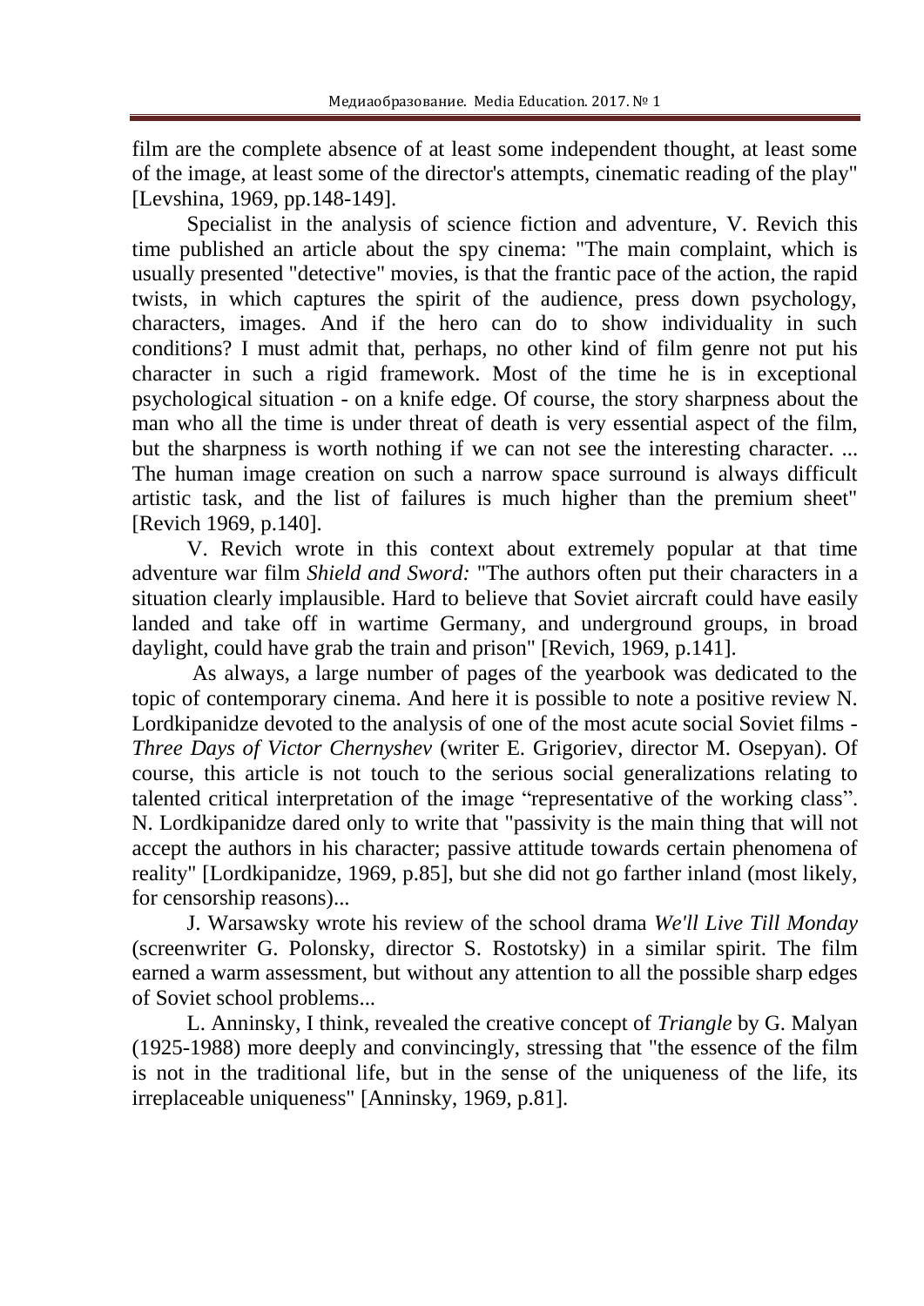film are the complete absence of at least some independent thought, at least some of the image, at least some of the director's attempts, cinematic reading of the play" [Levshina, 1969, pp.148-149].

Specialist in the analysis of science fiction and adventure, V. Revich this time published an article about the spy cinema: "The main complaint, which is usually presented "detective" movies, is that the frantic pace of the action, the rapid twists, in which captures the spirit of the audience, press down psychology, characters, images. And if the hero can do to show individuality in such conditions? I must admit that, perhaps, no other kind of film genre not put his character in such a rigid framework. Most of the time he is in exceptional psychological situation - on a knife edge. Of course, the story sharpness about the man who all the time is under threat of death is very essential aspect of the film, but the sharpness is worth nothing if we can not see the interesting character. ... The human image creation on such a narrow space surround is always difficult artistic task, and the list of failures is much higher than the premium sheet" [Revich 1969, p.140].

V. Revich wrote in this context about extremely popular at that time adventure war film *Shield and Sword:* "The authors often put their characters in a situation clearly implausible. Hard to believe that Soviet aircraft could have easily landed and take off in wartime Germany, and underground groups, in broad daylight, could have grab the train and prison" [Revich, 1969, p.141].

As always, a large number of pages of the yearbook was dedicated to the topic of contemporary cinema. And here it is possible to note a positive review N. Lordkipanidze devoted to the analysis of one of the most acute social Soviet films - *Three Days of Victor Chernyshev* (writer E. Grigoriev, director M. Osepyan). Of course, this article is not touch to the serious social generalizations relating to talented critical interpretation of the image “representative of the working class”. N. Lordkipanidze dared only to write that "passivity is the main thing that will not accept the authors in his character; passive attitude towards certain phenomena of reality" [Lordkipanidze, 1969, p.85], but she did not go farther inland (most likely, for censorship reasons)...

J. Warsawsky wrote his review of the school drama *We'll Live Till Monday* (screenwriter G. Polonsky, director S. Rostotsky) in a similar spirit. The film earned a warm assessment, but without any attention to all the possible sharp edges of Soviet school problems...

L. Anninsky, I think, revealed the creative concept of *Triangle* by G. Malyan (1925-1988) more deeply and convincingly, stressing that "the essence of the film is not in the traditional life, but in the sense of the uniqueness of the life, its irreplaceable uniqueness" [Anninsky, 1969, p.81].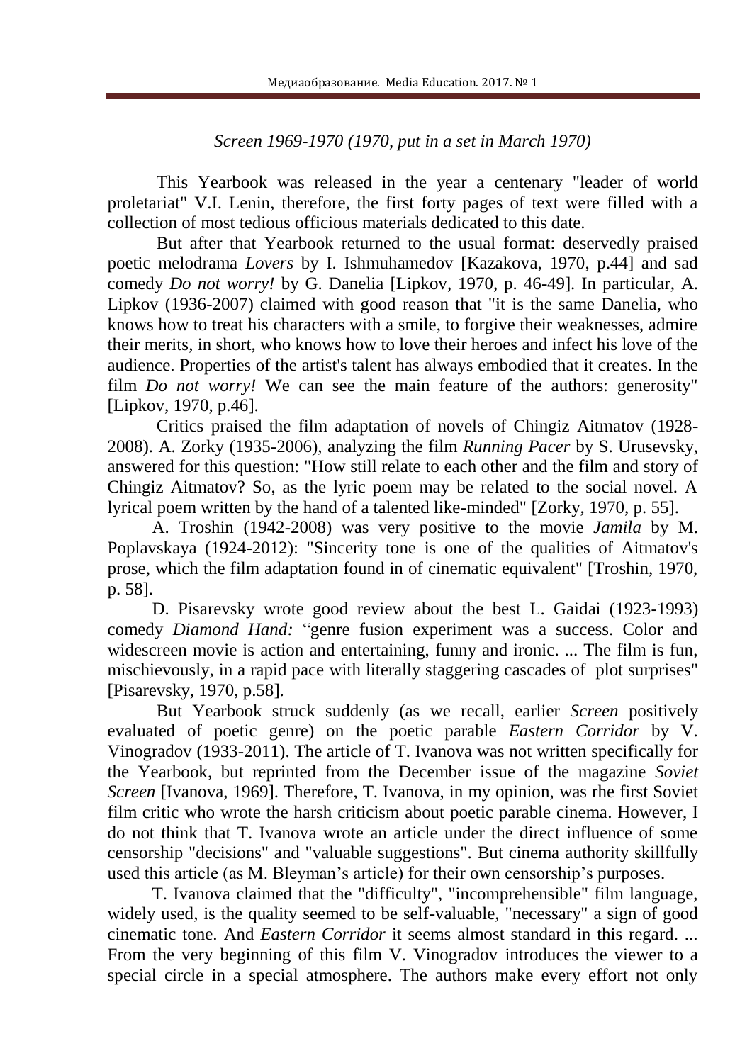*Screen 1969-1970 (1970, put in a set in March 1970)*

This Yearbook was released in the year a centenary "leader of world proletariat" V.I. Lenin, therefore, the first forty pages of text were filled with a collection of most tedious officious materials dedicated to this date.

But after that Yearbook returned to the usual format: deservedly praised poetic melodrama *Lovers* by I. Ishmuhamedov [Kazakova, 1970, p.44] and sad comedy *Do not worry!* by G. Danelia [Lipkov, 1970, p. 46-49]. In particular, A. Lipkov (1936-2007) claimed with good reason that "it is the same Danelia, who knows how to treat his characters with a smile, to forgive their weaknesses, admire their merits, in short, who knows how to love their heroes and infect his love of the audience. Properties of the artist's talent has always embodied that it creates. In the film *Do not worry!* We can see the main feature of the authors: generosity" [Lipkov, 1970, p.46].

Critics praised the film adaptation of novels of Chingiz Aitmatov (1928-2008). A. Zorky (1935-2006), analyzing the film *Running Pacer* by S. Urusevsky, answered for this question: "How still relate to each other and the film and story of Chingiz Aitmatov? So, as the lyric poem may be related to the social novel. A lyrical poem written by the hand of a talented like-minded" [Zorky, 1970, p. 55].

A. Troshin (1942-2008) was very positive to the movie *Jamila* by M. Poplavskaya (1924-2012): "Sincerity tone is one of the qualities of Aitmatov's prose, which the film adaptation found in of cinematic equivalent" [Troshin, 1970, p. 58].

D. Pisarevsky wrote good review about the best L. Gaidai (1923-1993) comedy *Diamond Hand:* "genre fusion experiment was a success. Color and widescreen movie is action and entertaining, funny and ironic. ... The film is fun, mischievously, in a rapid pace with literally staggering cascades of plot surprises" [Pisarevsky, 1970, p.58].

But Yearbook struck suddenly (as we recall, earlier *Screen* positively evaluated of poetic genre) on the poetic parable *Eastern Corridor* by V. Vinogradov (1933-2011). The article of T. Ivanova was not written specifically for the Yearbook, but reprinted from the December issue of the magazine *Soviet Screen* [Ivanova, 1969]. Therefore, T. Ivanova, in my opinion, was rhe first Soviet film critic who wrote the harsh criticism about poetic parable cinema. However, I do not think that T. Ivanova wrote an article under the direct influence of some censorship "decisions" and "valuable suggestions". But cinema authority skillfully used this article (as M. Bleyman's article) for their own censorship's purposes.

T. Ivanova claimed that the "difficulty", "incomprehensible" film language, widely used, is the quality seemed to be self-valuable, "necessary" a sign of good cinematic tone. And *Eastern Corridor* it seems almost standard in this regard. ... From the very beginning of this film V. Vinogradov introduces the viewer to a special circle in a special atmosphere. The authors make every effort not only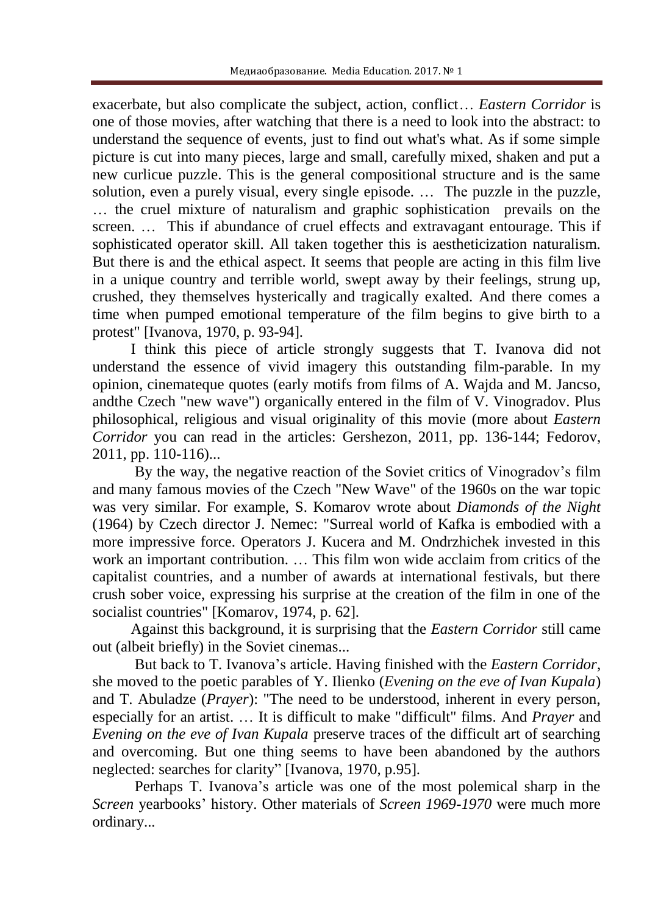exacerbate, but also complicate the subject, action, conflict… *Eastern Corridor* is one of those movies, after watching that there is a need to look into the abstract: to understand the sequence of events, just to find out what's what. As if some simple picture is cut into many pieces, large and small, carefully mixed, shaken and put a new curlicue puzzle. This is the general compositional structure and is the same solution, even a purely visual, every single episode. … The puzzle in the puzzle, … the cruel mixture of naturalism and graphic sophistication prevails on the screen. … This if abundance of cruel effects and extravagant entourage. This if sophisticated operator skill. All taken together this is aestheticization naturalism. But there is and the ethical aspect. It seems that people are acting in this film live in a unique country and terrible world, swept away by their feelings, strung up, crushed, they themselves hysterically and tragically exalted. And there comes a time when pumped emotional temperature of the film begins to give birth to a protest" [Ivanova, 1970, p. 93-94].

I think this piece of article strongly suggests that T. Ivanova did not understand the essence of vivid imagery this outstanding film-parable. In my opinion, cinemateque quotes (early motifs from films of A. Wajda and M. Jancso, andthe Czech "new wave") organically entered in the film of V. Vinogradov. Plus philosophical, religious and visual originality of this movie (more about *Eastern Corridor* you can read in the articles: Gershezon, 2011, pp. 136-144; Fedorov, 2011, pp. 110-116)...

By the way, the negative reaction of the Soviet critics of Vinogradov's film and many famous movies of the Czech "New Wave" of the 1960s on the war topic was very similar. For example, S. Komarov wrote about *Diamonds of the Night* (1964) by Czech director J. Nemec: "Surreal world of Kafka is embodied with a more impressive force. Operators J. Kucera and M. Ondrzhichek invested in this work an important contribution. … This film won wide acclaim from critics of the capitalist countries, and a number of awards at international festivals, but there crush sober voice, expressing his surprise at the creation of the film in one of the socialist countries" [Komarov, 1974, p. 62].

Against this background, it is surprising that the *Eastern Corridor* still came out (albeit briefly) in the Soviet cinemas...

But back to T. Ivanova's article. Having finished with the *Eastern Corridor*, she moved to the poetic parables of Y. Ilienko (*Evening on the eve of Ivan Kupala*) and T. Abuladze (*Prayer*): "The need to be understood, inherent in every person, especially for an artist. … It is difficult to make "difficult" films. And *Prayer* and *Evening on the eve of Ivan Kupala* preserve traces of the difficult art of searching and overcoming. But one thing seems to have been abandoned by the authors neglected: searches for clarity" [Ivanova, 1970, p.95].

Perhaps T. Ivanova's article was one of the most polemical sharp in the *Screen* yearbooks' history. Other materials of *Screen 1969-1970* were much more ordinary...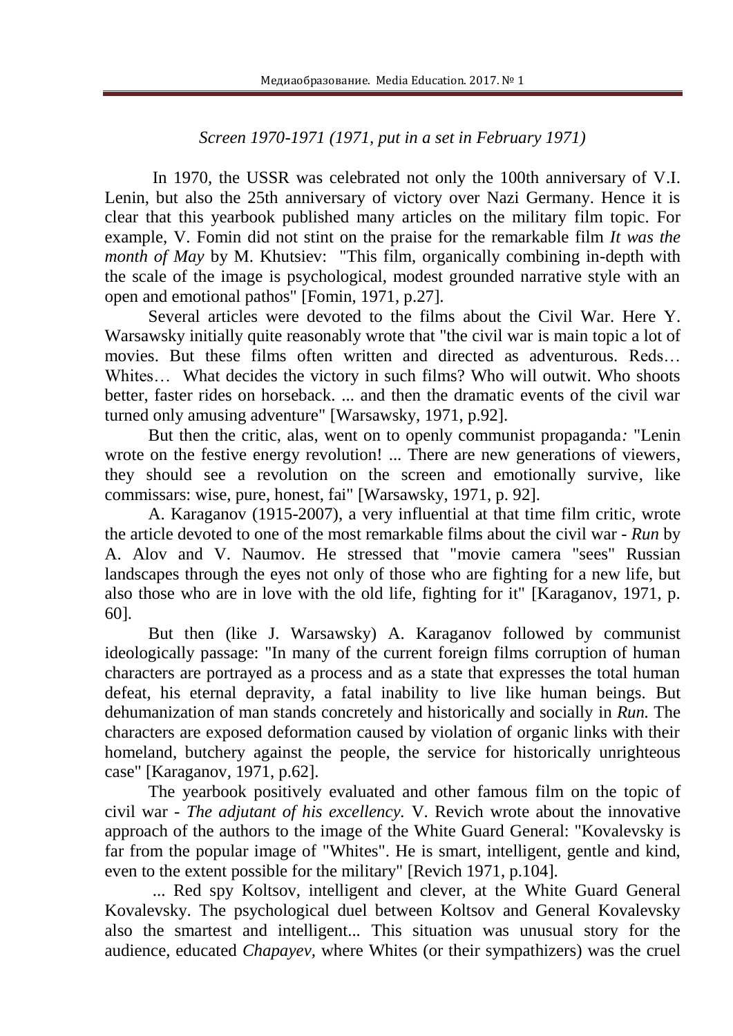*Screen 1970-1971 (1971, put in a set in February 1971)*

In 1970, the USSR was celebrated not only the 100th anniversary of V.I. Lenin, but also the 25th anniversary of victory over Nazi Germany. Hence it is clear that this yearbook published many articles on the military film topic. For example, V. Fomin did not stint on the praise for the remarkable film *It was the month of May* by M. Khutsiev: "This film, organically combining in-depth with the scale of the image is psychological, modest grounded narrative style with an open and emotional pathos" [Fomin, 1971, p.27].

Several articles were devoted to the films about the Civil War. Here Y. Warsawsky initially quite reasonably wrote that "the civil war is main topic a lot of movies. But these films often written and directed as adventurous. Reds… Whites… What decides the victory in such films? Who will outwit. Who shoots better, faster rides on horseback. ... and then the dramatic events of the civil war turned only amusing adventure" [Warsawsky, 1971, p.92].

But then the critic, alas, went on to openly communist propaganda*:* "Lenin wrote on the festive energy revolution! ... There are new generations of viewers, they should see a revolution on the screen and emotionally survive, like commissars: wise, pure, honest, fai" [Warsawsky, 1971, p. 92].

A. Karaganov (1915-2007), a very influential at that time film critic, wrote the article devoted to one of the most remarkable films about the civil war - *Run* by A. Alov and V. Naumov. He stressed that "movie camera "sees" Russian landscapes through the eyes not only of those who are fighting for a new life, but also those who are in love with the old life, fighting for it" [Karaganov, 1971, p. 60].

But then (like J. Warsawsky) A. Karaganov followed by communist ideologically passage: "In many of the current foreign films corruption of human characters are portrayed as a process and as a state that expresses the total human defeat, his eternal depravity, a fatal inability to live like human beings. But dehumanization of man stands concretely and historically and socially in *Run.* The characters are exposed deformation caused by violation of organic links with their homeland, butchery against the people, the service for historically unrighteous case" [Karaganov, 1971, p.62].

The yearbook positively evaluated and other famous film on the topic of civil war - *The adjutant of his excellency.* V. Revich wrote about the innovative approach of the authors to the image of the White Guard General: "Kovalevsky is far from the popular image of "Whites". He is smart, intelligent, gentle and kind, even to the extent possible for the military" [Revich 1971, p.104].

... Red spy Koltsov, intelligent and clever, at the White Guard General Kovalevsky. The psychological duel between Koltsov and General Kovalevsky also the smartest and intelligent... This situation was unusual story for the audience, educated *Chapayev*, where Whites (or their sympathizers) was the cruel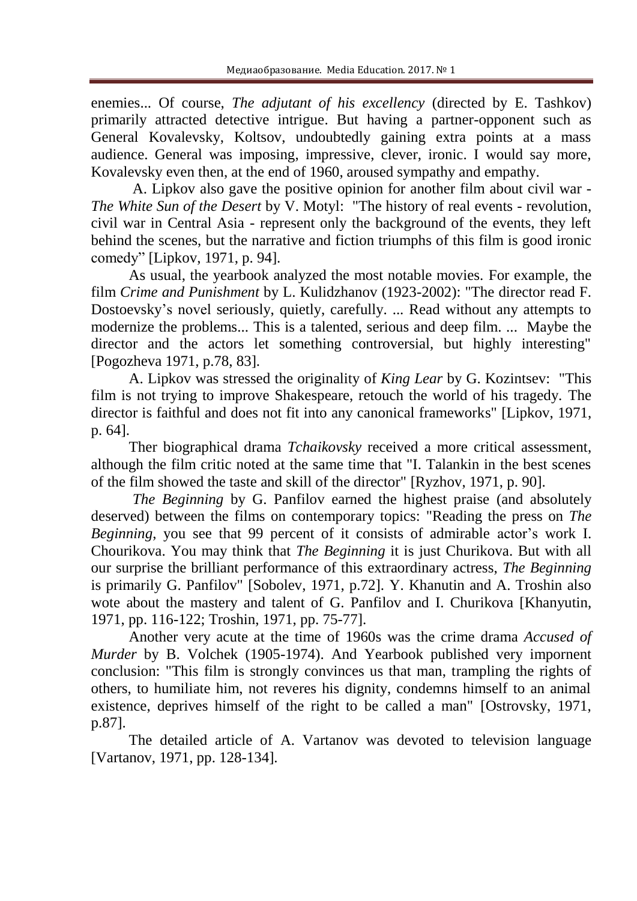enemies... Of course, *The adjutant of his excellency* (directed by E. Tashkov) primarily attracted detective intrigue. But having a partner-opponent such as General Kovalevsky, Koltsov, undoubtedly gaining extra points at a mass audience. General was imposing, impressive, clever, ironic. I would say more, Kovalevsky even then, at the end of 1960, aroused sympathy and empathy.

A. Lipkov also gave the positive opinion for another film about civil war - *The White Sun of the Desert* by V. Motyl: "The history of real events - revolution, civil war in Central Asia - represent only the background of the events, they left behind the scenes, but the narrative and fiction triumphs of this film is good ironic comedy" [Lipkov, 1971, p. 94].

As usual, the yearbook analyzed the most notable movies. For example, the film *Crime and Punishment* by L. Kulidzhanov (1923-2002): "The director read F. Dostoevsky's novel seriously, quietly, carefully. ... Read without any attempts to modernize the problems... This is a talented, serious and deep film. ... Maybe the director and the actors let something controversial, but highly interesting" [Pogozheva 1971, p.78, 83].

A. Lipkov was stressed the originality of *King Lear* by G. Kozintsev: "This film is not trying to improve Shakespeare, retouch the world of his tragedy. The director is faithful and does not fit into any canonical frameworks" [Lipkov, 1971, p. 64].

Ther biographical drama *Tchaikovsky* received a more critical assessment, although the film critic noted at the same time that "I. Talankin in the best scenes of the film showed the taste and skill of the director" [Ryzhov, 1971, p. 90].

*The Beginning* by G. Panfilov earned the highest praise (and absolutely deserved) between the films on contemporary topics: "Reading the press on *The Beginning*, you see that 99 percent of it consists of admirable actor's work I. Chourikova. You may think that *The Beginning* it is just Churikova. But with all our surprise the brilliant performance of this extraordinary actress, *The Beginning* is primarily G. Panfilov" [Sobolev, 1971, p.72]. Y. Khanutin and A. Troshin also wote about the mastery and talent of G. Panfilov and I. Churikova [Khanyutin, 1971, pp. 116-122; Troshin, 1971, pp. 75-77].

Another very acute at the time of 1960s was the crime drama *Accused of Murder* by B. Volchek (1905-1974). And Yearbook published very impornent conclusion: "This film is strongly convinces us that man, trampling the rights of others, to humiliate him, not reveres his dignity, condemns himself to an animal existence, deprives himself of the right to be called a man" [Ostrovsky, 1971, p.87].

The detailed article of A. Vartanov was devoted to television language [Vartanov, 1971, pp. 128-134].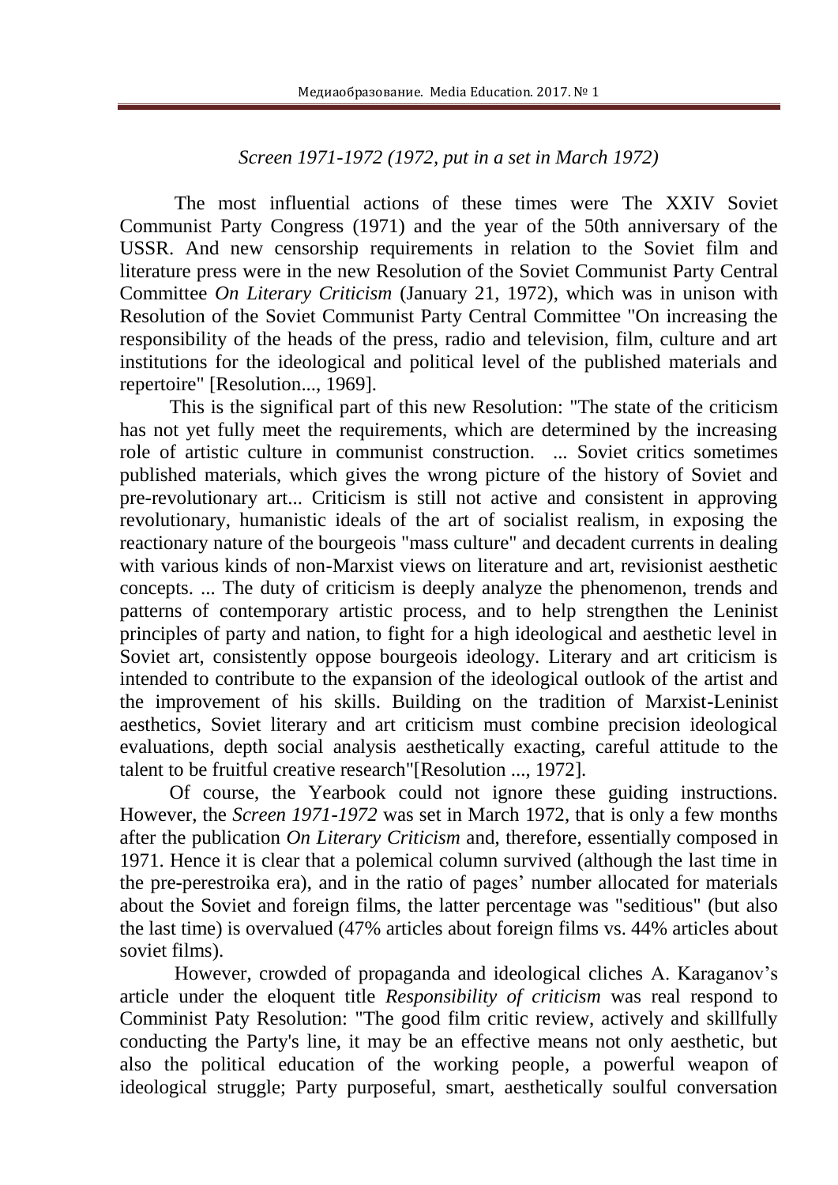*Screen 1971-1972 (1972, put in a set in March 1972)*

The most influential actions of these times were The XXIV Soviet Communist Party Congress (1971) and the year of the 50th anniversary of the USSR. And new censorship requirements in relation to the Soviet film and literature press were in the new Resolution of the Soviet Communist Party Central Committee *On Literary Criticism* (January 21, 1972), which was in unison with Resolution of the Soviet Communist Party Central Committee "On increasing the responsibility of the heads of the press, radio and television, film, culture and art institutions for the ideological and political level of the published materials and repertoire" [Resolution..., 1969].

This is the significal part of this new Resolution: "The state of the criticism has not yet fully meet the requirements, which are determined by the increasing role of artistic culture in communist construction. ... Soviet critics sometimes published materials, which gives the wrong picture of the history of Soviet and pre-revolutionary art... Criticism is still not active and consistent in approving revolutionary, humanistic ideals of the art of socialist realism, in exposing the reactionary nature of the bourgeois "mass culture" and decadent currents in dealing with various kinds of non-Marxist views on literature and art, revisionist aesthetic concepts. ... The duty of criticism is deeply analyze the phenomenon, trends and patterns of contemporary artistic process, and to help strengthen the Leninist principles of party and nation, to fight for a high ideological and aesthetic level in Soviet art, consistently oppose bourgeois ideology. Literary and art criticism is intended to contribute to the expansion of the ideological outlook of the artist and the improvement of his skills. Building on the tradition of Marxist-Leninist aesthetics, Soviet literary and art criticism must combine precision ideological evaluations, depth social analysis aesthetically exacting, careful attitude to the talent to be fruitful creative research"[Resolution ..., 1972].

Of course, the Yearbook could not ignore these guiding instructions. However, the *Screen 1971-1972* was set in March 1972, that is only a few months after the publication *On Literary Criticism* and, therefore, essentially composed in 1971. Hence it is clear that a polemical column survived (although the last time in the pre-perestroika era), and in the ratio of pages' number allocated for materials about the Soviet and foreign films, the latter percentage was "seditious" (but also the last time) is overvalued (47% articles about foreign films vs. 44% articles about soviet films).

However, crowded of propaganda and ideological cliches A. Karaganov's article under the eloquent title *Responsibility of criticism* was real respond to Comminist Paty Resolution: "The good film critic review, actively and skillfully conducting the Party's line, it may be an effective means not only aesthetic, but also the political education of the working people, a powerful weapon of ideological struggle; Party purposeful, smart, aesthetically soulful conversation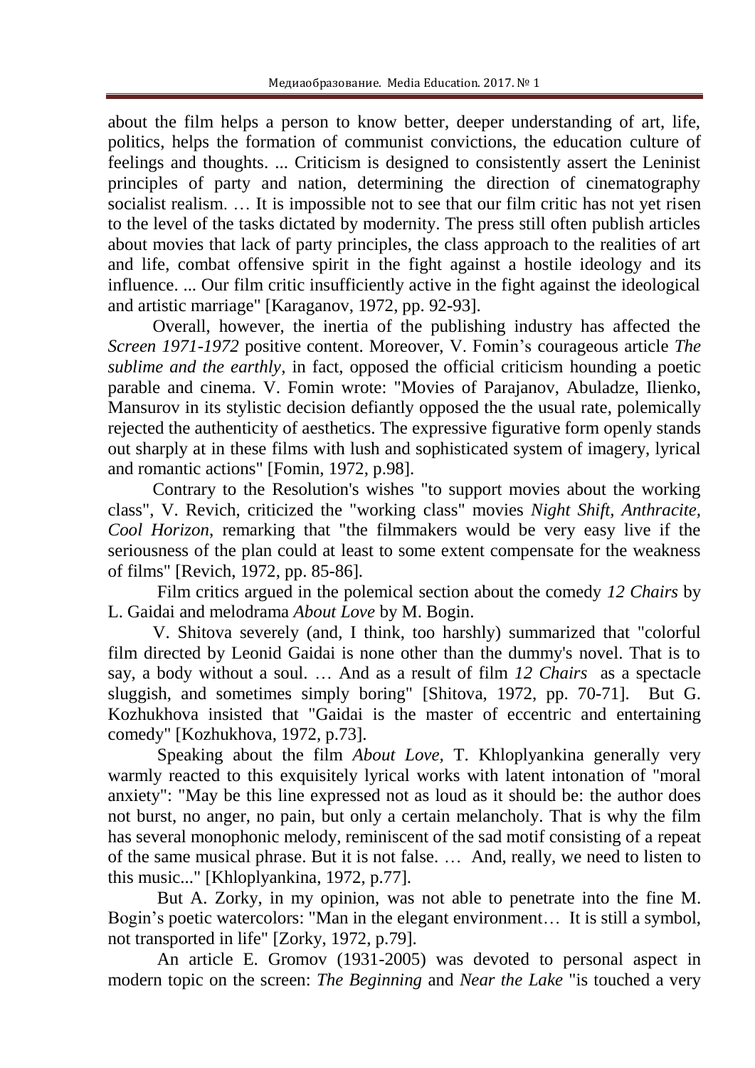about the film helps a person to know better, deeper understanding of art, life, politics, helps the formation of communist convictions, the education culture of feelings and thoughts. ... Criticism is designed to consistently assert the Leninist principles of party and nation, determining the direction of cinematography socialist realism. … It is impossible not to see that our film critic has not yet risen to the level of the tasks dictated by modernity. The press still often publish articles about movies that lack of party principles, the class approach to the realities of art and life, combat offensive spirit in the fight against a hostile ideology and its influence. ... Our film critic insufficiently active in the fight against the ideological and artistic marriage" [Karaganov, 1972, pp. 92-93].

Overall, however, the inertia of the publishing industry has affected the *Screen 1971-1972* positive content. Moreover, V. Fomin's courageous article *The sublime and the earthly*, in fact, opposed the official criticism hounding a poetic parable and cinema. V. Fomin wrote: "Movies of Parajanov, Abuladze, Ilienko, Mansurov in its stylistic decision defiantly opposed the the usual rate, polemically rejected the authenticity of aesthetics. The expressive figurative form openly stands out sharply at in these films with lush and sophisticated system of imagery, lyrical and romantic actions" [Fomin, 1972, p.98].

Contrary to the Resolution's wishes "to support movies about the working class", V. Revich, criticized the "working class" movies *Night Shift*, *Anthracite*, *Cool Horizon*, remarking that "the filmmakers would be very easy live if the seriousness of the plan could at least to some extent compensate for the weakness of films" [Revich, 1972, pp. 85-86].

Film critics argued in the polemical section about the comedy *12 Chairs* by L. Gaidai and melodrama *About Love* by M. Bogin.

V. Shitova severely (and, I think, too harshly) summarized that "colorful film directed by Leonid Gaidai is none other than the dummy's novel. That is to say, a body without a soul. … And as a result of film *12 Chairs* as a spectacle sluggish, and sometimes simply boring" [Shitova, 1972, pp. 70-71]. But G. Kozhukhova insisted that "Gaidai is the master of eccentric and entertaining comedy" [Kozhukhova, 1972, p.73].

Speaking about the film *About Love*, T. Khloplyankina generally very warmly reacted to this exquisitely lyrical works with latent intonation of "moral anxiety": "May be this line expressed not as loud as it should be: the author does not burst, no anger, no pain, but only a certain melancholy. That is why the film has several monophonic melody, reminiscent of the sad motif consisting of a repeat of the same musical phrase. But it is not false. … And, really, we need to listen to this music..." [Khloplyankina, 1972, p.77].

But A. Zorky, in my opinion, was not able to penetrate into the fine M. Bogin's poetic watercolors: "Man in the elegant environment… It is still a symbol, not transported in life" [Zorky, 1972, p.79].

An article E. Gromov (1931-2005) was devoted to personal aspect in modern topic on the screen: *The Beginning* and *Near the Lake* "is touched a very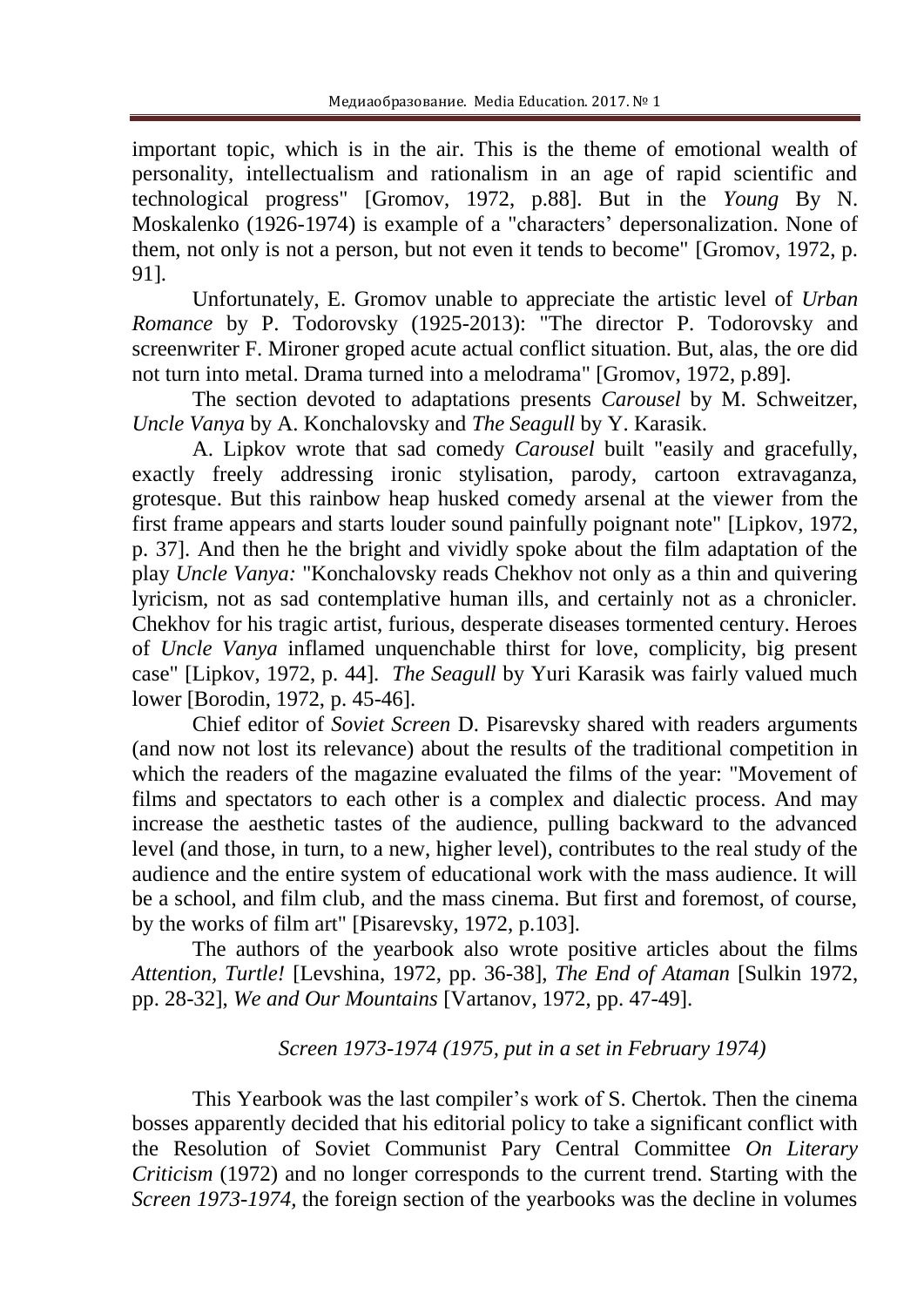important topic, which is in the air. This is the theme of emotional wealth of personality, intellectualism and rationalism in an age of rapid scientific and technological progress" [Gromov, 1972, p.88]. But in the *Young* By N. Moskalenko (1926-1974) is example of a "characters' depersonalization. None of them, not only is not a person, but not even it tends to become" [Gromov, 1972, p. 91].

Unfortunately, E. Gromov unable to appreciate the artistic level of *Urban Romance* by P. Todorovsky (1925-2013): "The director P. Todorovsky and screenwriter F. Mironer groped acute actual conflict situation. But, alas, the ore did not turn into metal. Drama turned into a melodrama" [Gromov, 1972, p.89].

The section devoted to adaptations presents *Carousel* by M. Schweitzer, *Uncle Vanya* by A. Konchalovsky and *The Seagull* by Y. Karasik.

A. Lipkov wrote that sad comedy *Carousel* built "easily and gracefully, exactly freely addressing ironic stylisation, parody, cartoon extravaganza, grotesque. But this rainbow heap husked comedy arsenal at the viewer from the first frame appears and starts louder sound painfully poignant note" [Lipkov, 1972, p. 37]. And then he the bright and vividly spoke about the film adaptation of the play *Uncle Vanya:* "Konchalovsky reads Chekhov not only as a thin and quivering lyricism, not as sad contemplative human ills, and certainly not as a chronicler. Chekhov for his tragic artist, furious, desperate diseases tormented century. Heroes of *Uncle Vanya* inflamed unquenchable thirst for love, complicity, big present case" [Lipkov, 1972, p. 44]. *The Seagull* by Yuri Karasik was fairly valued much lower [Borodin, 1972, p. 45-46].

Chief editor of *Soviet Screen* D. Pisarevsky shared with readers arguments (and now not lost its relevance) about the results of the traditional competition in which the readers of the magazine evaluated the films of the year: "Movement of films and spectators to each other is a complex and dialectic process. And may increase the aesthetic tastes of the audience, pulling backward to the advanced level (and those, in turn, to a new, higher level), contributes to the real study of the audience and the entire system of educational work with the mass audience. It will be a school, and film club, and the mass cinema. But first and foremost, of course, by the works of film art" [Pisarevsky, 1972, p.103].

The authors of the yearbook also wrote positive articles about the films *Attention, Turtle!* [Levshina, 1972, pp. 36-38], *The End of Ataman* [Sulkin 1972, pp. 28-32], *We and Our Mountains* [Vartanov, 1972, pp. 47-49].

*Screen 1973-1974 (1975, put in a set in February 1974)*

This Yearbook was the last compiler's work of S. Chertok. Then the cinema bosses apparently decided that his editorial policy to take a significant conflict with the Resolution of Soviet Communist Pary Central Committee *On Literary Criticism* (1972) and no longer corresponds to the current trend. Starting with the *Screen 1973-1974*, the foreign section of the yearbooks was the decline in volumes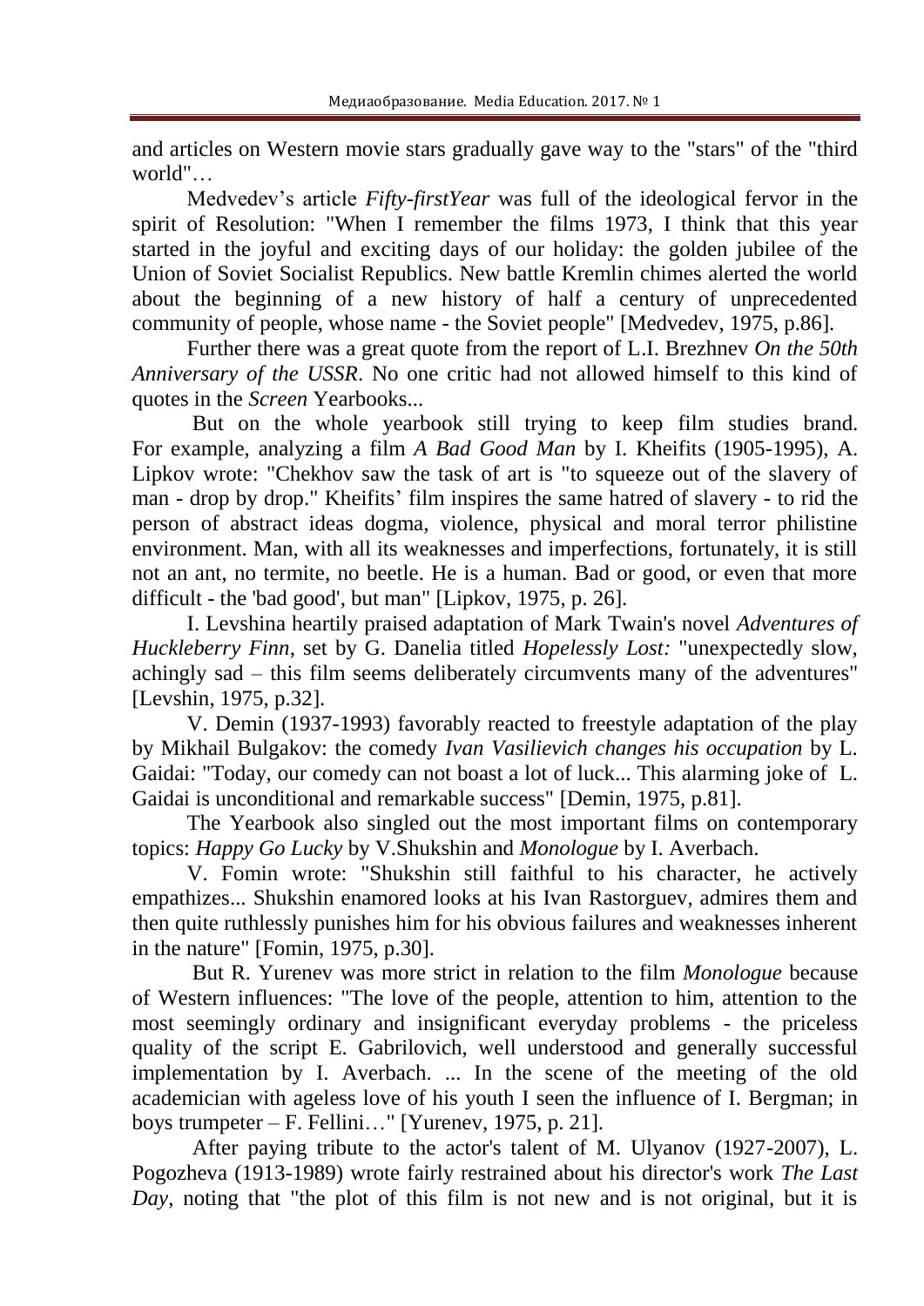and articles on Western movie stars gradually gave way to the "stars" of the "third world"…

Medvedev's article *Fifty-firstYear* was full of the ideological fervor in the spirit of Resolution: "When I remember the films 1973, I think that this year started in the joyful and exciting days of our holiday: the golden jubilee of the Union of Soviet Socialist Republics. New battle Kremlin chimes alerted the world about the beginning of a new history of half a century of unprecedented community of people, whose name - the Soviet people" [Medvedev, 1975, p.86].

Further there was a great quote from the report of L.I. Brezhnev *On the 50th Anniversary of the USSR*. No one critic had not allowed himself to this kind of quotes in the *Screen* Yearbooks...

But on the whole yearbook still trying to keep film studies brand. For example, analyzing a film *A Bad Good Man* by I. Kheifits (1905-1995), A. Lipkov wrote: "Chekhov saw the task of art is "to squeeze out of the slavery of man - drop by drop." Kheifits' film inspires the same hatred of slavery - to rid the person of abstract ideas dogma, violence, physical and moral terror philistine environment. Man, with all its weaknesses and imperfections, fortunately, it is still not an ant, no termite, no beetle. He is a human. Bad or good, or even that more difficult - the 'bad good', but man" [Lipkov, 1975, p. 26].

I. Levshina heartily praised adaptation of Mark Twain's novel *Adventures of Huckleberry Finn*, set by G. Danelia titled *Hopelessly Lost:* "unexpectedly slow, achingly sad – this film seems deliberately circumvents many of the adventures" [Levshin, 1975, p.32].

V. Demin (1937-1993) favorably reacted to freestyle adaptation of the play by Mikhail Bulgakov: the comedy *Ivan Vasilievich changes his occupation* by L. Gaidai: "Today, our comedy can not boast a lot of luck... This alarming joke of L. Gaidai is unconditional and remarkable success" [Demin, 1975, p.81].

The Yearbook also singled out the most important films on contemporary topics: *Happy Go Lucky* by V.Shukshin and *Monologue* by I. Averbach.

V. Fomin wrote: "Shukshin still faithful to his character, he actively empathizes... Shukshin enamored looks at his Ivan Rastorguev, admires them and then quite ruthlessly punishes him for his obvious failures and weaknesses inherent in the nature" [Fomin, 1975, p.30].

But R. Yurenev was more strict in relation to the film *Monologue* because of Western influences: "The love of the people, attention to him, attention to the most seemingly ordinary and insignificant everyday problems - the priceless quality of the script E. Gabrilovich, well understood and generally successful implementation by I. Averbach. ... In the scene of the meeting of the old academician with ageless love of his youth I seen the influence of I. Bergman; in boys trumpeter – F. Fellini…" [Yurenev, 1975, p. 21].

After paying tribute to the actor's talent of M. Ulyanov (1927-2007), L. Pogozheva (1913-1989) wrote fairly restrained about his director's work *The Last Day*, noting that "the plot of this film is not new and is not original, but it is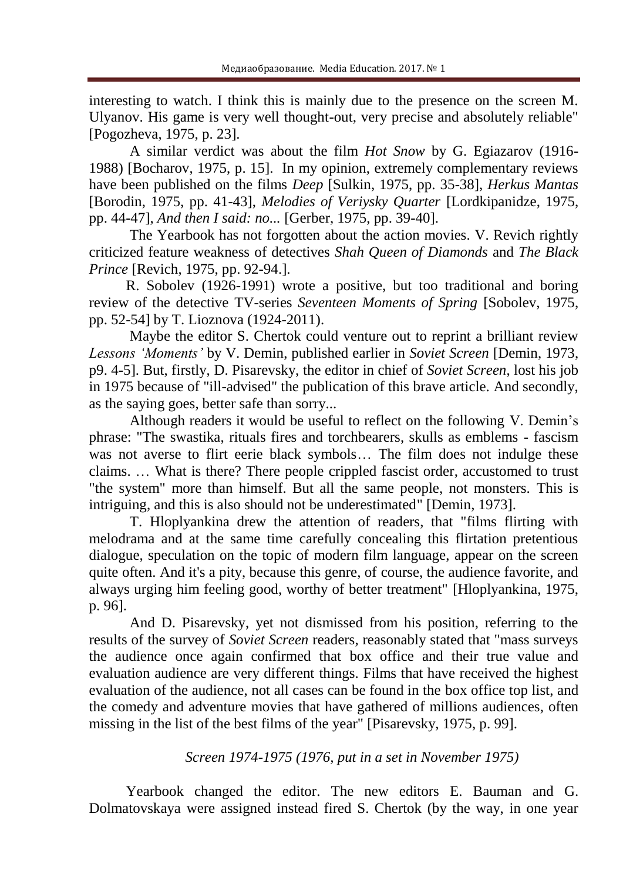interesting to watch. I think this is mainly due to the presence on the screen M. Ulyanov. His game is very well thought-out, very precise and absolutely reliable" [Pogozheva, 1975, p. 23].

A similar verdict was about the film *Hot Snow* by G. Egiazarov (1916-1988) [Bocharov, 1975, p. 15]. In my opinion, extremely complementary reviews have been published on the films *Deep* [Sulkin, 1975, pp. 35-38], *Herkus Mantas* [Borodin, 1975, pp. 41-43], *Melodies of Veriysky Quarter* [Lordkipanidze, 1975, pp. 44-47], *And then I said: no...* [Gerber, 1975, pp. 39-40].

The Yearbook has not forgotten about the action movies. V. Revich rightly criticized feature weakness of detectives *Shah Queen of Diamonds* and *The Black Prince* [Revich, 1975, pp. 92-94.].

R. Sobolev (1926-1991) wrote a positive, but too traditional and boring review of the detective TV-series *Seventeen Moments of Spring* [Sobolev, 1975, pp. 52-54] by T. Lioznova (1924-2011).

Maybe the editor S. Chertok could venture out to reprint a brilliant review *Lessons 'Moments'* by V. Demin, published earlier in *Soviet Screen* [Demin, 1973, p9. 4-5]. But, firstly, D. Pisarevsky, the editor in chief of *Soviet Screen*, lost his job in 1975 because of "ill-advised" the publication of this brave article. And secondly, as the saying goes, better safe than sorry...

Although readers it would be useful to reflect on the following V. Demin's phrase: "The swastika, rituals fires and torchbearers, skulls as emblems - fascism was not averse to flirt eerie black symbols… The film does not indulge these claims. … What is there? There people crippled fascist order, accustomed to trust "the system" more than himself. But all the same people, not monsters. This is intriguing, and this is also should not be underestimated" [Demin, 1973].

T. Hloplyankina drew the attention of readers, that "films flirting with melodrama and at the same time carefully concealing this flirtation pretentious dialogue, speculation on the topic of modern film language, appear on the screen quite often. And it's a pity, because this genre, of course, the audience favorite, and always urging him feeling good, worthy of better treatment" [Hloplyankina, 1975, p. 96].

And D. Pisarevsky, yet not dismissed from his position, referring to the results of the survey of *Soviet Screen* readers, reasonably stated that "mass surveys the audience once again confirmed that box office and their true value and evaluation audience are very different things. Films that have received the highest evaluation of the audience, not all cases can be found in the box office top list, and the comedy and adventure movies that have gathered of millions audiences, often missing in the list of the best films of the year" [Pisarevsky, 1975, p. 99].

*Screen 1974-1975 (1976, put in a set in November 1975)*

Yearbook changed the editor. The new editors E. Bauman and G. Dolmatovskaya were assigned instead fired S. Chertok (by the way, in one year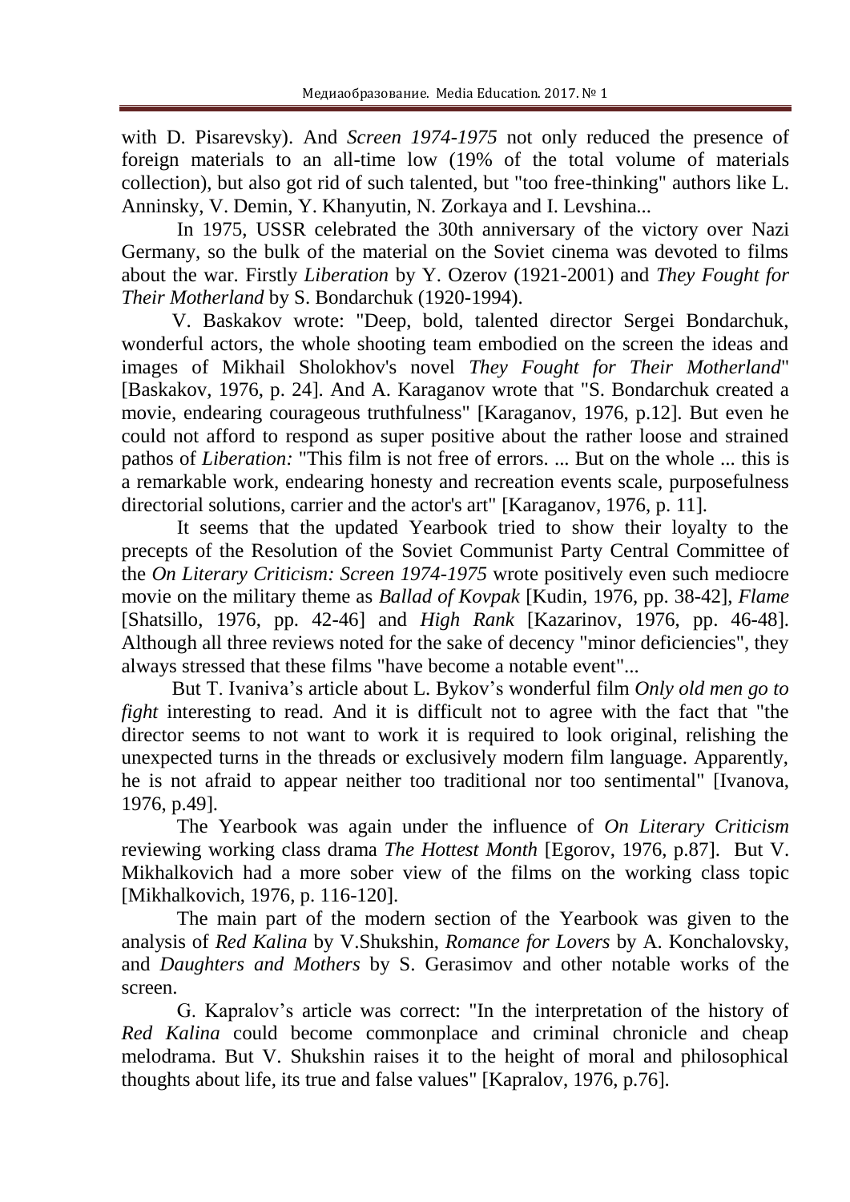with D. Pisarevsky). And *Screen 1974-1975* not only reduced the presence of foreign materials to an all-time low (19% of the total volume of materials collection), but also got rid of such talented, but "too free-thinking" authors like L. Anninsky, V. Demin, Y. Khanyutin, N. Zorkaya and I. Levshina...

In 1975, USSR celebrated the 30th anniversary of the victory over Nazi Germany, so the bulk of the material on the Soviet cinema was devoted to films about the war. Firstly *Liberation* by Y. Ozerov (1921-2001) and *They Fought for Their Motherland* by S. Bondarchuk (1920-1994).

V. Baskakov wrote: "Deep, bold, talented director Sergei Bondarchuk, wonderful actors, the whole shooting team embodied on the screen the ideas and images of Mikhail Sholokhov's novel *They Fought for Their Motherland*" [Baskakov, 1976, p. 24]. And A. Karaganov wrote that "S. Bondarchuk created a movie, endearing courageous truthfulness" [Karaganov, 1976, p.12]. But even he could not afford to respond as super positive about the rather loose and strained pathos of *Liberation:* "This film is not free of errors. ... But on the whole ... this is a remarkable work, endearing honesty and recreation events scale, purposefulness directorial solutions, carrier and the actor's art" [Karaganov, 1976, p. 11].

It seems that the updated Yearbook tried to show their loyalty to the precepts of the Resolution of the Soviet Communist Party Central Committee of the *On Literary Criticism: Screen 1974-1975* wrote positively even such mediocre movie on the military theme as *Ballad of Kovpak* [Kudin, 1976, pp. 38-42], *Flame* [Shatsillo, 1976, pp. 42-46] and *High Rank* [Kazarinov, 1976, pp. 46-48]. Although all three reviews noted for the sake of decency "minor deficiencies", they always stressed that these films "have become a notable event"...

But T. Ivaniva's article about L. Bykov's wonderful film *Only old men go to fight* interesting to read. And it is difficult not to agree with the fact that "the director seems to not want to work it is required to look original, relishing the unexpected turns in the threads or exclusively modern film language. Apparently, he is not afraid to appear neither too traditional nor too sentimental" [Ivanova, 1976, p.49].

The Yearbook was again under the influence of *On Literary Criticism* reviewing working class drama *The Hottest Month* [Egorov, 1976, p.87]. But V. Mikhalkovich had a more sober view of the films on the working class topic [Mikhalkovich, 1976, p. 116-120].

The main part of the modern section of the Yearbook was given to the analysis of *Red Kalina* by V.Shukshin, *Romance for Lovers* by A. Konchalovsky, and *Daughters and Mothers* by S. Gerasimov and other notable works of the screen.

G. Kapralov's article was correct: "In the interpretation of the history of *Red Kalina* could become commonplace and criminal chronicle and cheap melodrama. But V. Shukshin raises it to the height of moral and philosophical thoughts about life, its true and false values" [Kapralov, 1976, p.76].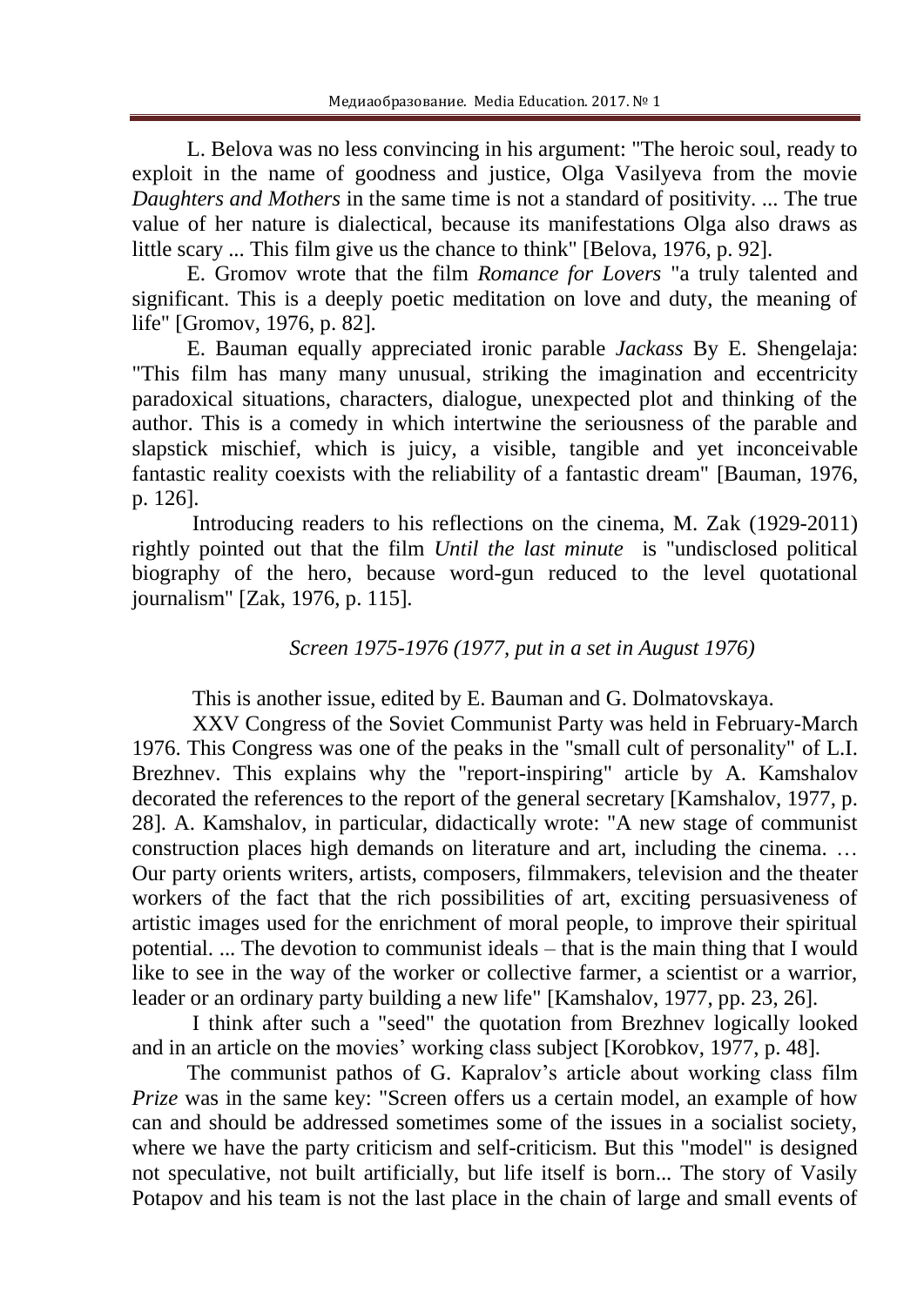L. Belova was no less convincing in his argument: "The heroic soul, ready to exploit in the name of goodness and justice, Olga Vasilyeva from the movie *Daughters and Mothers* in the same time is not a standard of positivity. ... The true value of her nature is dialectical, because its manifestations Olga also draws as little scary ... This film give us the chance to think" [Belova, 1976, p. 92].

E. Gromov wrote that the film *Romance for Lovers* "a truly talented and significant. This is a deeply poetic meditation on love and duty, the meaning of life" [Gromov, 1976, p. 82].

E. Bauman equally appreciated ironic parable *Jackass* By E. Shengelaja: "This film has many many unusual, striking the imagination and eccentricity paradoxical situations, characters, dialogue, unexpected plot and thinking of the author. This is a comedy in which intertwine the seriousness of the parable and slapstick mischief, which is juicy, a visible, tangible and yet inconceivable fantastic reality coexists with the reliability of a fantastic dream" [Bauman, 1976, p. 126].

Introducing readers to his reflections on the cinema, M. Zak (1929-2011) rightly pointed out that the film *Until the last minute* is "undisclosed political biography of the hero, because word-gun reduced to the level quotational journalism" [Zak, 1976, p. 115].

*Screen 1975-1976 (1977, put in a set in August 1976)*

This is another issue, edited by E. Bauman and G. Dolmatovskaya.

XXV Congress of the Soviet Communist Party was held in February-March 1976. This Congress was one of the peaks in the "small cult of personality" of L.I. Brezhnev. This explains why the "report-inspiring" article by A. Kamshalov decorated the references to the report of the general secretary [Kamshalov, 1977, p. 28]. A. Kamshalov, in particular, didactically wrote: "A new stage of communist construction places high demands on literature and art, including the cinema. … Our party orients writers, artists, composers, filmmakers, television and the theater workers of the fact that the rich possibilities of art, exciting persuasiveness of artistic images used for the enrichment of moral people, to improve their spiritual potential. ... The devotion to communist ideals – that is the main thing that I would like to see in the way of the worker or collective farmer, a scientist or a warrior, leader or an ordinary party building a new life" [Kamshalov, 1977, pp. 23, 26].

I think after such a "seed" the quotation from Brezhnev logically looked and in an article on the movies' working class subject [Korobkov, 1977, p. 48].

The communist pathos of G. Kapralov's article about working class film *Prize* was in the same key: "Screen offers us a certain model, an example of how can and should be addressed sometimes some of the issues in a socialist society, where we have the party criticism and self-criticism. But this "model" is designed not speculative, not built artificially, but life itself is born... The story of Vasily Potapov and his team is not the last place in the chain of large and small events of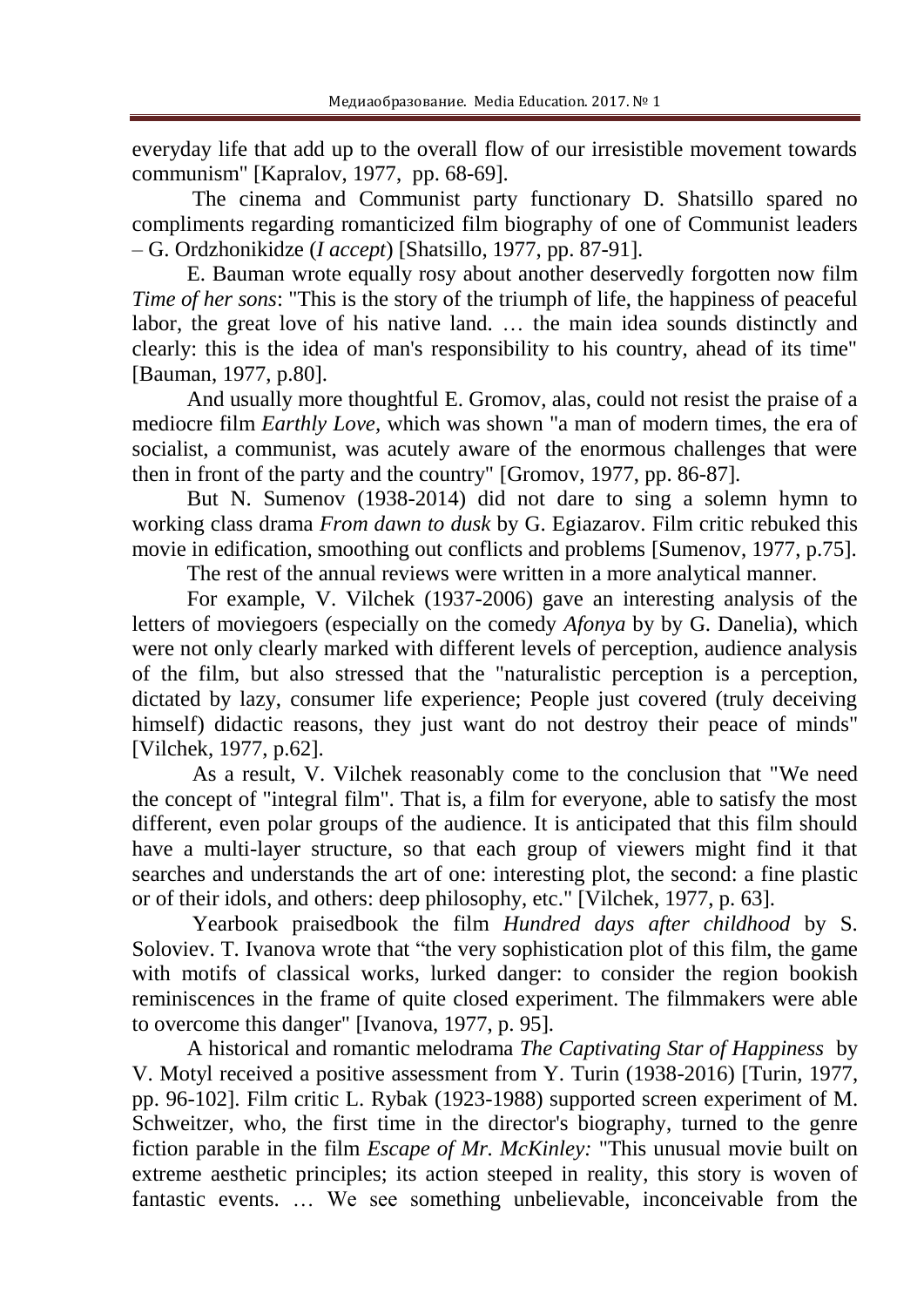everyday life that add up to the overall flow of our irresistible movement towards communism" [Kapralov, 1977, pp. 68-69].

The cinema and Communist party functionary D. Shatsillo spared no compliments regarding romanticized film biography of one of Communist leaders – G. Ordzhonikidze (*I accept*) [Shatsillo, 1977, pp. 87-91].

E. Bauman wrote equally rosy about another deservedly forgotten now film *Time of her sons*: "This is the story of the triumph of life, the happiness of peaceful labor, the great love of his native land. … the main idea sounds distinctly and clearly: this is the idea of man's responsibility to his country, ahead of its time" [Bauman, 1977, p.80].

And usually more thoughtful E. Gromov, alas, could not resist the praise of a mediocre film *Earthly Love*, which was shown "a man of modern times, the era of socialist, a communist, was acutely aware of the enormous challenges that were then in front of the party and the country" [Gromov, 1977, pp. 86-87].

But N. Sumenov (1938-2014) did not dare to sing a solemn hymn to working class drama *From dawn to dusk* by G. Egiazarov. Film critic rebuked this movie in edification, smoothing out conflicts and problems [Sumenov, 1977, p.75].

The rest of the annual reviews were written in a more analytical manner.

For example, V. Vilchek (1937-2006) gave an interesting analysis of the letters of moviegoers (especially on the comedy *Afonya* by by G. Danelia), which were not only clearly marked with different levels of perception, audience analysis of the film, but also stressed that the "naturalistic perception is a perception, dictated by lazy, consumer life experience; People just covered (truly deceiving himself) didactic reasons, they just want do not destroy their peace of minds" [Vilchek, 1977, p.62].

As a result, V. Vilchek reasonably come to the conclusion that "We need the concept of "integral film". That is, a film for everyone, able to satisfy the most different, even polar groups of the audience. It is anticipated that this film should have a multi-layer structure, so that each group of viewers might find it that searches and understands the art of one: interesting plot, the second: a fine plastic or of their idols, and others: deep philosophy, etc." [Vilchek, 1977, p. 63].

Yearbook praisedbook the film *Hundred days after childhood* by S. Soloviev. T. Ivanova wrote that "the very sophistication plot of this film, the game with motifs of classical works, lurked danger: to consider the region bookish reminiscences in the frame of quite closed experiment. The filmmakers were able to overcome this danger" [Ivanova, 1977, p. 95].

A historical and romantic melodrama *The Captivating Star of Happiness* by V. Motyl received a positive assessment from Y. Turin (1938-2016) [Turin, 1977, pp. 96-102]. Film critic L. Rybak (1923-1988) supported screen experiment of M. Schweitzer, who, the first time in the director's biography, turned to the genre fiction parable in the film *Escape of Mr. McKinley:* "This unusual movie built on extreme aesthetic principles; its action steeped in reality, this story is woven of fantastic events. … We see something unbelievable, inconceivable from the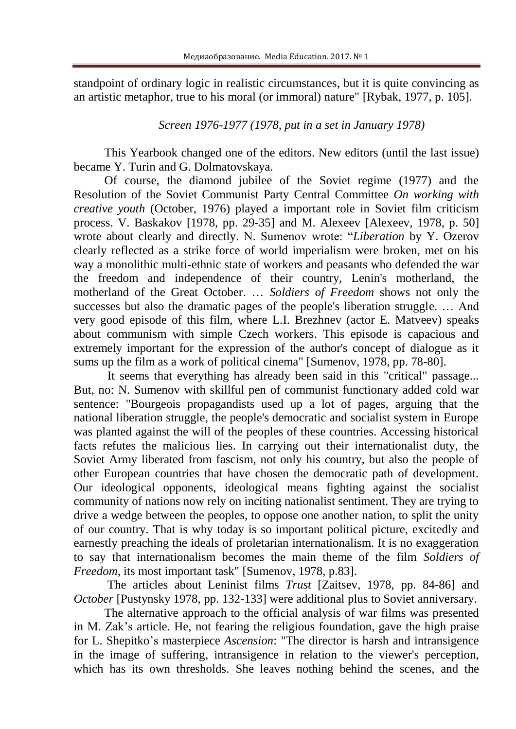standpoint of ordinary logic in realistic circumstances, but it is quite convincing as an artistic metaphor, true to his moral (or immoral) nature" [Rybak, 1977, p. 105].

*Screen 1976-1977 (1978, put in a set in January 1978)*

This Yearbook changed one of the editors. New editors (until the last issue) became Y. Turin and G. Dolmatovskaya.

Of course, the diamond jubilee of the Soviet regime (1977) and the Resolution of the Soviet Communist Party Central Committee *On working with creative youth* (October, 1976) played a important role in Soviet film criticism process. V. Baskakov [1978, pp. 29-35] and M. Alexeev [Alexeev, 1978, p. 50] wrote about clearly and directly. N. Sumenov wrote: "*Liberation* by Y. Ozerov clearly reflected as a strike force of world imperialism were broken, met on his way a monolithic multi-ethnic state of workers and peasants who defended the war the freedom and independence of their country, Lenin's motherland, the motherland of the Great October. … *Soldiers of Freedom* shows not only the successes but also the dramatic pages of the people's liberation struggle. … And very good episode of this film, where L.I. Brezhnev (actor E. Matveev) speaks about communism with simple Czech workers. This episode is capacious and extremely important for the expression of the author's concept of dialogue as it sums up the film as a work of political cinema" [Sumenov, 1978, pp. 78-80].

It seems that everything has already been said in this "critical" passage... But, no: N. Sumenov with skillful pen of communist functionary added cold war sentence: "Bourgeois propagandists used up a lot of pages, arguing that the national liberation struggle, the people's democratic and socialist system in Europe was planted against the will of the peoples of these countries. Accessing historical facts refutes the malicious lies. In carrying out their internationalist duty, the Soviet Army liberated from fascism, not only his country, but also the people of other European countries that have chosen the democratic path of development. Our ideological opponents, ideological means fighting against the socialist community of nations now rely on inciting nationalist sentiment. They are trying to drive a wedge between the peoples, to oppose one another nation, to split the unity of our country. That is why today is so important political picture, excitedly and earnestly preaching the ideals of proletarian internationalism. It is no exaggeration to say that internationalism becomes the main theme of the film *Soldiers of Freedom*, its most important task" [Sumenov, 1978, p.83].

The articles about Leninist films *Trust* [Zaitsev, 1978, pp. 84-86] and *October* [Pustynsky 1978, pp. 132-133] were additional plus to Soviet anniversary.

The alternative approach to the official analysis of war films was presented in M. Zak's article. He, not fearing the religious foundation, gave the high praise for L. Shepitko's masterpiece *Ascension*: "The director is harsh and intransigence in the image of suffering, intransigence in relation to the viewer's perception, which has its own thresholds. She leaves nothing behind the scenes, and the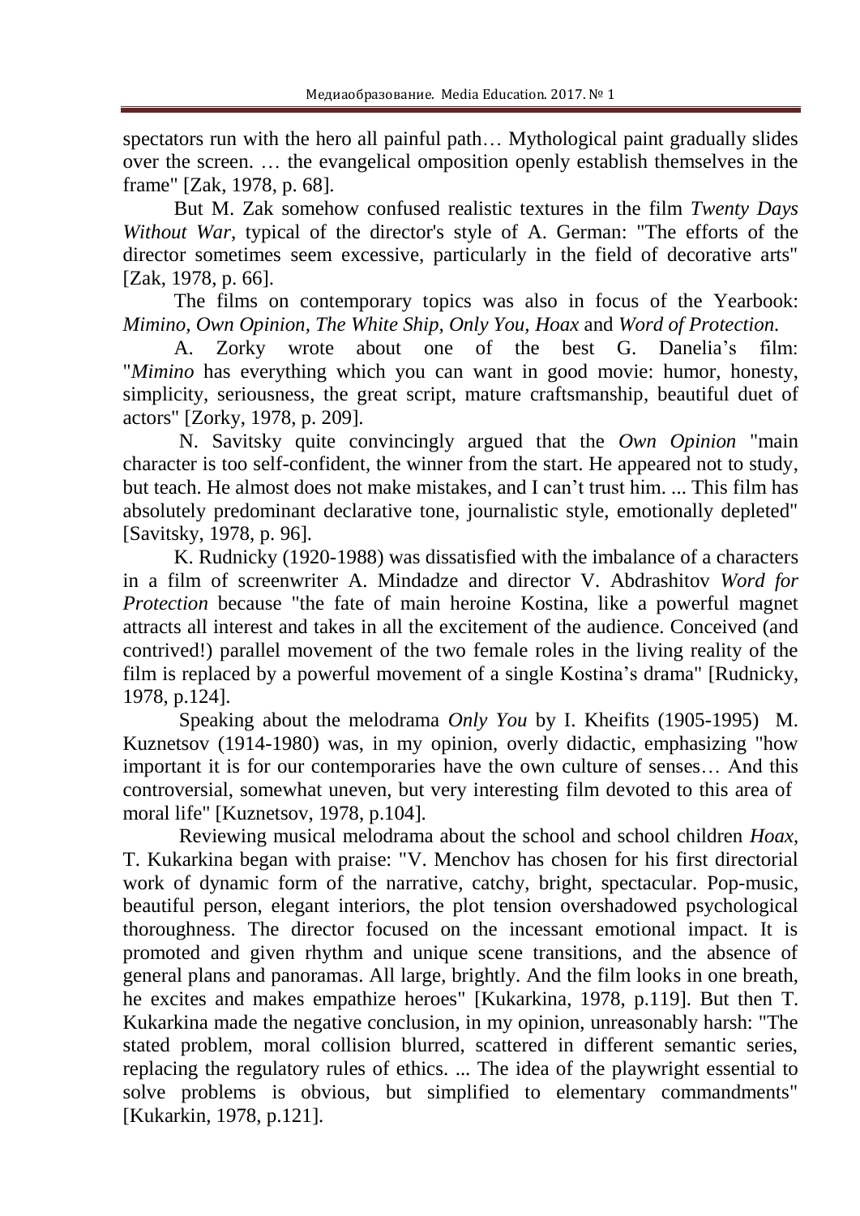spectators run with the hero all painful path… Mythological paint gradually slides over the screen. … the evangelical omposition openly establish themselves in the frame" [Zak, 1978, p. 68].

But M. Zak somehow confused realistic textures in the film *Twenty Days Without War*, typical of the director's style of A. German: "The efforts of the director sometimes seem excessive, particularly in the field of decorative arts" [Zak, 1978, p. 66].

The films on contemporary topics was also in focus of the Yearbook: *Mimino, Own Opinion, The White Ship, Only You, Hoax* and *Word of Protection.*

A. Zorky wrote about one of the best G. Danelia's film: "*Mimino* has everything which you can want in good movie: humor, honesty, simplicity, seriousness, the great script, mature craftsmanship, beautiful duet of actors" [Zorky, 1978, p. 209].

N. Savitsky quite convincingly argued that the *Own Opinion* "main character is too self-confident, the winner from the start. He appeared not to study, but teach. He almost does not make mistakes, and I can't trust him. ... This film has absolutely predominant declarative tone, journalistic style, emotionally depleted" [Savitsky, 1978, p. 96].

K. Rudnicky (1920-1988) was dissatisfied with the imbalance of a characters in a film of screenwriter A. Mindadze and director V. Abdrashitov *Word for Protection* because "the fate of main heroine Kostina, like a powerful magnet attracts all interest and takes in all the excitement of the audience. Conceived (and contrived!) parallel movement of the two female roles in the living reality of the film is replaced by a powerful movement of a single Kostina's drama" [Rudnicky, 1978, p.124].

Speaking about the melodrama *Only You* by I. Kheifits (1905-1995) M. Kuznetsov (1914-1980) was, in my opinion, overly didactic, emphasizing "how important it is for our contemporaries have the own culture of senses… And this controversial, somewhat uneven, but very interesting film devoted to this area of moral life" [Kuznetsov, 1978, p.104].

Reviewing musical melodrama about the school and school children *Hoax*, T. Kukarkina began with praise: "V. Menchov has chosen for his first directorial work of dynamic form of the narrative, catchy, bright, spectacular. Pop-music, beautiful person, elegant interiors, the plot tension overshadowed psychological thoroughness. The director focused on the incessant emotional impact. It is promoted and given rhythm and unique scene transitions, and the absence of general plans and panoramas. All large, brightly. And the film looks in one breath, he excites and makes empathize heroes" [Kukarkina, 1978, p.119]. But then T. Kukarkina made the negative conclusion, in my opinion, unreasonably harsh: "The stated problem, moral collision blurred, scattered in different semantic series, replacing the regulatory rules of ethics. ... The idea of the playwright essential to solve problems is obvious, but simplified to elementary commandments" [Kukarkin, 1978, p.121].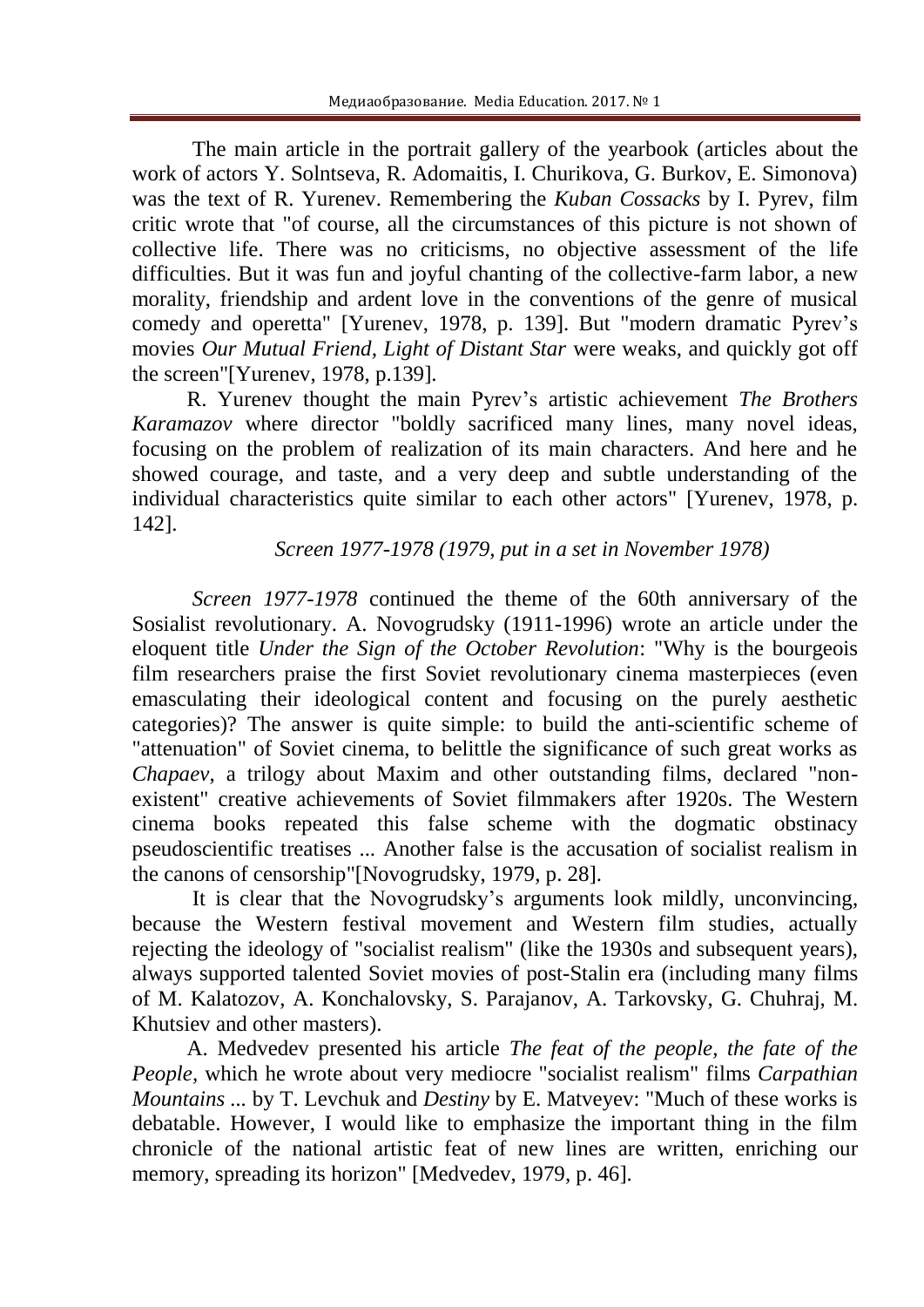The main article in the portrait gallery of the yearbook (articles about the work of actors Y. Solntseva, R. Adomaitis, I. Churikova, G. Burkov, E. Simonova) was the text of R. Yurenev. Remembering the *Kuban Cossacks* by I. Pyrev, film critic wrote that "of course, all the circumstances of this picture is not shown of collective life. There was no criticisms, no objective assessment of the life difficulties. But it was fun and joyful chanting of the collective-farm labor, a new morality, friendship and ardent love in the conventions of the genre of musical comedy and operetta" [Yurenev, 1978, p. 139]. But "modern dramatic Pyrev's movies *Our Mutual Friend, Light of Distant Star* were weaks, and quickly got off the screen"[Yurenev, 1978, p.139].

R. Yurenev thought the main Pyrev's artistic achievement *The Brothers Karamazov* where director "boldly sacrificed many lines, many novel ideas, focusing on the problem of realization of its main characters. And here and he showed courage, and taste, and a very deep and subtle understanding of the individual characteristics quite similar to each other actors" [Yurenev, 1978, p. 142].

### *Screen 1977-1978 (1979, put in a set in November 1978)*

*Screen 1977-1978* continued the theme of the 60th anniversary of the Sosialist revolutionary. A. Novogrudsky (1911-1996) wrote an article under the eloquent title *Under the Sign of the October Revolution*: "Why is the bourgeois film researchers praise the first Soviet revolutionary cinema masterpieces (even emasculating their ideological content and focusing on the purely aesthetic categories)? The answer is quite simple: to build the anti-scientific scheme of "attenuation" of Soviet cinema, to belittle the significance of such great works as *Chapaev*, a trilogy about Maxim and other outstanding films, declared "non-existent" creative achievements of Soviet filmmakers after 1920s. The Western cinema books repeated this false scheme with the dogmatic obstinacy pseudoscientific treatises ... Another false is the accusation of socialist realism in the canons of censorship"[Novogrudsky, 1979, p. 28].

It is clear that the Novogrudsky's arguments look mildly, unconvincing, because the Western festival movement and Western film studies, actually rejecting the ideology of "socialist realism" (like the 1930s and subsequent years), always supported talented Soviet movies of post-Stalin era (including many films of M. Kalatozov, A. Konchalovsky, S. Parajanov, A. Tarkovsky, G. Chuhraj, M. Khutsiev and other masters).

A. Medvedev presented his article *The feat of the people, the fate of the People*, which he wrote about very mediocre "socialist realism" films *Carpathian Mountains* ... by T. Levchuk and *Destiny* by E. Matveyev: "Much of these works is debatable. However, I would like to emphasize the important thing in the film chronicle of the national artistic feat of new lines are written, enriching our memory, spreading its horizon" [Medvedev, 1979, p. 46].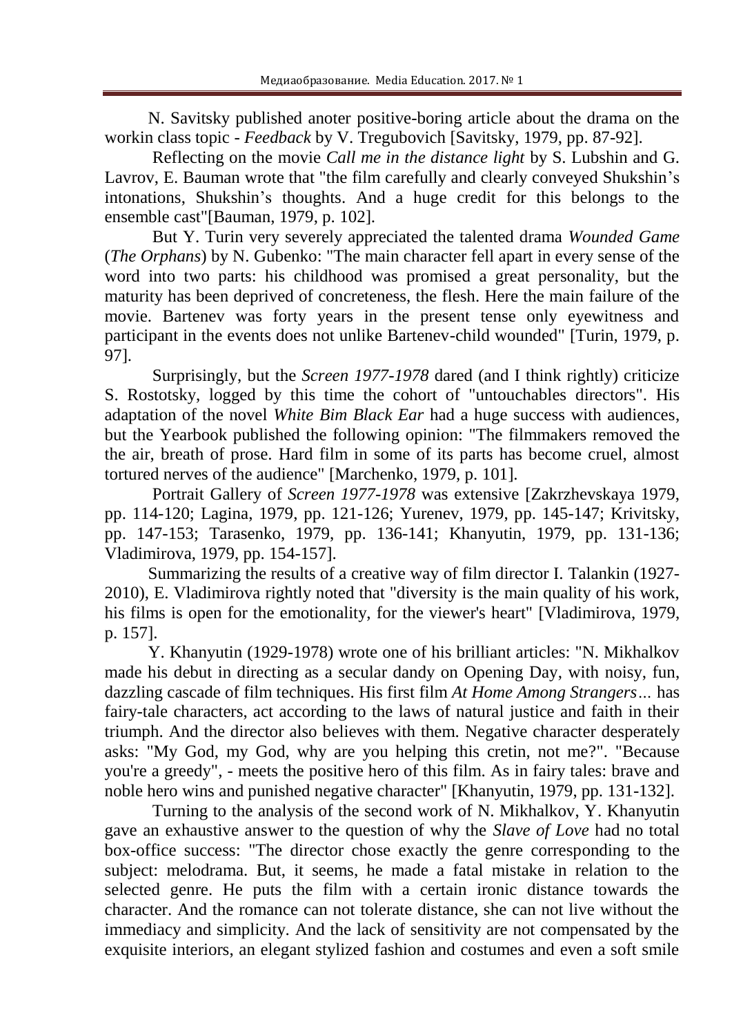N. Savitsky published anoter positive-boring article about the drama on the workin class topic - *Feedback* by V. Tregubovich [Savitsky, 1979, pp. 87-92].

Reflecting on the movie *Call me in the distance light* by S. Lubshin and G. Lavrov, E. Bauman wrote that "the film carefully and clearly conveyed Shukshin's intonations, Shukshin's thoughts. And a huge credit for this belongs to the ensemble cast"[Bauman, 1979, p. 102].

But Y. Turin very severely appreciated the talented drama *Wounded Game* (*The Orphans*) by N. Gubenko: "The main character fell apart in every sense of the word into two parts: his childhood was promised a great personality, but the maturity has been deprived of concreteness, the flesh. Here the main failure of the movie. Bartenev was forty years in the present tense only eyewitness and participant in the events does not unlike Bartenev-child wounded" [Turin, 1979, p. 97].

Surprisingly, but the *Screen 1977-1978* dared (and I think rightly) criticize S. Rostotsky, logged by this time the cohort of "untouchables directors". His adaptation of the novel *White Bim Black Ear* had a huge success with audiences, but the Yearbook published the following opinion: "The filmmakers removed the the air, breath of prose. Hard film in some of its parts has become cruel, almost tortured nerves of the audience" [Marchenko, 1979, p. 101].

Portrait Gallery of *Screen 1977-1978* was extensive [Zakrzhevskaya 1979, pp. 114-120; Lagina, 1979, pp. 121-126; Yurenev, 1979, pp. 145-147; Krivitsky, pp. 147-153; Tarasenko, 1979, pp. 136-141; Khanyutin, 1979, pp. 131-136; Vladimirova, 1979, pp. 154-157].

Summarizing the results of a creative way of film director I. Talankin (1927-2010), E. Vladimirova rightly noted that "diversity is the main quality of his work, his films is open for the emotionality, for the viewer's heart" [Vladimirova, 1979, p. 157].

Y. Khanyutin (1929-1978) wrote one of his brilliant articles: "N. Mikhalkov made his debut in directing as a secular dandy on Opening Day, with noisy, fun, dazzling cascade of film techniques. His first film *At Home Among Strangers…* has fairy-tale characters, act according to the laws of natural justice and faith in their triumph. And the director also believes with them. Negative character desperately asks: "My God, my God, why are you helping this cretin, not me?". "Because you're a greedy", - meets the positive hero of this film. As in fairy tales: brave and noble hero wins and punished negative character" [Khanyutin, 1979, pp. 131-132].

Turning to the analysis of the second work of N. Mikhalkov, Y. Khanyutin gave an exhaustive answer to the question of why the *Slave of Love* had no total box-office success: "The director chose exactly the genre corresponding to the subject: melodrama. But, it seems, he made a fatal mistake in relation to the selected genre. He puts the film with a certain ironic distance towards the character. And the romance can not tolerate distance, she can not live without the immediacy and simplicity. And the lack of sensitivity are not compensated by the exquisite interiors, an elegant stylized fashion and costumes and even a soft smile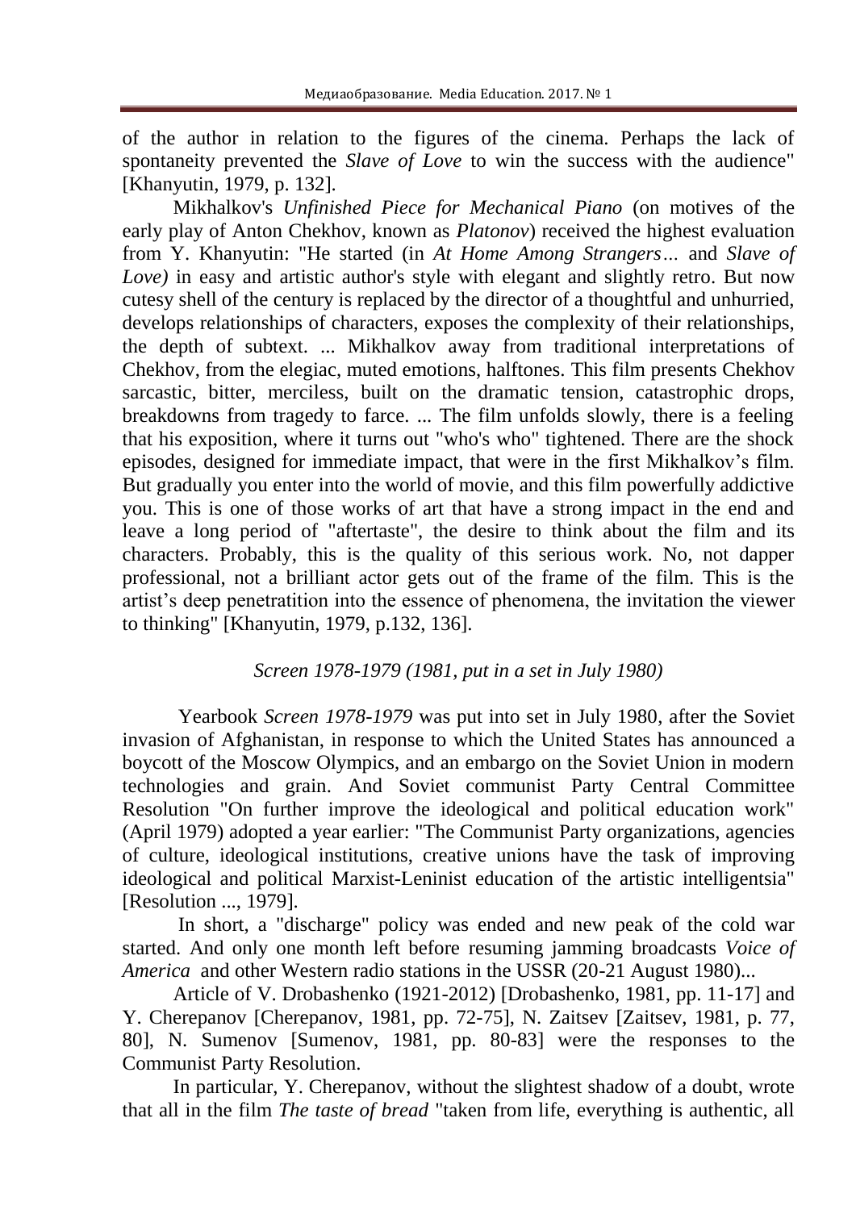of the author in relation to the figures of the cinema. Perhaps the lack of spontaneity prevented the *Slave of Love* to win the success with the audience" [Khanyutin, 1979, p. 132].

Mikhalkov's *Unfinished Piece for Mechanical Piano* (on motives of the early play of Anton Chekhov, known as *Platonov*) received the highest evaluation from Y. Khanyutin: "He started (in *At Home Among Strangers…* and *Slave of Love)* in easy and artistic author's style with elegant and slightly retro. But now cutesy shell of the century is replaced by the director of a thoughtful and unhurried, develops relationships of characters, exposes the complexity of their relationships, the depth of subtext. ... Mikhalkov away from traditional interpretations of Chekhov, from the elegiac, muted emotions, halftones. This film presents Chekhov sarcastic, bitter, merciless, built on the dramatic tension, catastrophic drops, breakdowns from tragedy to farce. ... The film unfolds slowly, there is a feeling that his exposition, where it turns out "who's who" tightened. There are the shock episodes, designed for immediate impact, that were in the first Mikhalkov's film. But gradually you enter into the world of movie, and this film powerfully addictive you. This is one of those works of art that have a strong impact in the end and leave a long period of "aftertaste", the desire to think about the film and its characters. Probably, this is the quality of this serious work. No, not dapper professional, not a brilliant actor gets out of the frame of the film. This is the artist's deep penetratition into the essence of phenomena, the invitation the viewer to thinking" [Khanyutin, 1979, p.132, 136].

*Screen 1978-1979 (1981, put in a set in July 1980)*

Yearbook *Screen 1978-1979* was put into set in July 1980, after the Soviet invasion of Afghanistan, in response to which the United States has announced a boycott of the Moscow Olympics, and an embargo on the Soviet Union in modern technologies and grain. And Soviet communist Party Central Committee Resolution "On further improve the ideological and political education work" (April 1979) adopted a year earlier: "The Communist Party organizations, agencies of culture, ideological institutions, creative unions have the task of improving ideological and political Marxist-Leninist education of the artistic intelligentsia" [Resolution ..., 1979].

In short, a "discharge" policy was ended and new peak of the cold war started. And only one month left before resuming jamming broadcasts *Voice of America* and other Western radio stations in the USSR (20-21 August 1980)...

Article of V. Drobashenko (1921-2012) [Drobashenko, 1981, pp. 11-17] and Y. Cherepanov [Cherepanov, 1981, pp. 72-75], N. Zaitsev [Zaitsev, 1981, p. 77, 80], N. Sumenov [Sumenov, 1981, pp. 80-83] were the responses to the Communist Party Resolution.

In particular, Y. Cherepanov, without the slightest shadow of a doubt, wrote that all in the film *The taste of bread* "taken from life, everything is authentic, all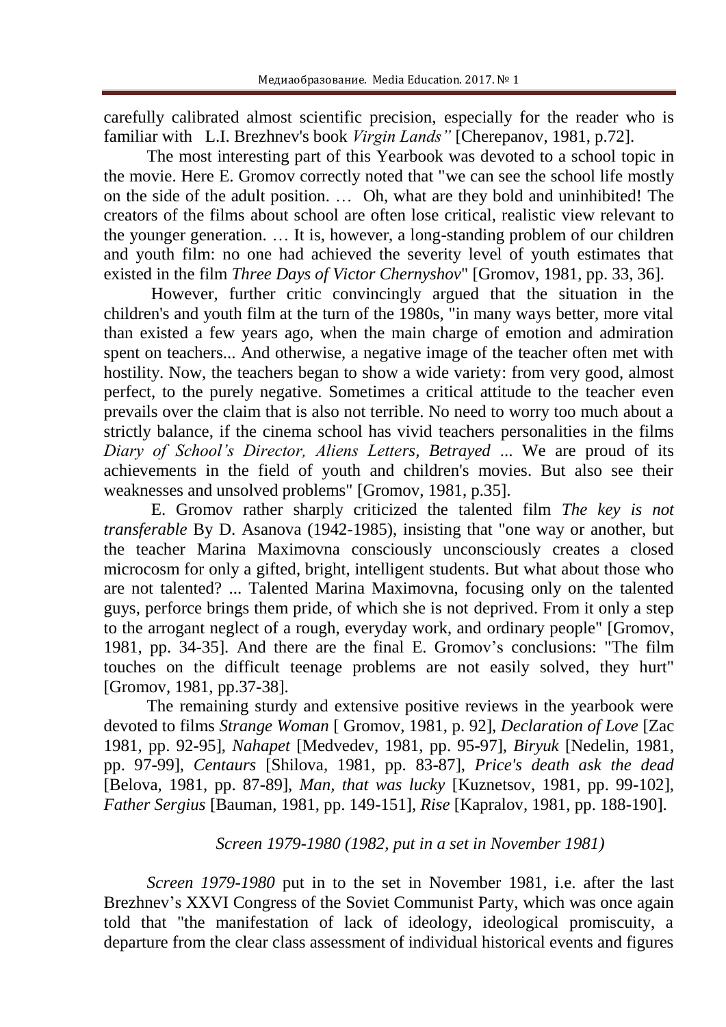carefully calibrated almost scientific precision, especially for the reader who is familiar with L.I. Brezhnev's book *Virgin Lands"* [Cherepanov, 1981, p.72].

The most interesting part of this Yearbook was devoted to a school topic in the movie. Here E. Gromov correctly noted that "we can see the school life mostly on the side of the adult position. … Oh, what are they bold and uninhibited! The creators of the films about school are often lose critical, realistic view relevant to the younger generation. … It is, however, a long-standing problem of our children and youth film: no one had achieved the severity level of youth estimates that existed in the film *Three Days of Victor Chernyshov*" [Gromov, 1981, pp. 33, 36].

However, further critic convincingly argued that the situation in the children's and youth film at the turn of the 1980s, "in many ways better, more vital than existed a few years ago, when the main charge of emotion and admiration spent on teachers... And otherwise, a negative image of the teacher often met with hostility. Now, the teachers began to show a wide variety: from very good, almost perfect, to the purely negative. Sometimes a critical attitude to the teacher even prevails over the claim that is also not terrible. No need to worry too much about a strictly balance, if the cinema school has vivid teachers personalities in the films *Diary of School's Director, Aliens Letters, Betrayed* ... We are proud of its achievements in the field of youth and children's movies. But also see their weaknesses and unsolved problems" [Gromov, 1981, p.35].

E. Gromov rather sharply criticized the talented film *The key is not transferable* By D. Asanova (1942-1985), insisting that "one way or another, but the teacher Marina Maximovna consciously unconsciously creates a closed microcosm for only a gifted, bright, intelligent students. But what about those who are not talented? ... Talented Marina Maximovna, focusing only on the talented guys, perforce brings them pride, of which she is not deprived. From it only a step to the arrogant neglect of a rough, everyday work, and ordinary people" [Gromov, 1981, pp. 34-35]. And there are the final E. Gromov's conclusions: "The film touches on the difficult teenage problems are not easily solved, they hurt" [Gromov, 1981, pp.37-38].

The remaining sturdy and extensive positive reviews in the yearbook were devoted to films *Strange Woman* [ Gromov, 1981, p. 92], *Declaration of Love* [Zac 1981, pp. 92-95], *Nahapet* [Medvedev, 1981, pp. 95-97], *Biryuk* [Nedelin, 1981, pp. 97-99], *Centaurs* [Shilova, 1981, pp. 83-87], *Price's death ask the dead* [Belova, 1981, pp. 87-89], *Man, that was lucky* [Kuznetsov, 1981, pp. 99-102], *Father Sergius* [Bauman, 1981, pp. 149-151], *Rise* [Kapralov, 1981, pp. 188-190].

### *Screen 1979-1980 (1982, put in a set in November 1981)*

*Screen 1979-1980* put in to the set in November 1981, i.e. after the last Brezhnev's XXVI Congress of the Soviet Communist Party, which was once again told that "the manifestation of lack of ideology, ideological promiscuity, a departure from the clear class assessment of individual historical events and figures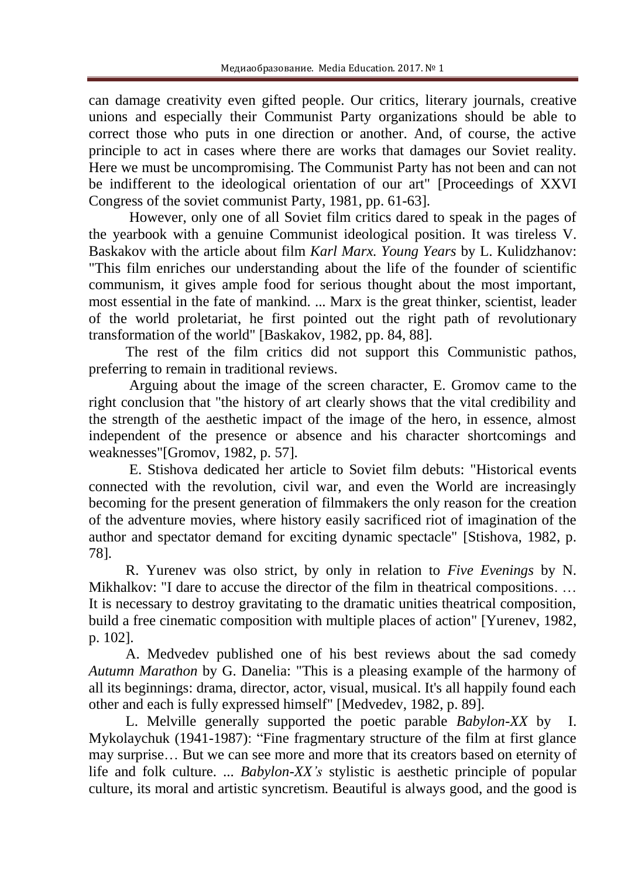can damage creativity even gifted people. Our critics, literary journals, creative unions and especially their Communist Party organizations should be able to correct those who puts in one direction or another. And, of course, the active principle to act in cases where there are works that damages our Soviet reality. Here we must be uncompromising. The Communist Party has not been and can not be indifferent to the ideological orientation of our art" [Proceedings of XXVI Congress of the soviet communist Party, 1981, pp. 61-63].

However, only one of all Soviet film critics dared to speak in the pages of the yearbook with a genuine Communist ideological position. It was tireless V. Baskakov with the article about film *Karl Marx. Young Years* by L. Kulidzhanov: "This film enriches our understanding about the life of the founder of scientific communism, it gives ample food for serious thought about the most important, most essential in the fate of mankind. ... Marx is the great thinker, scientist, leader of the world proletariat, he first pointed out the right path of revolutionary transformation of the world" [Baskakov, 1982, pp. 84, 88].

The rest of the film critics did not support this Communistic pathos, preferring to remain in traditional reviews.

Arguing about the image of the screen character, E. Gromov came to the right conclusion that "the history of art clearly shows that the vital credibility and the strength of the aesthetic impact of the image of the hero, in essence, almost independent of the presence or absence and his character shortcomings and weaknesses"[Gromov, 1982, p. 57].

E. Stishova dedicated her article to Soviet film debuts: "Historical events connected with the revolution, civil war, and even the World are increasingly becoming for the present generation of filmmakers the only reason for the creation of the adventure movies, where history easily sacrificed riot of imagination of the author and spectator demand for exciting dynamic spectacle" [Stishova, 1982, p. 78].

R. Yurenev was olso strict, by only in relation to *Five Evenings* by N. Mikhalkov: "I dare to accuse the director of the film in theatrical compositions. … It is necessary to destroy gravitating to the dramatic unities theatrical composition, build a free cinematic composition with multiple places of action" [Yurenev, 1982, p. 102].

A. Medvedev published one of his best reviews about the sad comedy *Autumn Marathon* by G. Danelia: "This is a pleasing example of the harmony of all its beginnings: drama, director, actor, visual, musical. It's all happily found each other and each is fully expressed himself" [Medvedev, 1982, p. 89].

L. Melville generally supported the poetic parable *Babylon-XX* by I. Mykolaychuk (1941-1987): "Fine fragmentary structure of the film at first glance may surprise… But we can see more and more that its creators based on eternity of life and folk culture. ... *Babylon-XX's* stylistic is aesthetic principle of popular culture, its moral and artistic syncretism. Beautiful is always good, and the good is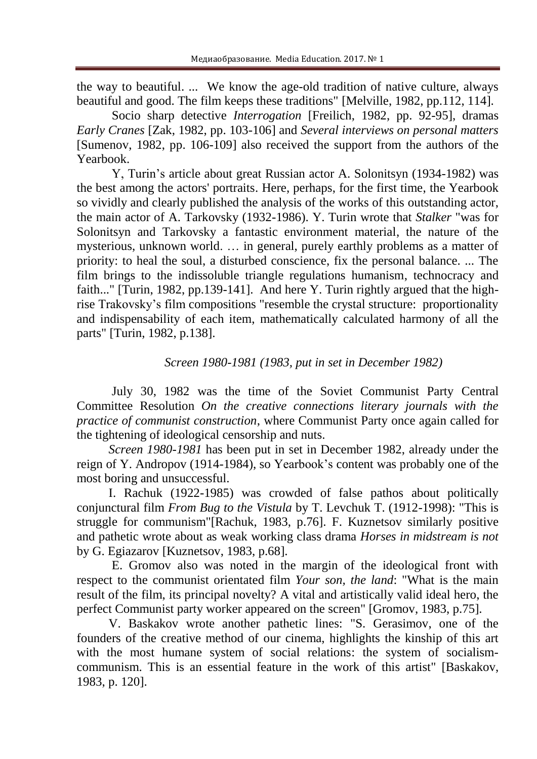the way to beautiful. ... We know the age-old tradition of native culture, always beautiful and good. The film keeps these traditions" [Melville, 1982, pp.112, 114].

Socio sharp detective *Interrogation* [Freilich, 1982, pp. 92-95], dramas *Early Cranes* [Zak, 1982, pp. 103-106] and *Several interviews on personal matters* [Sumenov, 1982, pp. 106-109] also received the support from the authors of the Yearbook.

Y, Turin's article about great Russian actor A. Solonitsyn (1934-1982) was the best among the actors' portraits. Here, perhaps, for the first time, the Yearbook so vividly and clearly published the analysis of the works of this outstanding actor, the main actor of A. Tarkovsky (1932-1986). Y. Turin wrote that *Stalker* "was for Solonitsyn and Tarkovsky a fantastic environment material, the nature of the mysterious, unknown world. … in general, purely earthly problems as a matter of priority: to heal the soul, a disturbed conscience, fix the personal balance. ... The film brings to the indissoluble triangle regulations humanism, technocracy and faith..." [Turin, 1982, pp.139-141]. And here Y. Turin rightly argued that the high-rise Trakovsky's film compositions "resemble the crystal structure: proportionality and indispensability of each item, mathematically calculated harmony of all the parts" [Turin, 1982, p.138].

*Screen 1980-1981 (1983, put in set in December 1982)*

July 30, 1982 was the time of the Soviet Communist Party Central Committee Resolution *On the creative connections literary journals with the practice of communist construction*, where Communist Party once again called for the tightening of ideological censorship and nuts.

*Screen 1980-1981* has been put in set in December 1982, already under the reign of Y. Andropov (1914-1984), so Yearbook's content was probably one of the most boring and unsuccessful.

I. Rachuk (1922-1985) was crowded of false pathos about politically conjunctural film *From Bug to the Vistula* by T. Levchuk T. (1912-1998): "This is struggle for communism"[Rachuk, 1983, p.76]. F. Kuznetsov similarly positive and pathetic wrote about as weak working class drama *Horses in midstream is not* by G. Egiazarov [Kuznetsov, 1983, p.68].

E. Gromov also was noted in the margin of the ideological front with respect to the communist orientated film *Your son, the land*: "What is the main result of the film, its principal novelty? A vital and artistically valid ideal hero, the perfect Communist party worker appeared on the screen" [Gromov, 1983, p.75].

V. Baskakov wrote another pathetic lines: "S. Gerasimov, one of the founders of the creative method of our cinema, highlights the kinship of this art with the most humane system of social relations: the system of socialism-communism. This is an essential feature in the work of this artist" [Baskakov, 1983, p. 120].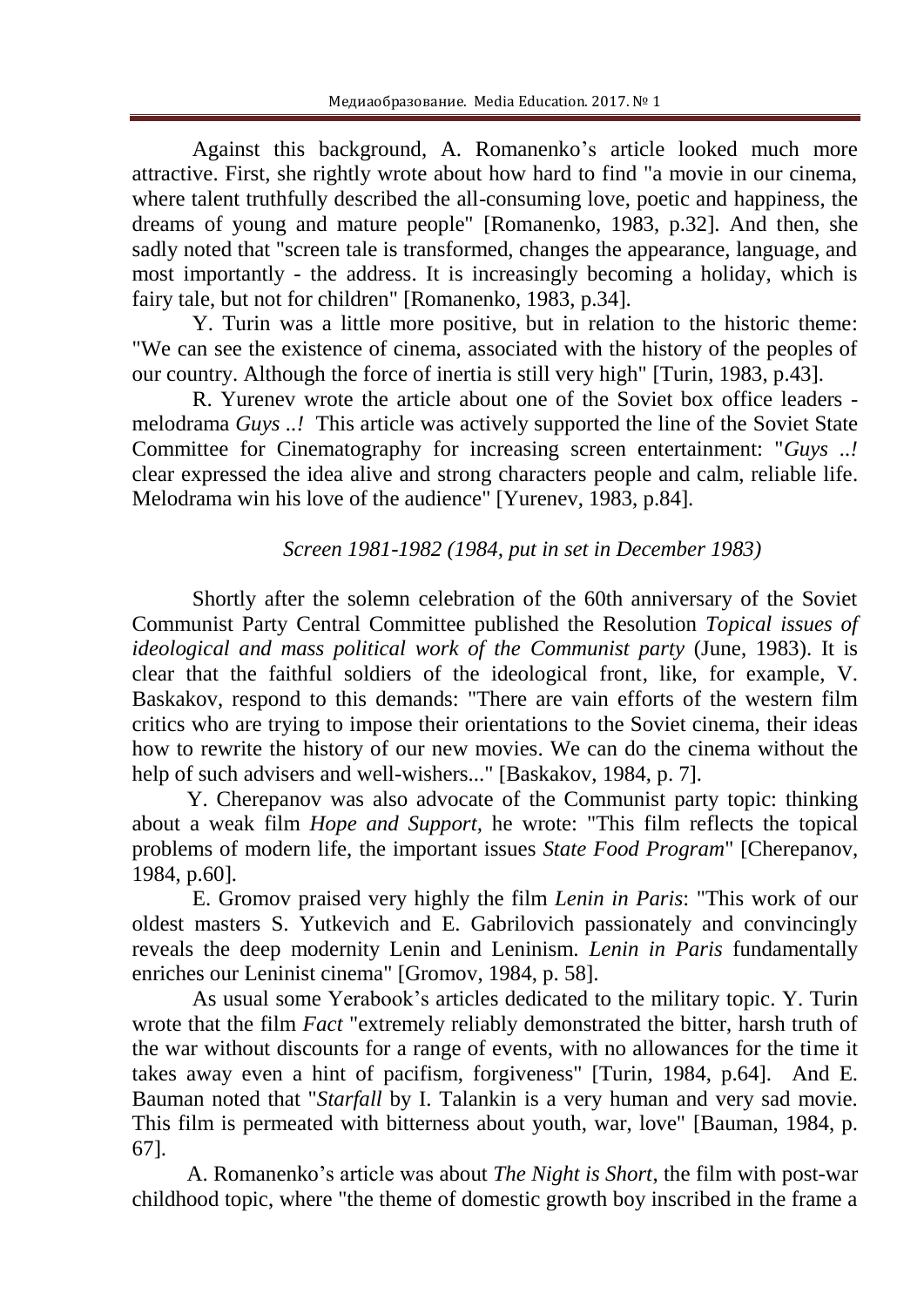Against this background, A. Romanenko’s article looked much more attractive. First, she rightly wrote about how hard to find "a movie in our cinema, where talent truthfully described the all-consuming love, poetic and happiness, the dreams of young and mature people" [Romanenko, 1983, p.32]. And then, she sadly noted that "screen tale is transformed, changes the appearance, language, and most importantly - the address. It is increasingly becoming a holiday, which is fairy tale, but not for children" [Romanenko, 1983, p.34].

Y. Turin was a little more positive, but in relation to the historic theme: "We can see the existence of cinema, associated with the history of the peoples of our country. Although the force of inertia is still very high" [Turin, 1983, p.43].

R. Yurenev wrote the article about one of the Soviet box office leaders - melodrama *Guys ..!* This article was actively supported the line of the Soviet State Committee for Cinematography for increasing screen entertainment: "*Guys ..!* clear expressed the idea alive and strong characters people and calm, reliable life. Melodrama win his love of the audience" [Yurenev, 1983, p.84].

*Screen 1981-1982 (1984, put in set in December 1983)*

Shortly after the solemn celebration of the 60th anniversary of the Soviet Communist Party Central Committee published the Resolution *Topical issues of ideological and mass political work of the Communist party* (June, 1983). It is clear that the faithful soldiers of the ideological front, like, for example, V. Baskakov, respond to this demands: "There are vain efforts of the western film critics who are trying to impose their orientations to the Soviet cinema, their ideas how to rewrite the history of our new movies. We can do the cinema without the help of such advisers and well-wishers..." [Baskakov, 1984, p. 7].

Y. Cherepanov was also advocate of the Communist party topic: thinking about a weak film *Hope and Support*, he wrote: "This film reflects the topical problems of modern life, the important issues *State Food Program*" [Cherepanov, 1984, p.60].

E. Gromov praised very highly the film *Lenin in Paris*: "This work of our oldest masters S. Yutkevich and E. Gabrilovich passionately and convincingly reveals the deep modernity Lenin and Leninism. *Lenin in Paris* fundamentally enriches our Leninist cinema" [Gromov, 1984, p. 58].

As usual some Yerabook’s articles dedicated to the military topic. Y. Turin wrote that the film *Fact* "extremely reliably demonstrated the bitter, harsh truth of the war without discounts for a range of events, with no allowances for the time it takes away even a hint of pacifism, forgiveness" [Turin, 1984, p.64]. And E. Bauman noted that "*Starfall* by I. Talankin is a very human and very sad movie. This film is permeated with bitterness about youth, war, love" [Bauman, 1984, p. 67].

A. Romanenko’s article was about *The Night is Short*, the film with post-war childhood topic, where "the theme of domestic growth boy inscribed in the frame a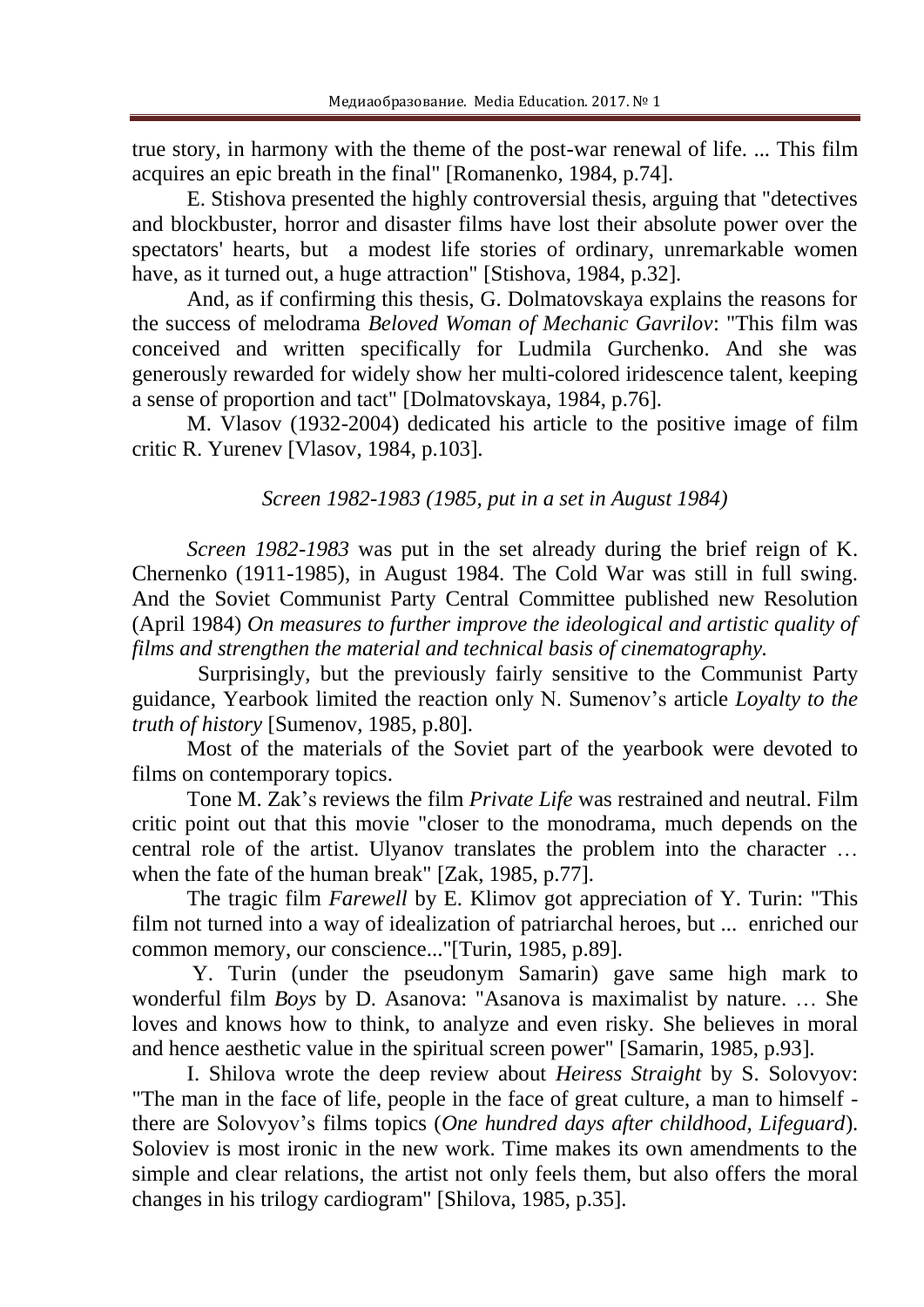true story, in harmony with the theme of the post-war renewal of life. ... This film acquires an epic breath in the final" [Romanenko, 1984, p.74].

E. Stishova presented the highly controversial thesis, arguing that "detectives and blockbuster, horror and disaster films have lost their absolute power over the spectators' hearts, but a modest life stories of ordinary, unremarkable women have, as it turned out, a huge attraction" [Stishova, 1984, p.32].

And, as if confirming this thesis, G. Dolmatovskaya explains the reasons for the success of melodrama *Beloved Woman of Mechanic Gavrilov*: "This film was conceived and written specifically for Ludmila Gurchenko. And she was generously rewarded for widely show her multi-colored iridescence talent, keeping a sense of proportion and tact" [Dolmatovskaya, 1984, p.76].

M. Vlasov (1932-2004) dedicated his article to the positive image of film critic R. Yurenev [Vlasov, 1984, p.103].

*Screen 1982-1983 (1985, put in a set in August 1984)*

*Screen 1982-1983* was put in the set already during the brief reign of K. Chernenko (1911-1985), in August 1984. The Cold War was still in full swing. And the Soviet Communist Party Central Committee published new Resolution (April 1984) *On measures to further improve the ideological and artistic quality of films and strengthen the material and technical basis of cinematography.*

Surprisingly, but the previously fairly sensitive to the Communist Party guidance, Yearbook limited the reaction only N. Sumenov's article *Loyalty to the truth of history* [Sumenov, 1985, p.80].

Most of the materials of the Soviet part of the yearbook were devoted to films on contemporary topics.

Tone M. Zak's reviews the film *Private Life* was restrained and neutral. Film critic point out that this movie "closer to the monodrama, much depends on the central role of the artist. Ulyanov translates the problem into the character … when the fate of the human break" [Zak, 1985, p.77].

The tragic film *Farewell* by E. Klimov got appreciation of Y. Turin: "This film not turned into a way of idealization of patriarchal heroes, but ... enriched our common memory, our conscience..."[Turin, 1985, p.89].

Y. Turin (under the pseudonym Samarin) gave same high mark to wonderful film *Boys* by D. Asanova: "Asanova is maximalist by nature. … She loves and knows how to think, to analyze and even risky. She believes in moral and hence aesthetic value in the spiritual screen power" [Samarin, 1985, p.93].

I. Shilova wrote the deep review about *Heiress Straight* by S. Solovyov: "The man in the face of life, people in the face of great culture, a man to himself - there are Solovyov's films topics (*One hundred days after childhood*, *Lifeguard*). Soloviev is most ironic in the new work. Time makes its own amendments to the simple and clear relations, the artist not only feels them, but also offers the moral changes in his trilogy cardiogram" [Shilova, 1985, p.35].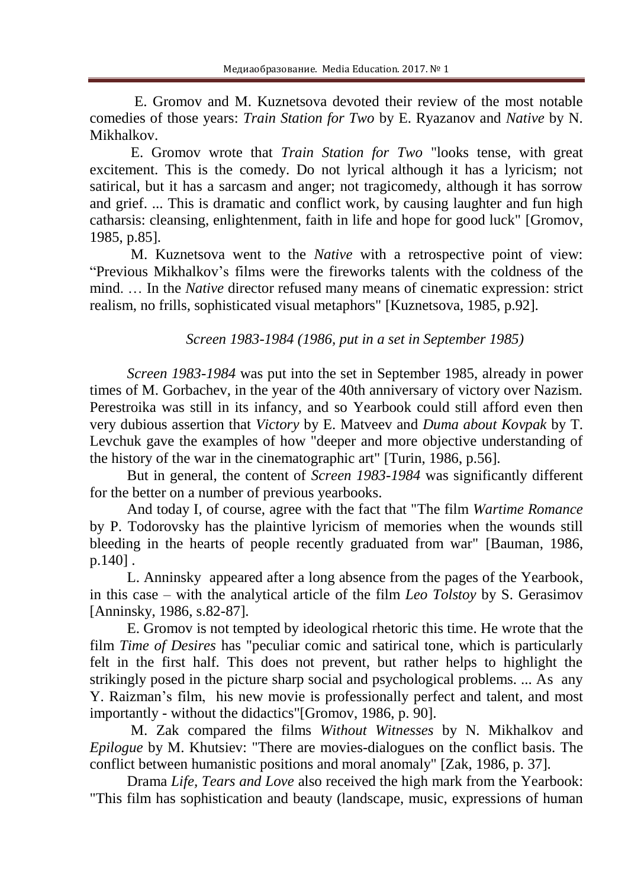E. Gromov and M. Kuznetsova devoted their review of the most notable comedies of those years: *Train Station for Two* by E. Ryazanov and *Native* by N. Mikhalkov.

E. Gromov wrote that *Train Station for Two* "looks tense, with great excitement. This is the comedy. Do not lyrical although it has a lyricism; not satirical, but it has a sarcasm and anger; not tragicomedy, although it has sorrow and grief. ... This is dramatic and conflict work, by causing laughter and fun high catharsis: cleansing, enlightenment, faith in life and hope for good luck" [Gromov, 1985, p.85].

M. Kuznetsova went to the *Native* with a retrospective point of view: "Previous Mikhalkov's films were the fireworks talents with the coldness of the mind. … In the *Native* director refused many means of cinematic expression: strict realism, no frills, sophisticated visual metaphors" [Kuznetsova, 1985, p.92].

### *Screen 1983-1984 (1986, put in a set in September 1985)*

*Screen 1983-1984* was put into the set in September 1985, already in power times of M. Gorbachev, in the year of the 40th anniversary of victory over Nazism. Perestroika was still in its infancy, and so Yearbook could still afford even then very dubious assertion that *Victory* by E. Matveev and *Duma about Kovpak* by T. Levchuk gave the examples of how "deeper and more objective understanding of the history of the war in the cinematographic art" [Turin, 1986, p.56].

But in general, the content of *Screen 1983-1984* was significantly different for the better on a number of previous yearbooks.

And today I, of course, agree with the fact that "The film *Wartime Romance* by P. Todorovsky has the plaintive lyricism of memories when the wounds still bleeding in the hearts of people recently graduated from war" [Bauman, 1986, p.140] .

L. Anninsky appeared after a long absence from the pages of the Yearbook, in this case – with the analytical article of the film *Leo Tolstoy* by S. Gerasimov [Anninsky, 1986, s.82-87].

E. Gromov is not tempted by ideological rhetoric this time. He wrote that the film *Time of Desires* has "peculiar comic and satirical tone, which is particularly felt in the first half. This does not prevent, but rather helps to highlight the strikingly posed in the picture sharp social and psychological problems. ... As any Y. Raizman's film, his new movie is professionally perfect and talent, and most importantly - without the didactics"[Gromov, 1986, p. 90].

M. Zak compared the films *Without Witnesses* by N. Mikhalkov and *Epilogue* by M. Khutsiev: "There are movies-dialogues on the conflict basis. The conflict between humanistic positions and moral anomaly" [Zak, 1986, p. 37].

Drama *Life, Tears and Love* also received the high mark from the Yearbook: "This film has sophistication and beauty (landscape, music, expressions of human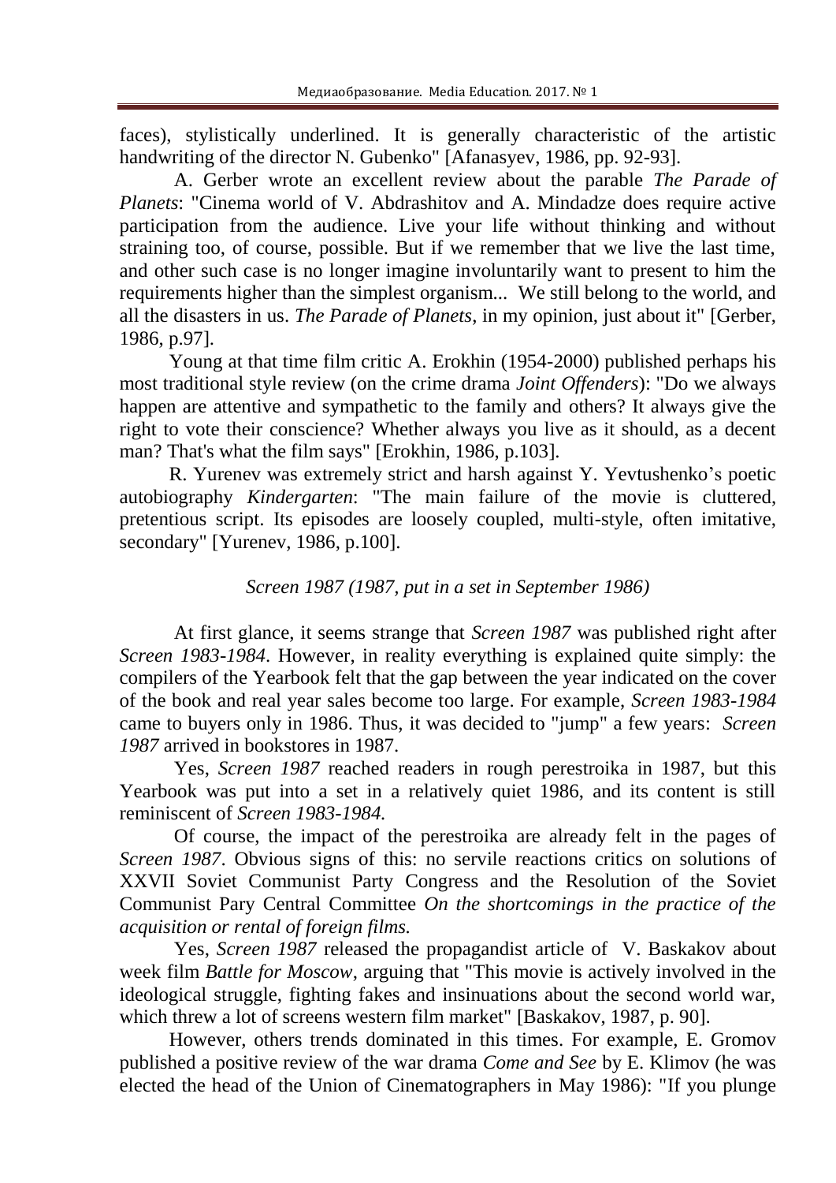faces), stylistically underlined. It is generally characteristic of the artistic handwriting of the director N. Gubenko" [Afanasyev, 1986, pp. 92-93].

A. Gerber wrote an excellent review about the parable *The Parade of Planets*: "Cinema world of V. Abdrashitov and A. Mindadze does require active participation from the audience. Live your life without thinking and without straining too, of course, possible. But if we remember that we live the last time, and other such case is no longer imagine involuntarily want to present to him the requirements higher than the simplest organism... We still belong to the world, and all the disasters in us. *The Parade of Planets*, in my opinion, just about it" [Gerber, 1986, p.97].

Young at that time film critic A. Erokhin (1954-2000) published perhaps his most traditional style review (on the crime drama *Joint Offenders*): "Do we always happen are attentive and sympathetic to the family and others? It always give the right to vote their conscience? Whether always you live as it should, as a decent man? That's what the film says" [Erokhin, 1986, p.103].

R. Yurenev was extremely strict and harsh against Y. Yevtushenko's poetic autobiography *Kindergarten*: "The main failure of the movie is cluttered, pretentious script. Its episodes are loosely coupled, multi-style, often imitative, secondary" [Yurenev, 1986, p.100].

*Screen 1987 (1987, put in a set in September 1986)*

At first glance, it seems strange that *Screen 1987* was published right after *Screen 1983-1984*. However, in reality everything is explained quite simply: the compilers of the Yearbook felt that the gap between the year indicated on the cover of the book and real year sales become too large. For example, *Screen 1983-1984* came to buyers only in 1986. Thus, it was decided to "jump" a few years: *Screen 1987* arrived in bookstores in 1987.

Yes, *Screen 1987* reached readers in rough perestroika in 1987, but this Yearbook was put into a set in a relatively quiet 1986, and its content is still reminiscent of *Screen 1983-1984.*

Of course, the impact of the perestroika are already felt in the pages of *Screen 1987*. Obvious signs of this: no servile reactions critics on solutions of XXVII Soviet Communist Party Congress and the Resolution of the Soviet Communist Pary Central Committee *On the shortcomings in the practice of the acquisition or rental of foreign films.*

Yes, *Screen 1987* released the propagandist article of V. Baskakov about week film *Battle for Moscow*, arguing that "This movie is actively involved in the ideological struggle, fighting fakes and insinuations about the second world war, which threw a lot of screens western film market" [Baskakov, 1987, p. 90].

However, others trends dominated in this times. For example, E. Gromov published a positive review of the war drama *Come and See* by E. Klimov (he was elected the head of the Union of Cinematographers in May 1986): "If you plunge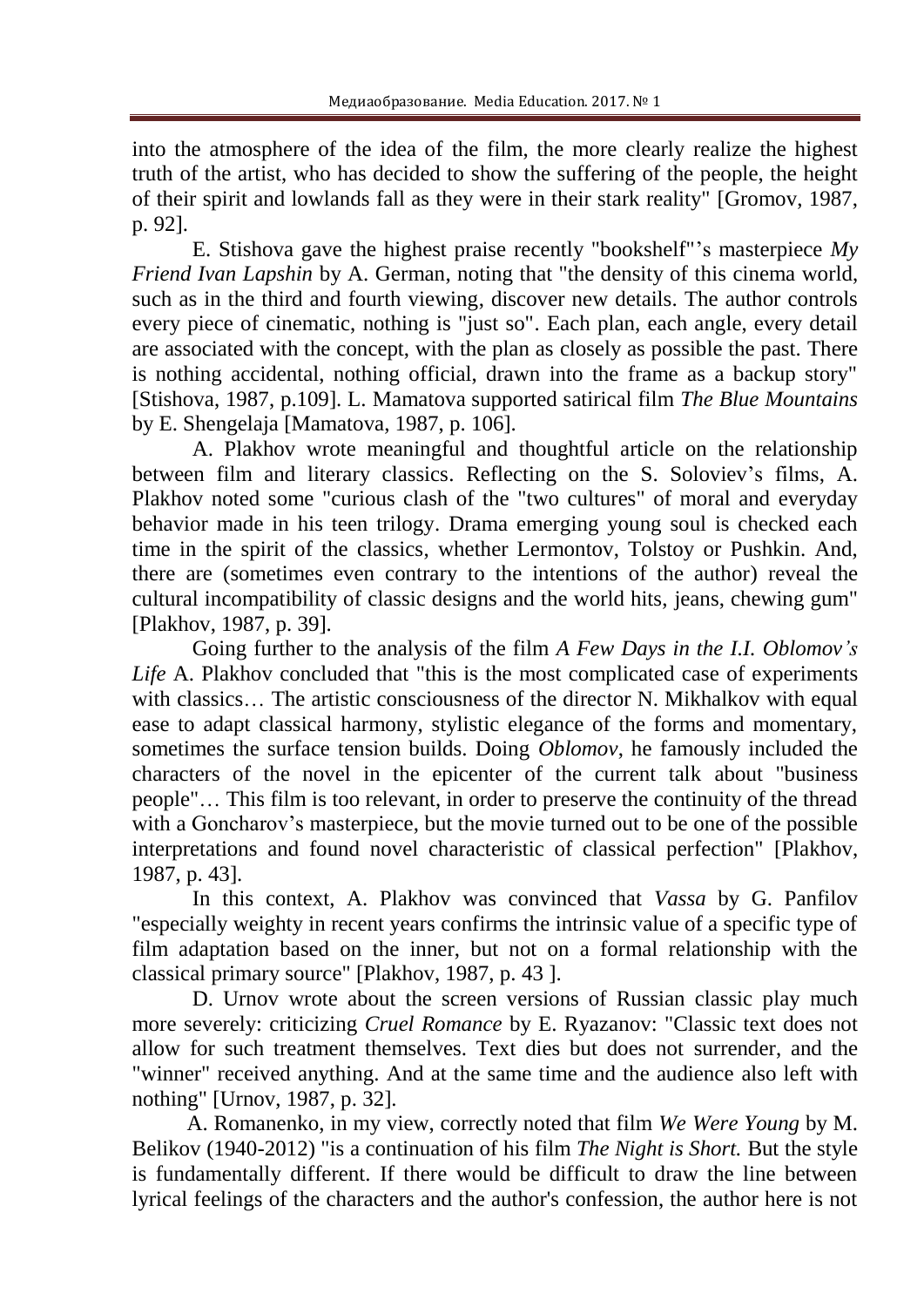into the atmosphere of the idea of the film, the more clearly realize the highest truth of the artist, who has decided to show the suffering of the people, the height of their spirit and lowlands fall as they were in their stark reality" [Gromov, 1987, p. 92].

E. Stishova gave the highest praise recently "bookshelf"'s masterpiece *My Friend Ivan Lapshin* by A. German, noting that "the density of this cinema world, such as in the third and fourth viewing, discover new details. The author controls every piece of cinematic, nothing is "just so". Each plan, each angle, every detail are associated with the concept, with the plan as closely as possible the past. There is nothing accidental, nothing official, drawn into the frame as a backup story" [Stishova, 1987, p.109]. L. Mamatova supported satirical film *The Blue Mountains* by E. Shengelaja [Mamatova, 1987, p. 106].

A. Plakhov wrote meaningful and thoughtful article on the relationship between film and literary classics. Reflecting on the S. Soloviev's films, A. Plakhov noted some "curious clash of the "two cultures" of moral and everyday behavior made in his teen trilogy. Drama emerging young soul is checked each time in the spirit of the classics, whether Lermontov, Tolstoy or Pushkin. And, there are (sometimes even contrary to the intentions of the author) reveal the cultural incompatibility of classic designs and the world hits, jeans, chewing gum" [Plakhov, 1987, p. 39].

Going further to the analysis of the film *A Few Days in the I.I. Oblomov's Life* A. Plakhov concluded that "this is the most complicated case of experiments with classics… The artistic consciousness of the director N. Mikhalkov with equal ease to adapt classical harmony, stylistic elegance of the forms and momentary, sometimes the surface tension builds. Doing *Oblomov*, he famously included the characters of the novel in the epicenter of the current talk about "business people"… This film is too relevant, in order to preserve the continuity of the thread with a Goncharov's masterpiece, but the movie turned out to be one of the possible interpretations and found novel characteristic of classical perfection" [Plakhov, 1987, p. 43].

In this context, A. Plakhov was convinced that *Vassa* by G. Panfilov "especially weighty in recent years confirms the intrinsic value of a specific type of film adaptation based on the inner, but not on a formal relationship with the classical primary source" [Plakhov, 1987, p. 43 ].

D. Urnov wrote about the screen versions of Russian classic play much more severely: criticizing *Cruel Romance* by E. Ryazanov: "Classic text does not allow for such treatment themselves. Text dies but does not surrender, and the "winner" received anything. And at the same time and the audience also left with nothing" [Urnov, 1987, p. 32].

A. Romanenko, in my view, correctly noted that film *We Were Young* by M. Belikov (1940-2012) "is a continuation of his film *The Night is Short.* But the style is fundamentally different. If there would be difficult to draw the line between lyrical feelings of the characters and the author's confession, the author here is not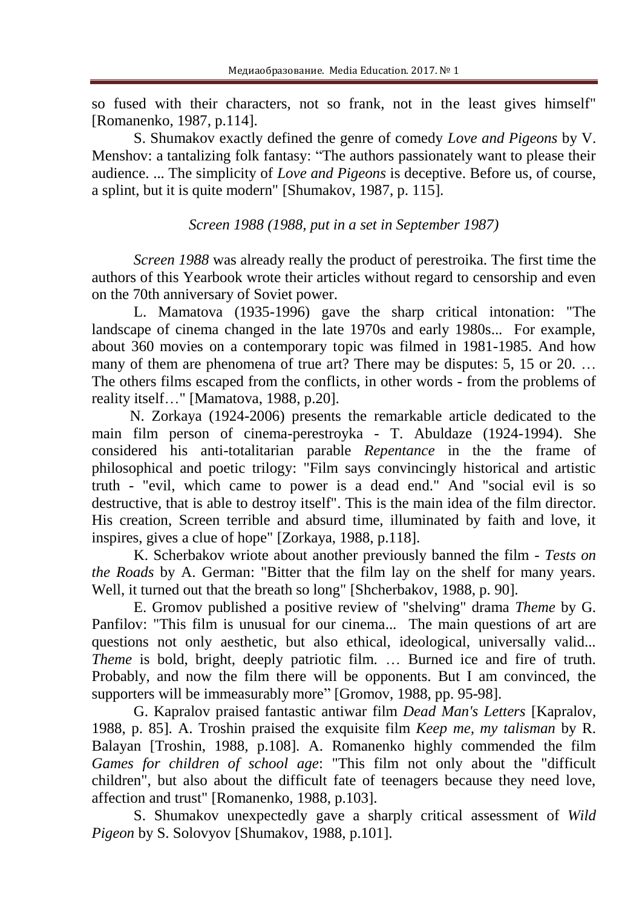so fused with their characters, not so frank, not in the least gives himself" [Romanenko, 1987, p.114].

S. Shumakov exactly defined the genre of comedy *Love and Pigeons* by V. Menshov: a tantalizing folk fantasy: “The authors passionately want to please their audience. ... The simplicity of *Love and Pigeons* is deceptive. Before us, of course, a splint, but it is quite modern" [Shumakov, 1987, p. 115].

*Screen 1988 (1988, put in a set in September 1987)*

*Screen 1988* was already really the product of perestroika. The first time the authors of this Yearbook wrote their articles without regard to censorship and even on the 70th anniversary of Soviet power.

L. Mamatova (1935-1996) gave the sharp critical intonation: "The landscape of cinema changed in the late 1970s and early 1980s... For example, about 360 movies on a contemporary topic was filmed in 1981-1985. And how many of them are phenomena of true art? There may be disputes: 5, 15 or 20. … The others films escaped from the conflicts, in other words - from the problems of reality itself…" [Mamatova, 1988, p.20].

N. Zorkaya (1924-2006) presents the remarkable article dedicated to the main film person of cinema-perestroyka - T. Abuldaze (1924-1994). She considered his anti-totalitarian parable *Repentance* in the the frame of philosophical and poetic trilogy: "Film says convincingly historical and artistic truth - "evil, which came to power is a dead end." And "social evil is so destructive, that is able to destroy itself". This is the main idea of the film director. His creation, Screen terrible and absurd time, illuminated by faith and love, it inspires, gives a clue of hope" [Zorkaya, 1988, p.118].

K. Scherbakov wriote about another previously banned the film - *Tests on the Roads* by A. German: "Bitter that the film lay on the shelf for many years. Well, it turned out that the breath so long" [Shcherbakov, 1988, p. 90].

E. Gromov published a positive review of "shelving" drama *Theme* by G. Panfilov: "This film is unusual for our cinema... The main questions of art are questions not only aesthetic, but also ethical, ideological, universally valid... *Theme* is bold, bright, deeply patriotic film. … Burned ice and fire of truth. Probably, and now the film there will be opponents. But I am convinced, the supporters will be immeasurably more” [Gromov, 1988, pp. 95-98].

G. Kapralov praised fantastic antiwar film *Dead Man's Letters* [Kapralov, 1988, p. 85]. A. Troshin praised the exquisite film *Keep me, my talisman* by R. Balayan [Troshin, 1988, p.108]. A. Romanenko highly commended the film *Games for children of school age*: "This film not only about the "difficult children", but also about the difficult fate of teenagers because they need love, affection and trust" [Romanenko, 1988, p.103].

S. Shumakov unexpectedly gave a sharply critical assessment of *Wild Pigeon* by S. Solovyov [Shumakov, 1988, p.101].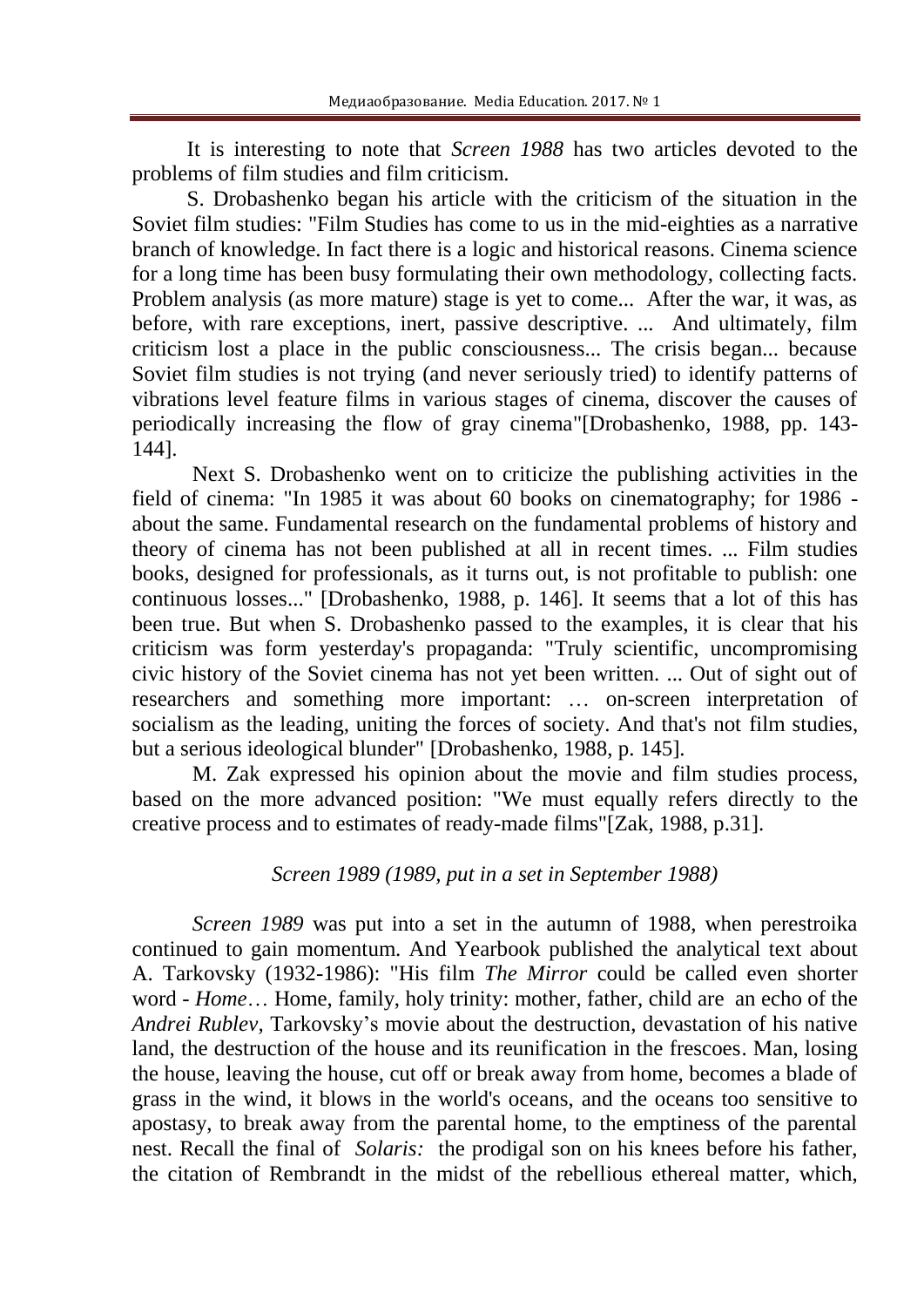It is interesting to note that *Screen 1988* has two articles devoted to the problems of film studies and film criticism.

S. Drobashenko began his article with the criticism of the situation in the Soviet film studies: "Film Studies has come to us in the mid-eighties as a narrative branch of knowledge. In fact there is a logic and historical reasons. Cinema science for a long time has been busy formulating their own methodology, collecting facts. Problem analysis (as more mature) stage is yet to come... After the war, it was, as before, with rare exceptions, inert, passive descriptive. ... And ultimately, film criticism lost a place in the public consciousness... The crisis began... because Soviet film studies is not trying (and never seriously tried) to identify patterns of vibrations level feature films in various stages of cinema, discover the causes of periodically increasing the flow of gray cinema"[Drobashenko, 1988, pp. 143-144].

Next S. Drobashenko went on to criticize the publishing activities in the field of cinema: "In 1985 it was about 60 books on cinematography; for 1986 - about the same. Fundamental research on the fundamental problems of history and theory of cinema has not been published at all in recent times. ... Film studies books, designed for professionals, as it turns out, is not profitable to publish: one continuous losses..." [Drobashenko, 1988, p. 146]. It seems that a lot of this has been true. But when S. Drobashenko passed to the examples, it is clear that his criticism was form yesterday's propaganda: "Truly scientific, uncompromising civic history of the Soviet cinema has not yet been written. ... Out of sight out of researchers and something more important: … on-screen interpretation of socialism as the leading, uniting the forces of society. And that's not film studies, but a serious ideological blunder" [Drobashenko, 1988, p. 145].

M. Zak expressed his opinion about the movie and film studies process, based on the more advanced position: "We must equally refers directly to the creative process and to estimates of ready-made films"[Zak, 1988, p.31].

*Screen 1989 (1989, put in a set in September 1988)*

*Screen 1989* was put into a set in the autumn of 1988, when perestroika continued to gain momentum. And Yearbook published the analytical text about A. Tarkovsky (1932-1986): "His film *The Mirror* could be called even shorter word - *Home*… Home, family, holy trinity: mother, father, child are an echo of the *Andrei Rublev,* Tarkovsky's movie about the destruction, devastation of his native land, the destruction of the house and its reunification in the frescoes. Man, losing the house, leaving the house, cut off or break away from home, becomes a blade of grass in the wind, it blows in the world's oceans, and the oceans too sensitive to apostasy, to break away from the parental home, to the emptiness of the parental nest. Recall the final of *Solaris:* the prodigal son on his knees before his father, the citation of Rembrandt in the midst of the rebellious ethereal matter, which,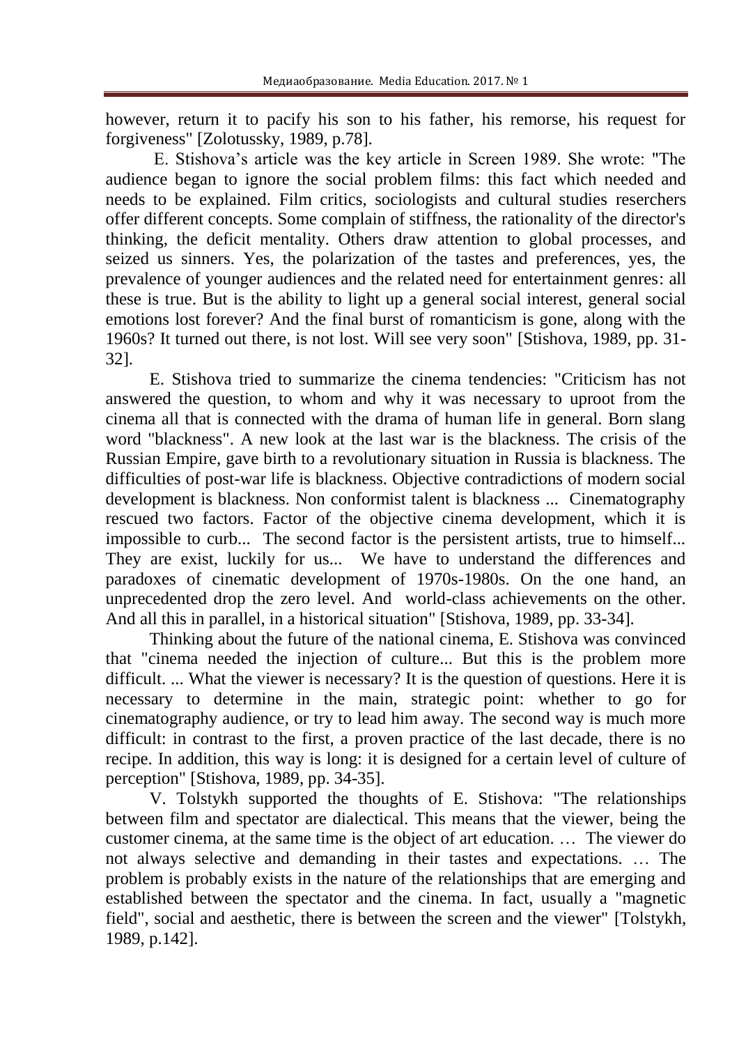however, return it to pacify his son to his father, his remorse, his request for forgiveness" [Zolotussky, 1989, p.78].

E. Stishova's article was the key article in Screen 1989. She wrote: "The audience began to ignore the social problem films: this fact which needed and needs to be explained. Film critics, sociologists and cultural studies reserchers offer different concepts. Some complain of stiffness, the rationality of the director's thinking, the deficit mentality. Others draw attention to global processes, and seized us sinners. Yes, the polarization of the tastes and preferences, yes, the prevalence of younger audiences and the related need for entertainment genres: all these is true. But is the ability to light up a general social interest, general social emotions lost forever? And the final burst of romanticism is gone, along with the 1960s? It turned out there, is not lost. Will see very soon" [Stishova, 1989, pp. 31-32].

E. Stishova tried to summarize the cinema tendencies: "Criticism has not answered the question, to whom and why it was necessary to uproot from the cinema all that is connected with the drama of human life in general. Born slang word "blackness". A new look at the last war is the blackness. The crisis of the Russian Empire, gave birth to a revolutionary situation in Russia is blackness. The difficulties of post-war life is blackness. Objective contradictions of modern social development is blackness. Non conformist talent is blackness ... Cinematography rescued two factors. Factor of the objective cinema development, which it is impossible to curb... The second factor is the persistent artists, true to himself... They are exist, luckily for us... We have to understand the differences and paradoxes of cinematic development of 1970s-1980s. On the one hand, an unprecedented drop the zero level. And world-class achievements on the other. And all this in parallel, in a historical situation" [Stishova, 1989, pp. 33-34].

Thinking about the future of the national cinema, E. Stishova was convinced that "cinema needed the injection of culture... But this is the problem more difficult. ... What the viewer is necessary? It is the question of questions. Here it is necessary to determine in the main, strategic point: whether to go for cinematography audience, or try to lead him away. The second way is much more difficult: in contrast to the first, a proven practice of the last decade, there is no recipe. In addition, this way is long: it is designed for a certain level of culture of perception" [Stishova, 1989, pp. 34-35].

V. Tolstykh supported the thoughts of E. Stishova: "The relationships between film and spectator are dialectical. This means that the viewer, being the customer cinema, at the same time is the object of art education. … The viewer do not always selective and demanding in their tastes and expectations. … The problem is probably exists in the nature of the relationships that are emerging and established between the spectator and the cinema. In fact, usually a "magnetic field", social and aesthetic, there is between the screen and the viewer" [Tolstykh, 1989, p.142].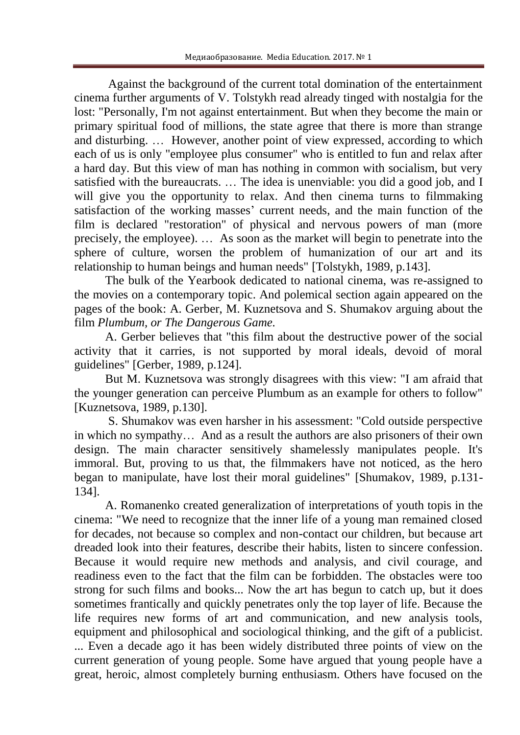Against the background of the current total domination of the entertainment cinema further arguments of V. Tolstykh read already tinged with nostalgia for the lost: "Personally, I'm not against entertainment. But when they become the main or primary spiritual food of millions, the state agree that there is more than strange and disturbing. … However, another point of view expressed, according to which each of us is only "employee plus consumer" who is entitled to fun and relax after a hard day. But this view of man has nothing in common with socialism, but very satisfied with the bureaucrats. … The idea is unenviable: you did a good job, and I will give you the opportunity to relax. And then cinema turns to filmmaking satisfaction of the working masses' current needs, and the main function of the film is declared "restoration" of physical and nervous powers of man (more precisely, the employee). … As soon as the market will begin to penetrate into the sphere of culture, worsen the problem of humanization of our art and its relationship to human beings and human needs" [Tolstykh, 1989, p.143].

The bulk of the Yearbook dedicated to national cinema, was re-assigned to the movies on a contemporary topic. And polemical section again appeared on the pages of the book: A. Gerber, M. Kuznetsova and S. Shumakov arguing about the film *Plumbum, or The Dangerous Game.*

A. Gerber believes that "this film about the destructive power of the social activity that it carries, is not supported by moral ideals, devoid of moral guidelines" [Gerber, 1989, p.124].

But M. Kuznetsova was strongly disagrees with this view: "I am afraid that the younger generation can perceive Plumbum as an example for others to follow" [Kuznetsova, 1989, p.130].

S. Shumakov was even harsher in his assessment: "Cold outside perspective in which no sympathy… And as a result the authors are also prisoners of their own design. The main character sensitively shamelessly manipulates people. It's immoral. But, proving to us that, the filmmakers have not noticed, as the hero began to manipulate, have lost their moral guidelines" [Shumakov, 1989, p.131-134].

A. Romanenko created generalization of interpretations of youth topis in the cinema: "We need to recognize that the inner life of a young man remained closed for decades, not because so complex and non-contact our children, but because art dreaded look into their features, describe their habits, listen to sincere confession. Because it would require new methods and analysis, and civil courage, and readiness even to the fact that the film can be forbidden. The obstacles were too strong for such films and books... Now the art has begun to catch up, but it does sometimes frantically and quickly penetrates only the top layer of life. Because the life requires new forms of art and communication, and new analysis tools, equipment and philosophical and sociological thinking, and the gift of a publicist. ... Even a decade ago it has been widely distributed three points of view on the current generation of young people. Some have argued that young people have a great, heroic, almost completely burning enthusiasm. Others have focused on the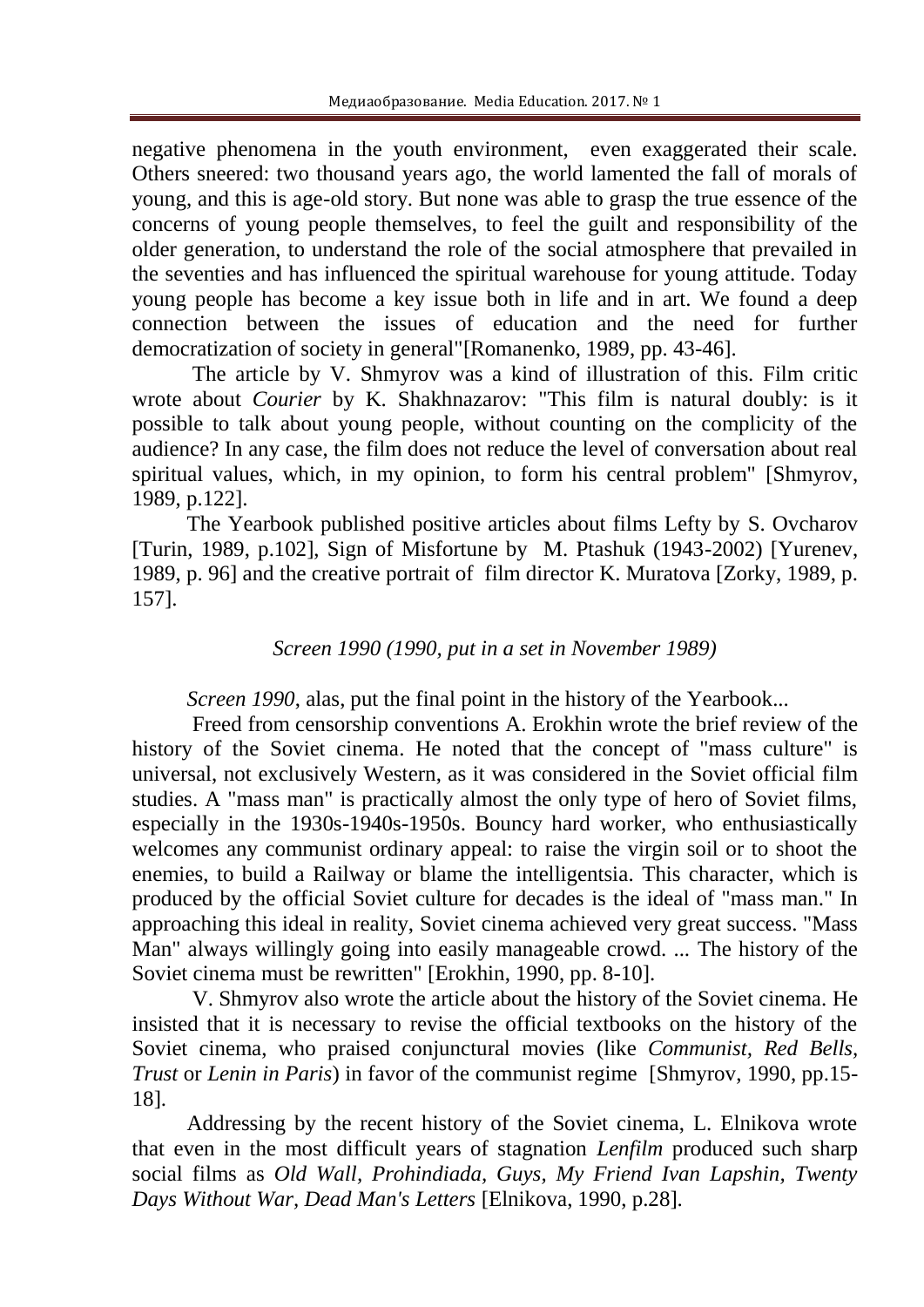negative phenomena in the youth environment, even exaggerated their scale. Others sneered: two thousand years ago, the world lamented the fall of morals of young, and this is age-old story. But none was able to grasp the true essence of the concerns of young people themselves, to feel the guilt and responsibility of the older generation, to understand the role of the social atmosphere that prevailed in the seventies and has influenced the spiritual warehouse for young attitude. Today young people has become a key issue both in life and in art. We found a deep connection between the issues of education and the need for further democratization of society in general"[Romanenko, 1989, pp. 43-46].

The article by V. Shmyrov was a kind of illustration of this. Film critic wrote about *Courier* by K. Shakhnazarov: "This film is natural doubly: is it possible to talk about young people, without counting on the complicity of the audience? In any case, the film does not reduce the level of conversation about real spiritual values, which, in my opinion, to form his central problem" [Shmyrov, 1989, p.122].

The Yearbook published positive articles about films Lefty by S. Ovcharov [Turin, 1989, p.102], Sign of Misfortune by M. Ptashuk (1943-2002) [Yurenev, 1989, p. 96] and the creative portrait of film director K. Muratova [Zorky, 1989, p. 157].

*Screen 1990 (1990, put in a set in November 1989)*

*Screen 1990*, alas, put the final point in the history of the Yearbook...

Freed from censorship conventions A. Erokhin wrote the brief review of the history of the Soviet cinema. He noted that the concept of "mass culture" is universal, not exclusively Western, as it was considered in the Soviet official film studies. A "mass man" is practically almost the only type of hero of Soviet films, especially in the 1930s-1940s-1950s. Bouncy hard worker, who enthusiastically welcomes any communist ordinary appeal: to raise the virgin soil or to shoot the enemies, to build a Railway or blame the intelligentsia. This character, which is produced by the official Soviet culture for decades is the ideal of "mass man." In approaching this ideal in reality, Soviet cinema achieved very great success. "Mass Man" always willingly going into easily manageable crowd. ... The history of the Soviet cinema must be rewritten" [Erokhin, 1990, pp. 8-10].

V. Shmyrov also wrote the article about the history of the Soviet cinema. He insisted that it is necessary to revise the official textbooks on the history of the Soviet cinema, who praised conjunctural movies (like *Communist, Red Bells, Trust* or *Lenin in Paris*) in favor of the communist regime [Shmyrov, 1990, pp.15-18].

Addressing by the recent history of the Soviet cinema, L. Elnikova wrote that even in the most difficult years of stagnation *Lenfilm* produced such sharp social films as *Old Wall, Prohindiada, Guys, My Friend Ivan Lapshin, Twenty Days Without War, Dead Man's Letters* [Elnikova, 1990, p.28].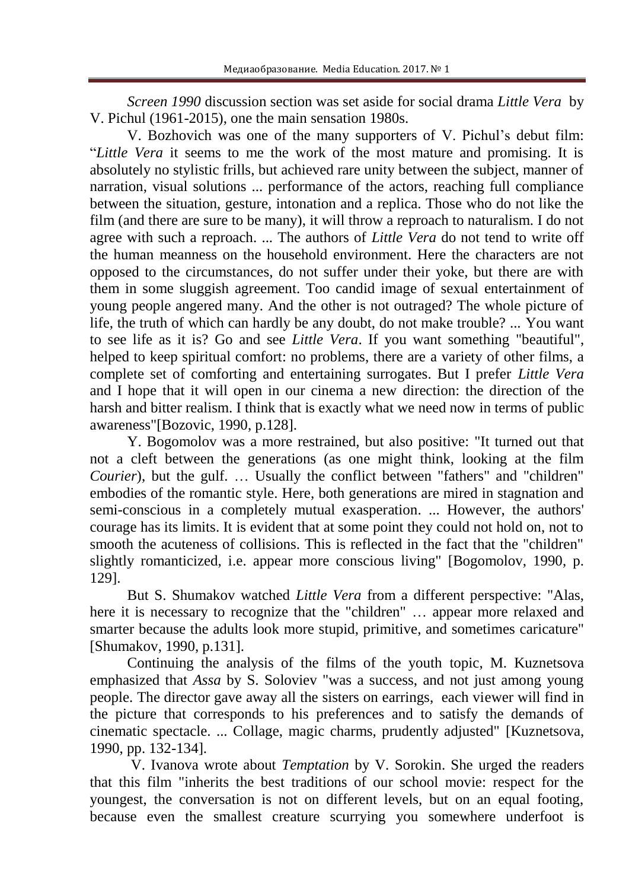*Screen 1990* discussion section was set aside for social drama *Little Vera* by V. Pichul (1961-2015), one the main sensation 1980s.

V. Bozhovich was one of the many supporters of V. Pichul's debut film: "*Little Vera* it seems to me the work of the most mature and promising. It is absolutely no stylistic frills, but achieved rare unity between the subject, manner of narration, visual solutions ... performance of the actors, reaching full compliance between the situation, gesture, intonation and a replica. Those who do not like the film (and there are sure to be many), it will throw a reproach to naturalism. I do not agree with such a reproach. ... The authors of *Little Vera* do not tend to write off the human meanness on the household environment. Here the characters are not opposed to the circumstances, do not suffer under their yoke, but there are with them in some sluggish agreement. Too candid image of sexual entertainment of young people angered many. And the other is not outraged? The whole picture of life, the truth of which can hardly be any doubt, do not make trouble? ... You want to see life as it is? Go and see *Little Vera*. If you want something "beautiful", helped to keep spiritual comfort: no problems, there are a variety of other films, a complete set of comforting and entertaining surrogates. But I prefer *Little Vera* and I hope that it will open in our cinema a new direction: the direction of the harsh and bitter realism. I think that is exactly what we need now in terms of public awareness"[Bozovic, 1990, p.128].

Y. Bogomolov was a more restrained, but also positive: "It turned out that not a cleft between the generations (as one might think, looking at the film *Courier*), but the gulf. … Usually the conflict between "fathers" and "children" embodies of the romantic style. Here, both generations are mired in stagnation and semi-conscious in a completely mutual exasperation. ... However, the authors' courage has its limits. It is evident that at some point they could not hold on, not to smooth the acuteness of collisions. This is reflected in the fact that the "children" slightly romanticized, i.e. appear more conscious living" [Bogomolov, 1990, p. 129].

But S. Shumakov watched *Little Vera* from a different perspective: "Alas, here it is necessary to recognize that the "children" … appear more relaxed and smarter because the adults look more stupid, primitive, and sometimes caricature" [Shumakov, 1990, p.131].

Continuing the analysis of the films of the youth topic, M. Kuznetsova emphasized that *Assa* by S. Soloviev "was a success, and not just among young people. The director gave away all the sisters on earrings, each viewer will find in the picture that corresponds to his preferences and to satisfy the demands of cinematic spectacle. ... Collage, magic charms, prudently adjusted" [Kuznetsova, 1990, pp. 132-134].

V. Ivanova wrote about *Temptation* by V. Sorokin. She urged the readers that this film "inherits the best traditions of our school movie: respect for the youngest, the conversation is not on different levels, but on an equal footing, because even the smallest creature scurrying you somewhere underfoot is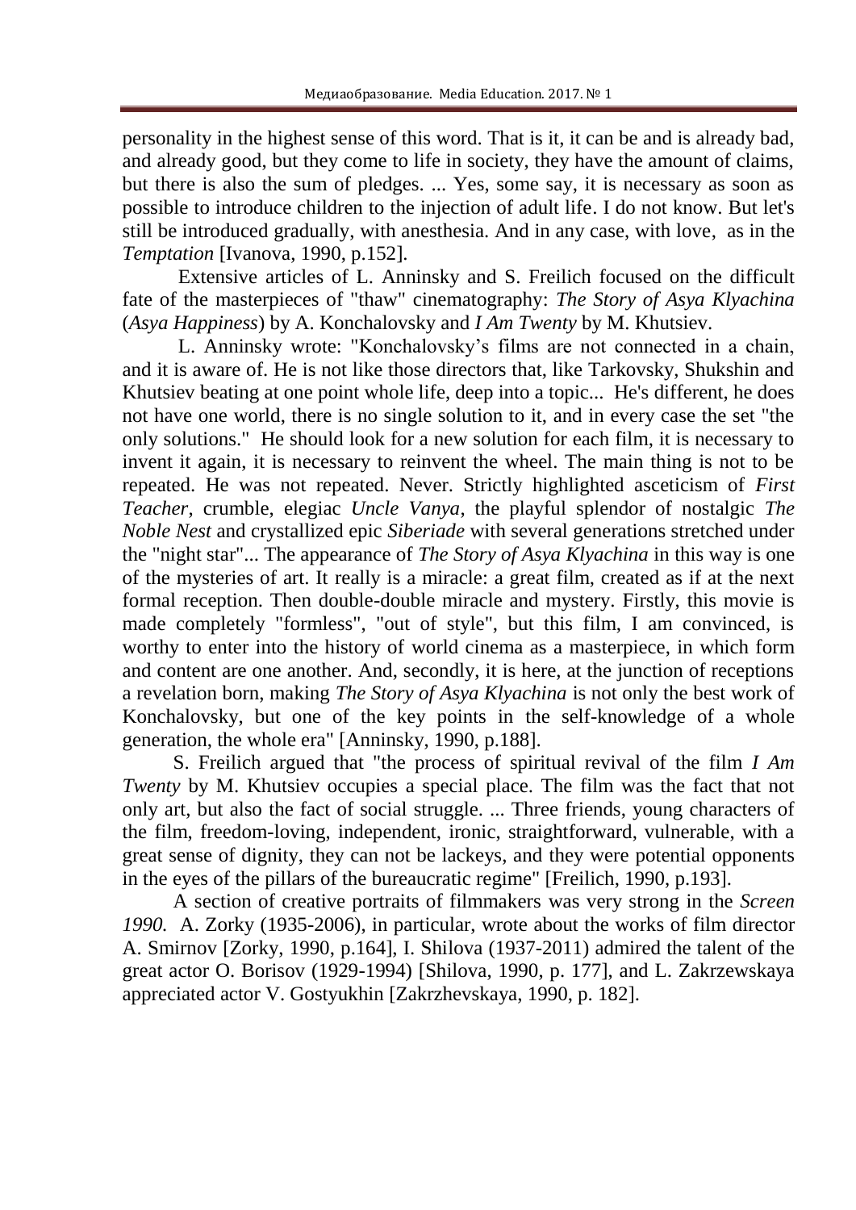personality in the highest sense of this word. That is it, it can be and is already bad, and already good, but they come to life in society, they have the amount of claims, but there is also the sum of pledges. ... Yes, some say, it is necessary as soon as possible to introduce children to the injection of adult life. I do not know. But let's still be introduced gradually, with anesthesia. And in any case, with love, as in the *Temptation* [Ivanova, 1990, p.152].

Extensive articles of L. Anninsky and S. Freilich focused on the difficult fate of the masterpieces of "thaw" cinematography: *The Story of Asya Klyachina* (*Asya Happiness*) by A. Konchalovsky and *I Am Twenty* by M. Khutsiev.

L. Anninsky wrote: "Konchalovsky's films are not connected in a chain, and it is aware of. He is not like those directors that, like Tarkovsky, Shukshin and Khutsiev beating at one point whole life, deep into a topic... He's different, he does not have one world, there is no single solution to it, and in every case the set "the only solutions." He should look for a new solution for each film, it is necessary to invent it again, it is necessary to reinvent the wheel. The main thing is not to be repeated. He was not repeated. Never. Strictly highlighted asceticism of *First Teacher*, crumble, elegiac *Uncle Vanya*, the playful splendor of nostalgic *The Noble Nest* and crystallized epic *Siberiade* with several generations stretched under the "night star"... The appearance of *The Story of Asya Klyachina* in this way is one of the mysteries of art. It really is a miracle: a great film, created as if at the next formal reception. Then double-double miracle and mystery. Firstly, this movie is made completely "formless", "out of style", but this film, I am convinced, is worthy to enter into the history of world cinema as a masterpiece, in which form and content are one another. And, secondly, it is here, at the junction of receptions a revelation born, making *The Story of Asya Klyachina* is not only the best work of Konchalovsky, but one of the key points in the self-knowledge of a whole generation, the whole era" [Anninsky, 1990, p.188].

S. Freilich argued that "the process of spiritual revival of the film *I Am Twenty* by M. Khutsiev occupies a special place. The film was the fact that not only art, but also the fact of social struggle. ... Three friends, young characters of the film, freedom-loving, independent, ironic, straightforward, vulnerable, with a great sense of dignity, they can not be lackeys, and they were potential opponents in the eyes of the pillars of the bureaucratic regime" [Freilich, 1990, p.193].

A section of creative portraits of filmmakers was very strong in the *Screen 1990.* A. Zorky (1935-2006), in particular, wrote about the works of film director A. Smirnov [Zorky, 1990, p.164], I. Shilova (1937-2011) admired the talent of the great actor O. Borisov (1929-1994) [Shilova, 1990, p. 177], and L. Zakrzewskaya appreciated actor V. Gostyukhin [Zakrzhevskaya, 1990, p. 182].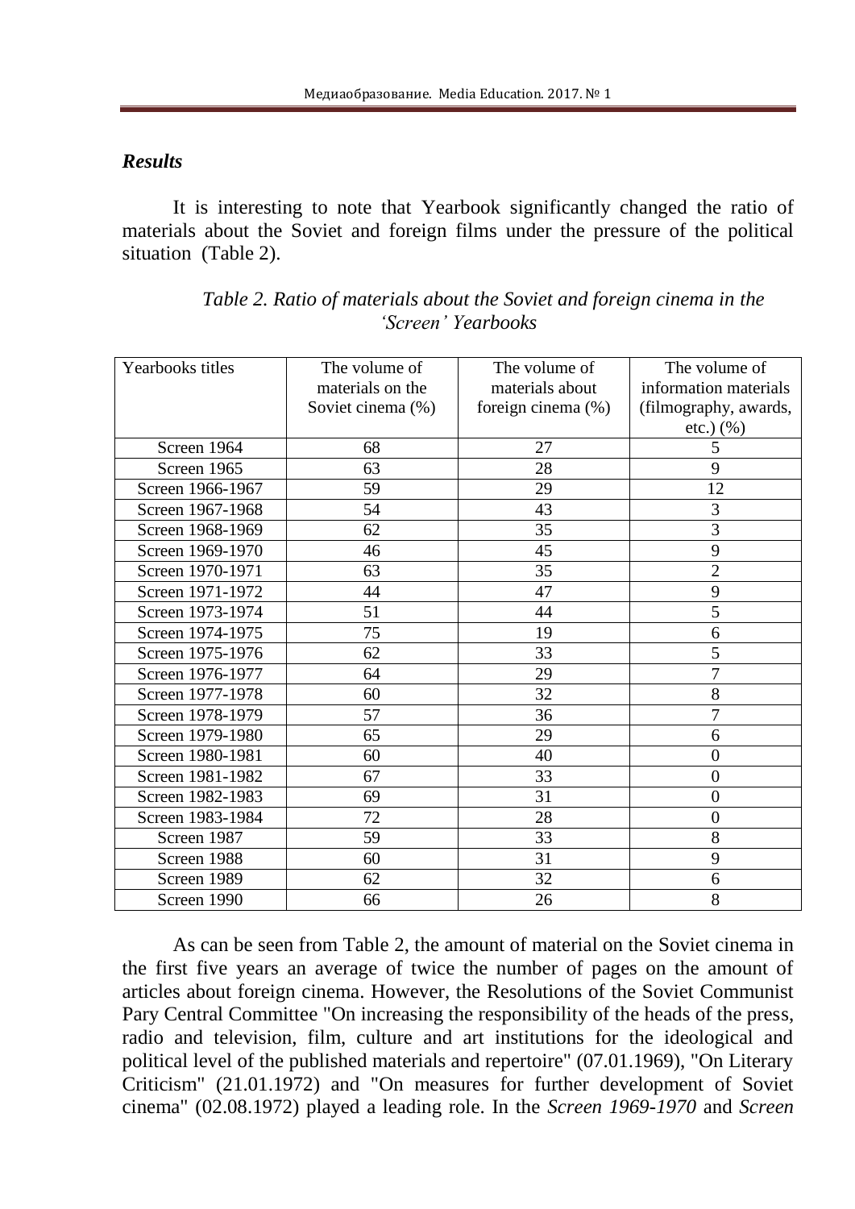### *Results*

It is interesting to note that Yearbook significantly changed the ratio of materials about the Soviet and foreign films under the pressure of the political situation (Table 2).

*Table 2. Ratio of materials about the Soviet and foreign cinema in the 'Screen' Yearbooks*

| Yearbooks titles | The volume of materials on the Soviet cinema (%) | The volume of materials about foreign cinema (%) | The volume of information materials (filmography, awards, etc.) (%) |
|---|---|---|---|
| Screen 1964 | 68 | 27 | 5 |
| Screen 1965 | 63 | 28 | 9 |
| Screen 1966-1967 | 59 | 29 | 12 |
| Screen 1967-1968 | 54 | 43 | 3 |
| Screen 1968-1969 | 62 | 35 | 3 |
| Screen 1969-1970 | 46 | 45 | 9 |
| Screen 1970-1971 | 63 | 35 | 2 |
| Screen 1971-1972 | 44 | 47 | 9 |
| Screen 1973-1974 | 51 | 44 | 5 |
| Screen 1974-1975 | 75 | 19 | 6 |
| Screen 1975-1976 | 62 | 33 | 5 |
| Screen 1976-1977 | 64 | 29 | 7 |
| Screen 1977-1978 | 60 | 32 | 8 |
| Screen 1978-1979 | 57 | 36 | 7 |
| Screen 1979-1980 | 65 | 29 | 6 |
| Screen 1980-1981 | 60 | 40 | 0 |
| Screen 1981-1982 | 67 | 33 | 0 |
| Screen 1982-1983 | 69 | 31 | 0 |
| Screen 1983-1984 | 72 | 28 | 0 |
| Screen 1987 | 59 | 33 | 8 |
| Screen 1988 | 60 | 31 | 9 |
| Screen 1989 | 62 | 32 | 6 |
| Screen 1990 | 66 | 26 | 8 |

As can be seen from Table 2, the amount of material on the Soviet cinema in the first five years an average of twice the number of pages on the amount of articles about foreign cinema. However, the Resolutions of the Soviet Communist Pary Central Committee "On increasing the responsibility of the heads of the press, radio and television, film, culture and art institutions for the ideological and political level of the published materials and repertoire" (07.01.1969), "On Literary Criticism" (21.01.1972) and "On measures for further development of Soviet cinema" (02.08.1972) played a leading role. In the *Screen 1969-1970* and *Screen*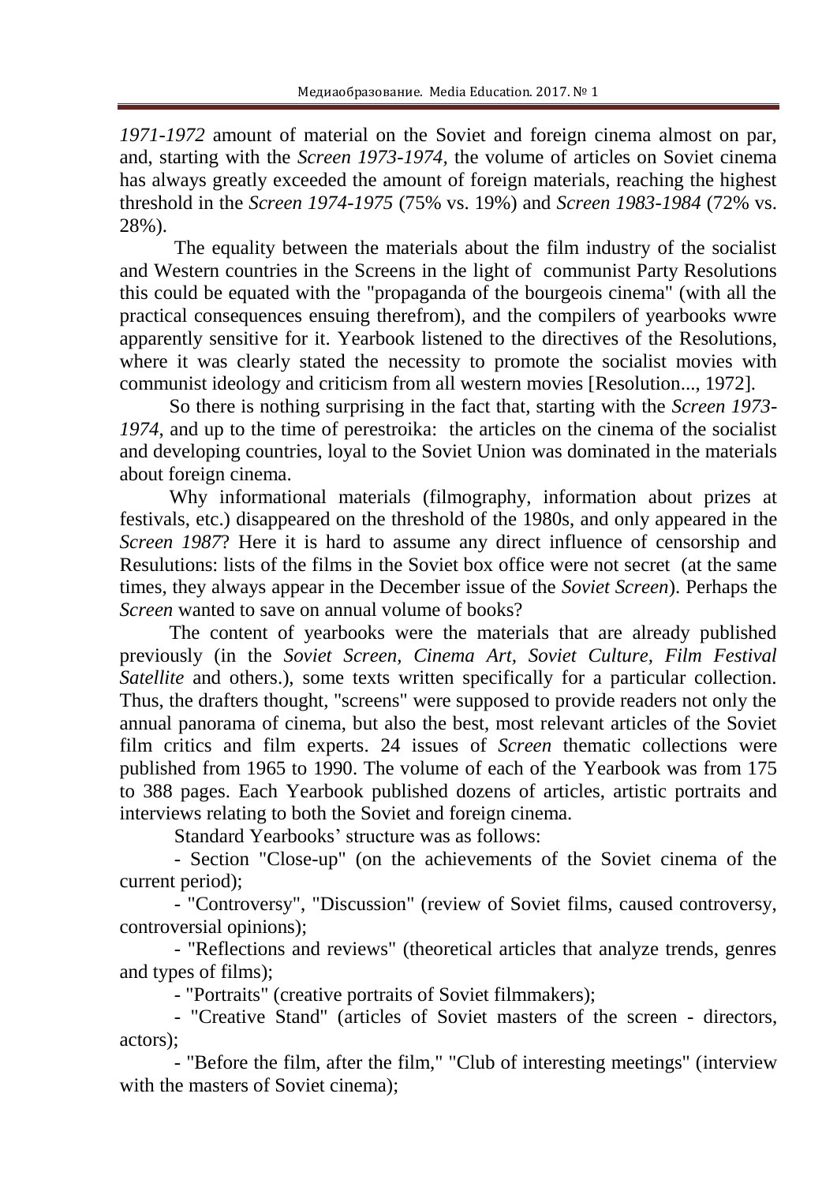*1971-1972* amount of material on the Soviet and foreign cinema almost on par, and, starting with the *Screen 1973-1974,* the volume of articles on Soviet cinema has always greatly exceeded the amount of foreign materials, reaching the highest threshold in the *Screen 1974-1975* (75% vs. 19%) and *Screen 1983-1984* (72% vs. 28%).

The equality between the materials about the film industry of the socialist and Western countries in the Screens in the light of communist Party Resolutions this could be equated with the "propaganda of the bourgeois cinema" (with all the practical consequences ensuing therefrom), and the compilers of yearbooks wwre apparently sensitive for it. Yearbook listened to the directives of the Resolutions, where it was clearly stated the necessity to promote the socialist movies with communist ideology and criticism from all western movies [Resolution..., 1972].

So there is nothing surprising in the fact that, starting with the *Screen 1973-1974*, and up to the time of perestroika: the articles on the cinema of the socialist and developing countries, loyal to the Soviet Union was dominated in the materials about foreign cinema.

Why informational materials (filmography, information about prizes at festivals, etc.) disappeared on the threshold of the 1980s, and only appeared in the *Screen 1987*? Here it is hard to assume any direct influence of censorship and Resulutions: lists of the films in the Soviet box office were not secret (at the same times, they always appear in the December issue of the *Soviet Screen*). Perhaps the *Screen* wanted to save on annual volume of books?

The content of yearbooks were the materials that are already published previously (in the *Soviet Screen, Cinema Art, Soviet Culture, Film Festival Satellite* and others.), some texts written specifically for a particular collection. Thus, the drafters thought, "screens" were supposed to provide readers not only the annual panorama of cinema, but also the best, most relevant articles of the Soviet film critics and film experts. 24 issues of *Screen* thematic collections were published from 1965 to 1990. The volume of each of the Yearbook was from 175 to 388 pages. Each Yearbook published dozens of articles, artistic portraits and interviews relating to both the Soviet and foreign cinema.

Standard Yearbooks' structure was as follows:

- Section "Close-up" (on the achievements of the Soviet cinema of the current period);
- "Controversy", "Discussion" (review of Soviet films, caused controversy, controversial opinions);
- "Reflections and reviews" (theoretical articles that analyze trends, genres and types of films);
- "Portraits" (creative portraits of Soviet filmmakers);
- "Creative Stand" (articles of Soviet masters of the screen - directors, actors);
- "Before the film, after the film," "Club of interesting meetings" (interview with the masters of Soviet cinema);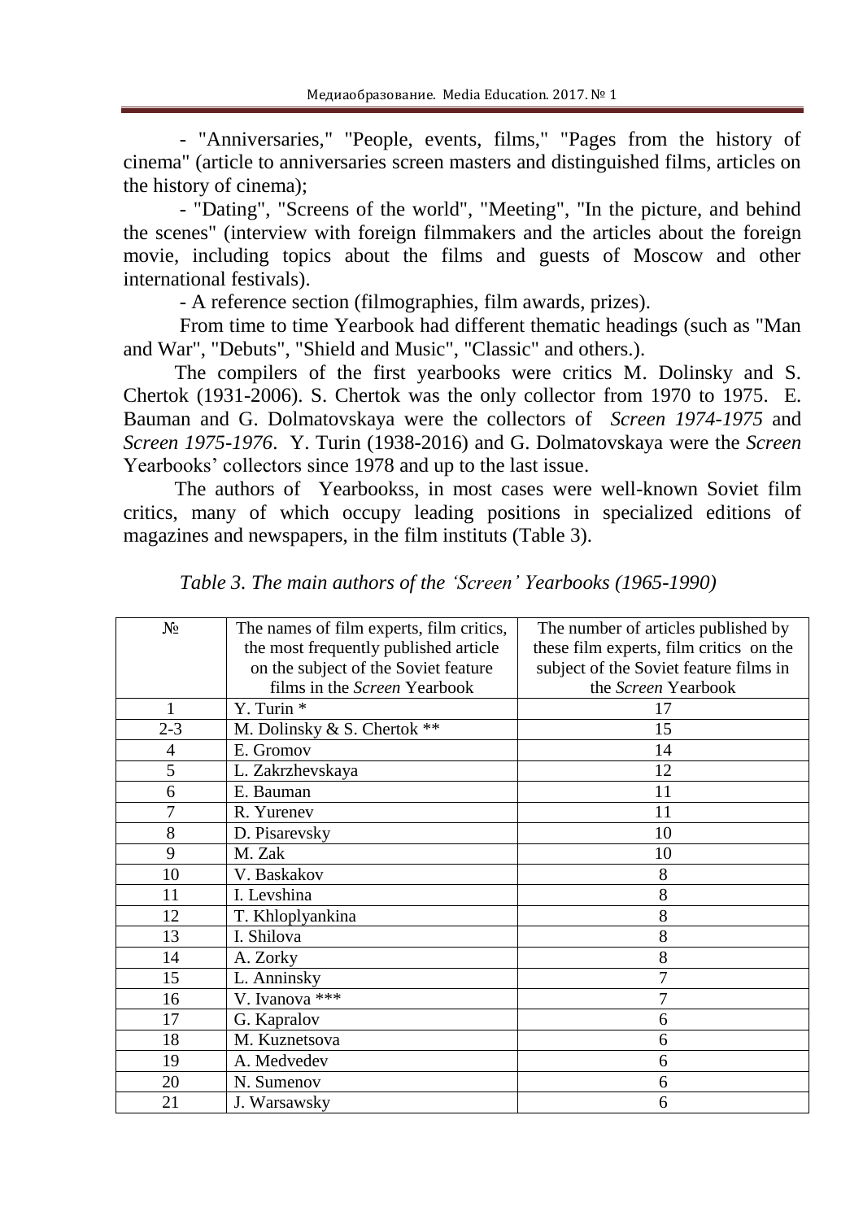- "Anniversaries," "People, events, films," "Pages from the history of cinema" (article to anniversaries screen masters and distinguished films, articles on the history of cinema);

- "Dating", "Screens of the world", "Meeting", "In the picture, and behind the scenes" (interview with foreign filmmakers and the articles about the foreign movie, including topics about the films and guests of Moscow and other international festivals).

- A reference section (filmographies, film awards, prizes).

From time to time Yearbook had different thematic headings (such as "Man and War", "Debuts", "Shield and Music", "Classic" and others.).

The compilers of the first yearbooks were critics M. Dolinsky and S. Chertok (1931-2006). S. Chertok was the only collector from 1970 to 1975. E. Bauman and G. Dolmatovskaya were the collectors of *Screen 1974-1975* and *Screen 1975-1976*. Y. Turin (1938-2016) and G. Dolmatovskaya were the *Screen* Yearbooks' collectors since 1978 and up to the last issue.

The authors of Yearbookss, in most cases were well-known Soviet film critics, many of which occupy leading positions in specialized editions of magazines and newspapers, in the film instituts (Table 3).

*Table 3. The main authors of the 'Screen' Yearbooks (1965-1990)*

| № | The names of film experts, film critics, the most frequently published article on the subject of the Soviet feature films in the *Screen* Yearbook | The number of articles published by these film experts, film critics on the subject of the Soviet feature films in the *Screen* Yearbook |
|---|---|---|
| 1 | Y. Turin * | 17 |
| 2-3 | M. Dolinsky & S. Chertok ** | 15 |
| 4 | E. Gromov | 14 |
| 5 | L. Zakrzhevskaya | 12 |
| 6 | E. Bauman | 11 |
| 7 | R. Yurenev | 11 |
| 8 | D. Pisarevsky | 10 |
| 9 | M. Zak | 10 |
| 10 | V. Baskakov | 8 |
| 11 | I. Levshina | 8 |
| 12 | T. Khloplyankina | 8 |
| 13 | I. Shilova | 8 |
| 14 | A. Zorky | 8 |
| 15 | L. Anninsky | 7 |
| 16 | V. Ivanova *** | 7 |
| 17 | G. Kapralov | 6 |
| 18 | M. Kuznetsova | 6 |
| 19 | A. Medvedev | 6 |
| 20 | N. Sumenov | 6 |
| 21 | J. Warsawsky | 6 |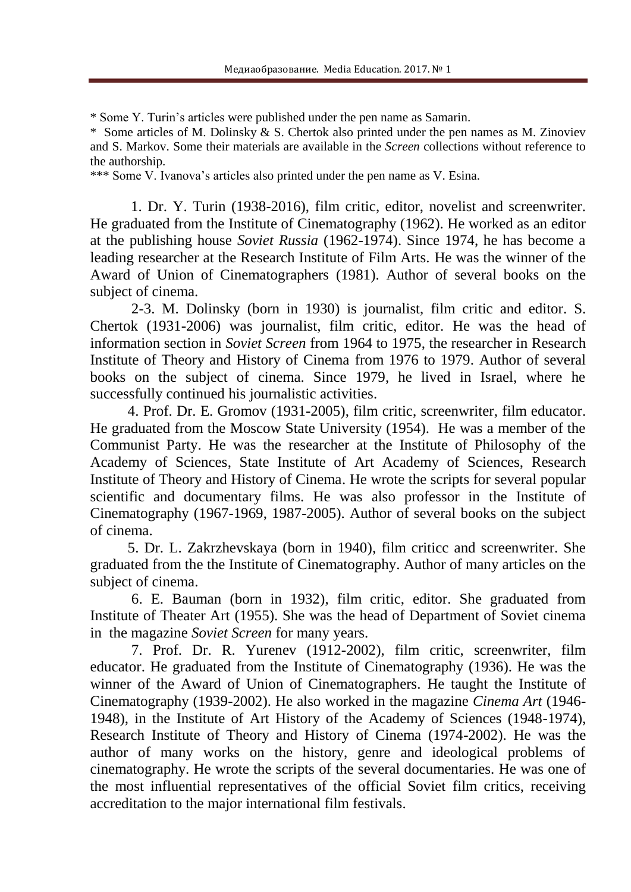* Some Y. Turin's articles were published under the pen name as Samarin.

* Some articles of M. Dolinsky & S. Chertok also printed under the pen names as M. Zinoviev and S. Markov. Some their materials are available in the *Screen* collections without reference to the authorship.

*** Some V. Ivanova's articles also printed under the pen name as V. Esina.

1. Dr. Y. Turin (1938-2016), film critic, editor, novelist and screenwriter. He graduated from the Institute of Cinematography (1962). He worked as an editor at the publishing house *Soviet Russia* (1962-1974). Since 1974, he has become a leading researcher at the Research Institute of Film Arts. He was the winner of the Award of Union of Cinematographers (1981). Author of several books on the subject of cinema.

2-3. M. Dolinsky (born in 1930) is journalist, film critic and editor. S. Chertok (1931-2006) was journalist, film critic, editor. He was the head of information section in *Soviet Screen* from 1964 to 1975, the researcher in Research Institute of Theory and History of Cinema from 1976 to 1979. Author of several books on the subject of cinema. Since 1979, he lived in Israel, where he successfully continued his journalistic activities.

4. Prof. Dr. E. Gromov (1931-2005), film critic, screenwriter, film educator. He graduated from the Moscow State University (1954). He was a member of the Communist Party. He was the researcher at the Institute of Philosophy of the Academy of Sciences, State Institute of Art Academy of Sciences, Research Institute of Theory and History of Cinema. He wrote the scripts for several popular scientific and documentary films. He was also professor in the Institute of Cinematography (1967-1969, 1987-2005). Author of several books on the subject of cinema.

5. Dr. L. Zakrzhevskaya (born in 1940), film criticc and screenwriter. She graduated from the the Institute of Cinematography. Author of many articles on the subject of cinema.

6. E. Bauman (born in 1932), film critic, editor. She graduated from Institute of Theater Art (1955). She was the head of Department of Soviet cinema in the magazine *Soviet Screen* for many years.

7. Prof. Dr. R. Yurenev (1912-2002), film critic, screenwriter, film educator. He graduated from the Institute of Cinematography (1936). He was the winner of the Award of Union of Cinematographers. He taught the Institute of Cinematography (1939-2002). He also worked in the magazine *Cinema Art* (1946-1948), in the Institute of Art History of the Academy of Sciences (1948-1974), Research Institute of Theory and History of Cinema (1974-2002). He was the author of many works on the history, genre and ideological problems of cinematography. He wrote the scripts of the several documentaries. He was one of the most influential representatives of the official Soviet film critics, receiving accreditation to the major international film festivals.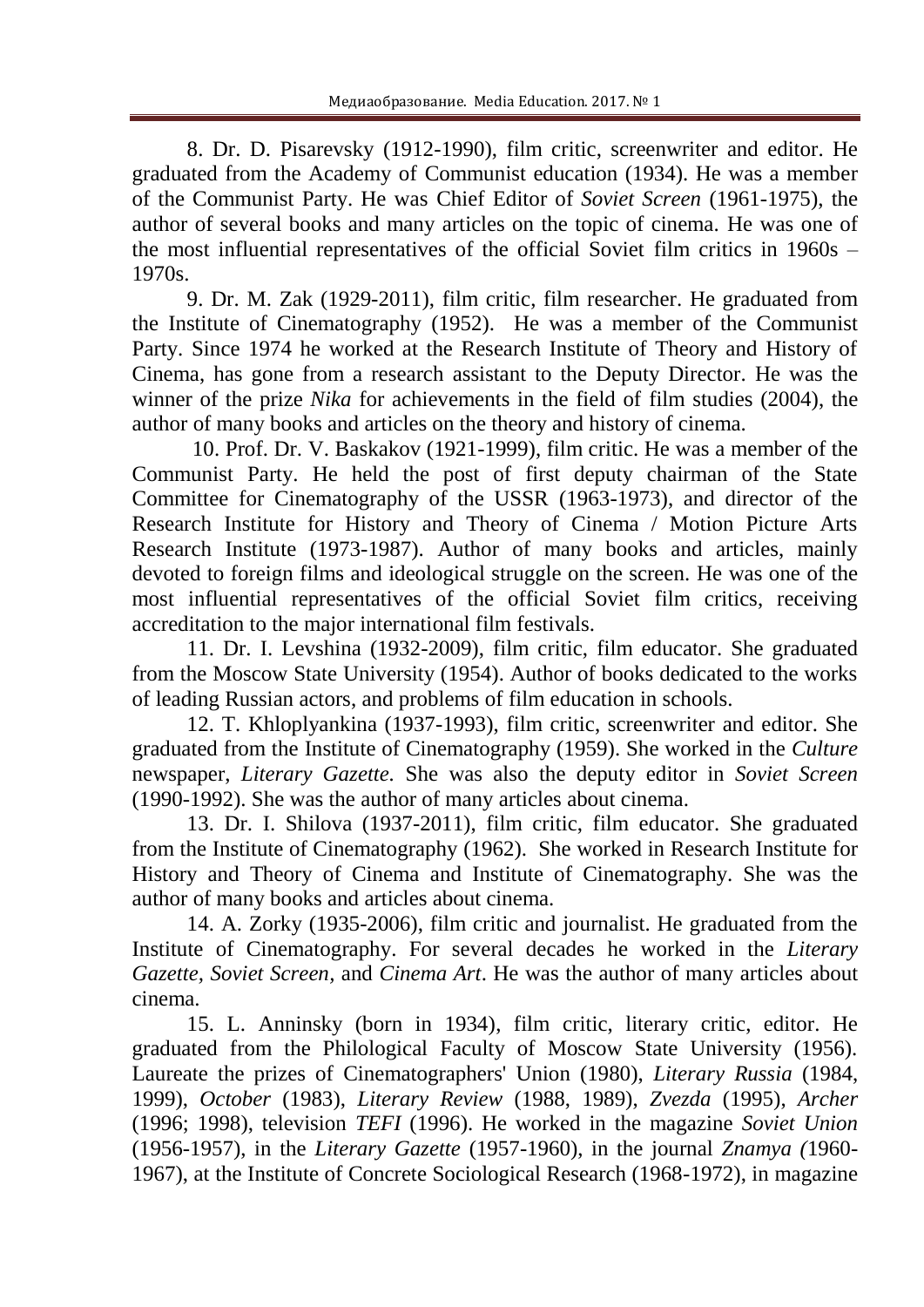8. Dr. D. Pisarevsky (1912-1990), film critic, screenwriter and editor. He graduated from the Academy of Communist education (1934). He was a member of the Communist Party. He was Chief Editor of *Soviet Screen* (1961-1975), the author of several books and many articles on the topic of cinema. He was one of the most influential representatives of the official Soviet film critics in 1960s – 1970s.

9. Dr. M. Zak (1929-2011), film critic, film researcher. He graduated from the Institute of Cinematography (1952). He was a member of the Communist Party. Since 1974 he worked at the Research Institute of Theory and History of Cinema, has gone from a research assistant to the Deputy Director. He was the winner of the prize *Nika* for achievements in the field of film studies (2004), the author of many books and articles on the theory and history of cinema.

10. Prof. Dr. V. Baskakov (1921-1999), film critic. He was a member of the Communist Party. He held the post of first deputy chairman of the State Committee for Cinematography of the USSR (1963-1973), and director of the Research Institute for History and Theory of Cinema / Motion Picture Arts Research Institute (1973-1987). Author of many books and articles, mainly devoted to foreign films and ideological struggle on the screen. He was one of the most influential representatives of the official Soviet film critics, receiving accreditation to the major international film festivals.

11. Dr. I. Levshina (1932-2009), film critic, film educator. She graduated from the Moscow State University (1954). Author of books dedicated to the works of leading Russian actors, and problems of film education in schools.

12. T. Khloplyankina (1937-1993), film critic, screenwriter and editor. She graduated from the Institute of Cinematography (1959). She worked in the *Culture* newspaper, *Literary Gazette.* She was also the deputy editor in *Soviet Screen* (1990-1992). She was the author of many articles about cinema.

13. Dr. I. Shilova (1937-2011), film critic, film educator. She graduated from the Institute of Cinematography (1962). She worked in Research Institute for History and Theory of Cinema and Institute of Cinematography. She was the author of many books and articles about cinema.

14. A. Zorky (1935-2006), film critic and journalist. He graduated from the Institute of Cinematography. For several decades he worked in the *Literary Gazette, Soviet Screen,* and *Cinema Art*. He was the author of many articles about cinema.

15. L. Anninsky (born in 1934), film critic, literary critic, editor. He graduated from the Philological Faculty of Moscow State University (1956). Laureate the prizes of Cinematographers' Union (1980), *Literary Russia* (1984, 1999), *October* (1983), *Literary Review* (1988, 1989), *Zvezda* (1995), *Archer* (1996; 1998), television *TEFI* (1996). He worked in the magazine *Soviet Union* (1956-1957), in the *Literary Gazette* (1957-1960), in the journal *Znamya (*1960-1967), at the Institute of Concrete Sociological Research (1968-1972), in magazine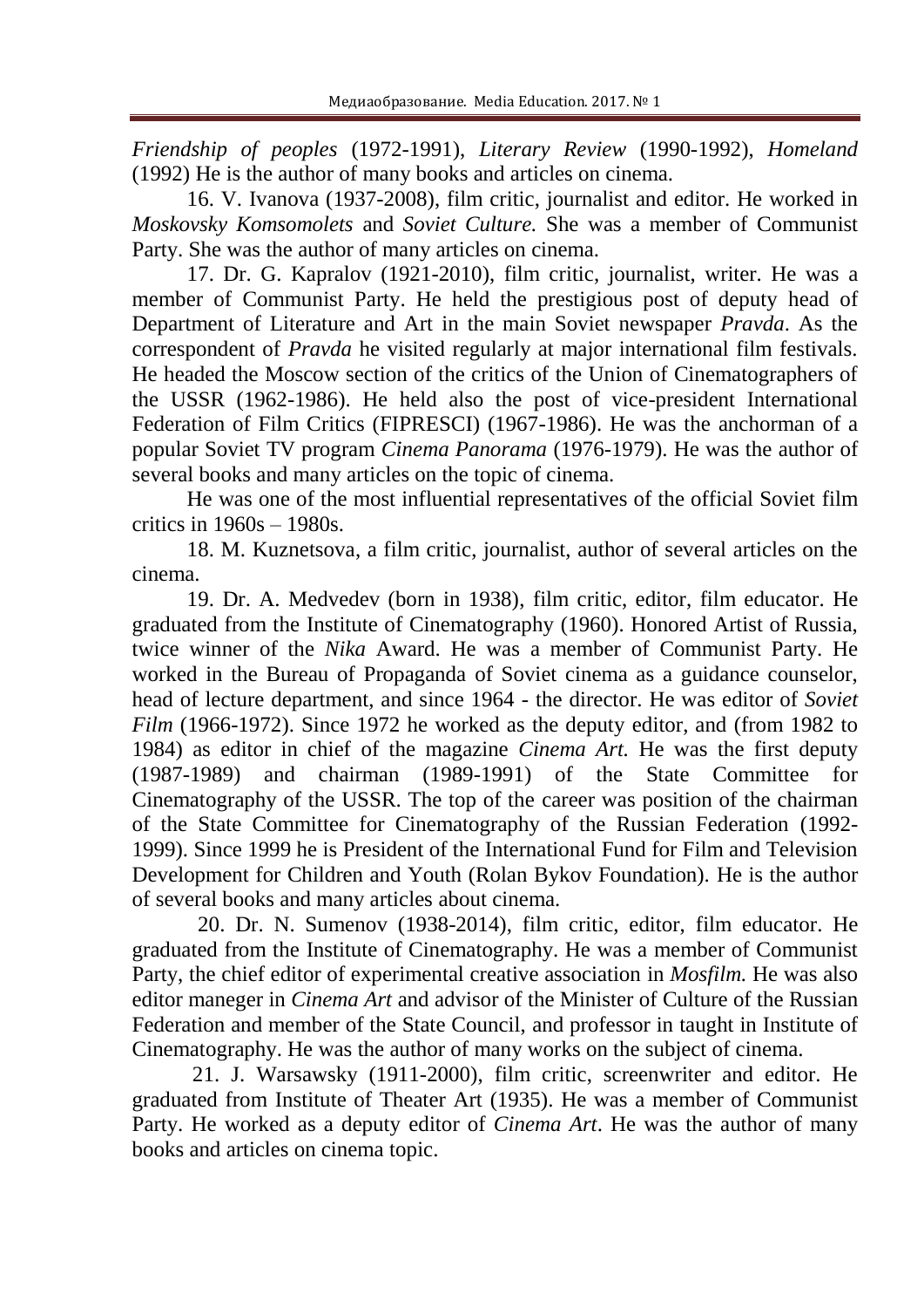*Friendship of peoples* (1972-1991), *Literary Review* (1990-1992), *Homeland* (1992) He is the author of many books and articles on cinema.

16. V. Ivanova (1937-2008), film critic, journalist and editor. He worked in *Moskovsky Komsomolets* and *Soviet Culture.* She was a member of Communist Party. She was the author of many articles on cinema.

17. Dr. G. Kapralov (1921-2010), film critic, journalist, writer. He was a member of Communist Party. He held the prestigious post of deputy head of Department of Literature and Art in the main Soviet newspaper *Pravda*. As the correspondent of *Pravda* he visited regularly at major international film festivals. He headed the Moscow section of the critics of the Union of Cinematographers of the USSR (1962-1986). He held also the post of vice-president International Federation of Film Critics (FIPRESCI) (1967-1986). He was the anchorman of a popular Soviet TV program *Cinema Panorama* (1976-1979). He was the author of several books and many articles on the topic of cinema.

He was one of the most influential representatives of the official Soviet film critics in 1960s – 1980s.

18. M. Kuznetsova, a film critic, journalist, author of several articles on the cinema.

19. Dr. A. Medvedev (born in 1938), film critic, editor, film educator. He graduated from the Institute of Cinematography (1960). Honored Artist of Russia, twice winner of the *Nika* Award. He was a member of Communist Party. He worked in the Bureau of Propaganda of Soviet cinema as a guidance counselor, head of lecture department, and since 1964 - the director. He was editor of *Soviet Film* (1966-1972). Since 1972 he worked as the deputy editor, and (from 1982 to 1984) as editor in chief of the magazine *Cinema Art.* He was the first deputy (1987-1989) and chairman (1989-1991) of the State Committee for Cinematography of the USSR. The top of the career was position of the chairman of the State Committee for Cinematography of the Russian Federation (1992-1999). Since 1999 he is President of the International Fund for Film and Television Development for Children and Youth (Rolan Bykov Foundation). He is the author of several books and many articles about cinema.

20. Dr. N. Sumenov (1938-2014), film critic, editor, film educator. He graduated from the Institute of Cinematography. He was a member of Communist Party, the chief editor of experimental creative association in *Mosfilm.* He was also editor maneger in *Cinema Art* and advisor of the Minister of Culture of the Russian Federation and member of the State Council, and professor in taught in Institute of Cinematography. He was the author of many works on the subject of cinema.

21. J. Warsawsky (1911-2000), film critic, screenwriter and editor. He graduated from Institute of Theater Art (1935). He was a member of Communist Party. He worked as a deputy editor of *Cinema Art*. He was the author of many books and articles on cinema topic.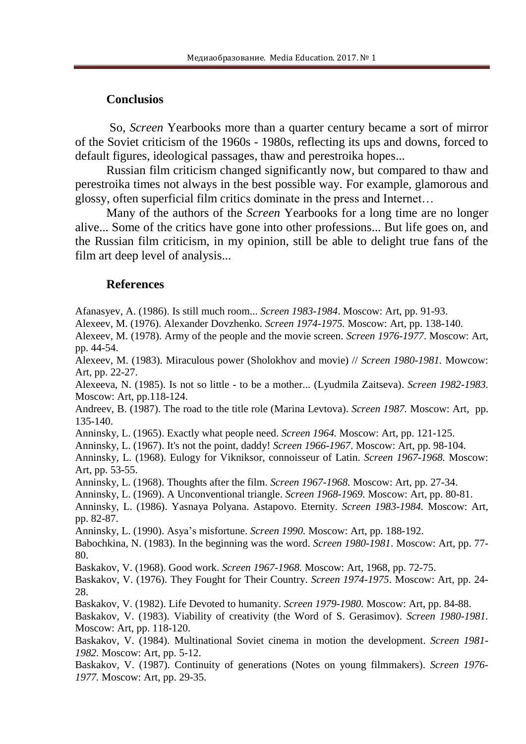## Conclusios

So, *Screen* Yearbooks more than a quarter century became a sort of mirror of the Soviet criticism of the 1960s - 1980s, reflecting its ups and downs, forced to default figures, ideological passages, thaw and perestroika hopes...

Russian film criticism changed significantly now, but compared to thaw and perestroika times not always in the best possible way. For example, glamorous and glossy, often superficial film critics dominate in the press and Internet…

Many of the authors of the *Screen* Yearbooks for a long time are no longer alive... Some of the critics have gone into other professions... But life goes on, and the Russian film criticism, in my opinion, still be able to delight true fans of the film art deep level of analysis...

## References

Afanasyev, A. (1986). Is still much room... *Screen 1983-1984*. Moscow: Art, pp. 91-93.

Alexeev, M. (1976). Alexander Dovzhenko. *Screen 1974-1975.* Moscow: Art, pp. 138-140.

Alexeev, M. (1978). Army of the people and the movie screen. *Screen 1976-1977*. Moscow: Art, pp. 44-54.

Alexeev, M. (1983). Miraculous power (Sholokhov and movie) // *Screen 1980-1981.* Mowcow: Art, pp. 22-27.

Alexeeva, N. (1985). Is not so little - to be a mother... (Lyudmila Zaitseva). *Screen 1982-1983.* Moscow: Art, pp.118-124.

Andreev, B. (1987). The road to the title role (Marina Levtova). *Screen 1987.* Moscow: Art, pp. 135-140.

Anninsky, L. (1965). Exactly what people need. *Screen 1964.* Moscow: Art, pp. 121-125.

Anninsky, L. (1967). It's not the point, daddy! *Screen 1966-1967*. Moscow: Art, pp. 98-104.

Anninsky, L. (1968). Eulogy for Vikniksor, connoisseur of Latin. *Screen 1967-1968.* Moscow: Art, pp. 53-55.

Anninsky, L. (1968). Thoughts after the film. *Screen 1967-1968.* Moscow: Art, pp. 27-34.

Anninsky, L. (1969). A Unconventional triangle. *Screen 1968-1969.* Moscow: Art, pp. 80-81.

Anninsky, L. (1986). Yasnaya Polyana. Astapovo. Eternity. *Screen 1983-1984.* Moscow: Art, pp. 82-87.

Anninsky, L. (1990). Asya's misfortune. *Screen 1990.* Moscow: Art, pp. 188-192.

Babochkina, N. (1983). In the beginning was the word. *Screen 1980-1981*. Moscow: Art, pp. 77-80.

Baskakov, V. (1968). Good work. *Screen 1967-1968.* Moscow: Art, 1968, pp. 72-75.

Baskakov, V. (1976). They Fought for Their Country. *Screen 1974-1975*. Moscow: Art, pp. 24-28.

Baskakov, V. (1982). Life Devoted to humanity. *Screen 1979-1980.* Moscow: Art, pp. 84-88.

Baskakov, V. (1983). Viability of creativity (the Word of S. Gerasimov). *Screen 1980-1981.* Moscow: Art, pp. 118-120.

Baskakov, V. (1984). Multinational Soviet cinema in motion the development. *Screen 1981-1982.* Moscow: Art, pp. 5-12.

Baskakov, V. (1987). Continuity of generations (Notes on young filmmakers). *Screen 1976-1977.* Moscow: Art, pp. 29-35.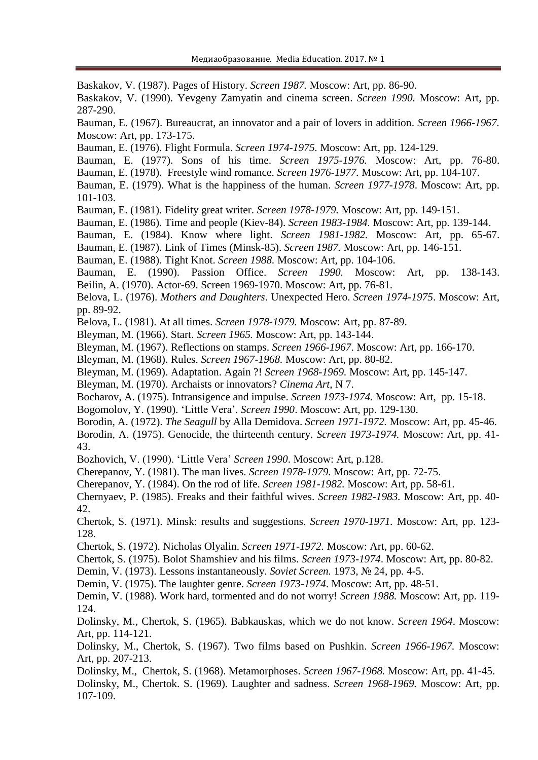Baskakov, V. (1987). Pages of History. *Screen 1987.* Moscow: Art, pp. 86-90.

Baskakov, V. (1990). Yevgeny Zamyatin and cinema screen. *Screen 1990.* Moscow: Art, pp. 287-290.

Bauman, E. (1967). Bureaucrat, an innovator and a pair of lovers in addition. *Screen 1966-1967.* Moscow: Art, pp. 173-175.

Bauman, E. (1976). Flight Formula. *Screen 1974-1975.* Moscow: Art, pp. 124-129.

Bauman, E. (1977). Sons of his time. *Screen 1975-1976.* Moscow: Art, pp. 76-80.

Bauman, E. (1978). Freestyle wind romance. *Screen 1976-1977.* Moscow: Art, pp. 104-107.

Bauman, E. (1979). What is the happiness of the human. *Screen 1977-1978*. Moscow: Art, pp. 101-103.

Bauman, E. (1981). Fidelity great writer. *Screen 1978-1979.* Moscow: Art, pp. 149-151.

Bauman, E. (1986). Time and people (Kiev-84). *Screen 1983-1984.* Moscow: Art, pp. 139-144.

Bauman, E. (1984). Know where light. *Screen 1981-1982.* Moscow: Art, pp. 65-67.

Bauman, E. (1987). Link of Times (Minsk-85). *Screen 1987*. Moscow: Art, pp. 146-151.

Bauman, E. (1988). Tight Knot. *Screen 1988.* Moscow: Art, pp. 104-106.

Bauman, E. (1990). Passion Office. *Screen 1990.* Moscow: Art, pp. 138-143.

Beilin, A. (1970). Actor-69. Screen 1969-1970. Moscow: Art, pp. 76-81.

Belova, L. (1976). *Mothers and Daughters*. Unexpected Hero. *Screen 1974-1975*. Moscow: Art, pp. 89-92.

Belova, L. (1981). At all times. *Screen 1978-1979.* Moscow: Art, pp. 87-89.

Bleyman, M. (1966). Start. *Screen 1965.* Moscow: Art, pp. 143-144.

Bleyman, M. (1967). Reflections on stamps. *Screen 1966-1967*. Moscow: Art, pp. 166-170.

Bleyman, M. (1968). Rules. *Screen 1967-1968.* Moscow: Art, pp. 80-82.

Bleyman, M. (1969). Adaptation. Again ?! *Screen 1968-1969.* Moscow: Art, pp. 145-147.

Bleyman, M. (1970). Archaists or innovators? *Cinema Art*, N 7.

Bocharov, A. (1975). Intransigence and impulse. *Screen 1973-1974.* Moscow: Art, pp. 15-18.

Bogomolov, Y. (1990). 'Little Vera'. *Screen 1990*. Moscow: Art, pp. 129-130.

Borodin, A. (1972). *The Seagull* by Alla Demidova. *Screen 1971-1972.* Moscow: Art, pp. 45-46.

Borodin, A. (1975). Genocide, the thirteenth century. *Screen 1973-1974.* Moscow: Art, pp. 41-43.

Bozhovich, V. (1990). 'Little Vera' *Screen 1990*. Moscow: Art, p.128.

Cherepanov, Y. (1981). The man lives. *Screen 1978-1979.* Moscow: Art, pp. 72-75.

Cherepanov, Y. (1984). On the rod of life. *Screen 1981-1982.* Moscow: Art, pp. 58-61.

Chernyaev, P. (1985). Freaks and their faithful wives. *Screen 1982-1983.* Moscow: Art, pp. 40-42.

Chertok, S. (1971). Minsk: results and suggestions. *Screen 1970-1971.* Moscow: Art, pp. 123-128.

Chertok, S. (1972). Nicholas Olyalin. *Screen 1971-1972*. Moscow: Art, pp. 60-62.

Chertok, S. (1975). Bolot Shamshiev and his films. *Screen 1973-1974*. Moscow: Art, pp. 80-82.

Demin, V. (1973). Lessons instantaneously. *Soviet Screen.* 1973, № 24, pp. 4-5.

Demin, V. (1975). The laughter genre. *Screen 1973-1974*. Moscow: Art, pp. 48-51.

Demin, V. (1988). Work hard, tormented and do not worry! *Screen 1988.* Moscow: Art, pp. 119-124.

Dolinsky, M., Chertok, S. (1965). Babkauskas, which we do not know. *Screen 1964*. Moscow: Art, pp. 114-121.

Dolinsky, M., Chertok, S. (1967). Two films based on Pushkin. *Screen 1966-1967.* Moscow: Art, pp. 207-213.

Dolinsky, M., Chertok, S. (1968). Metamorphoses. *Screen 1967-1968.* Moscow: Art, pp. 41-45.

Dolinsky, M., Chertok. S. (1969). Laughter and sadness. *Screen 1968-1969.* Moscow: Art, pp. 107-109.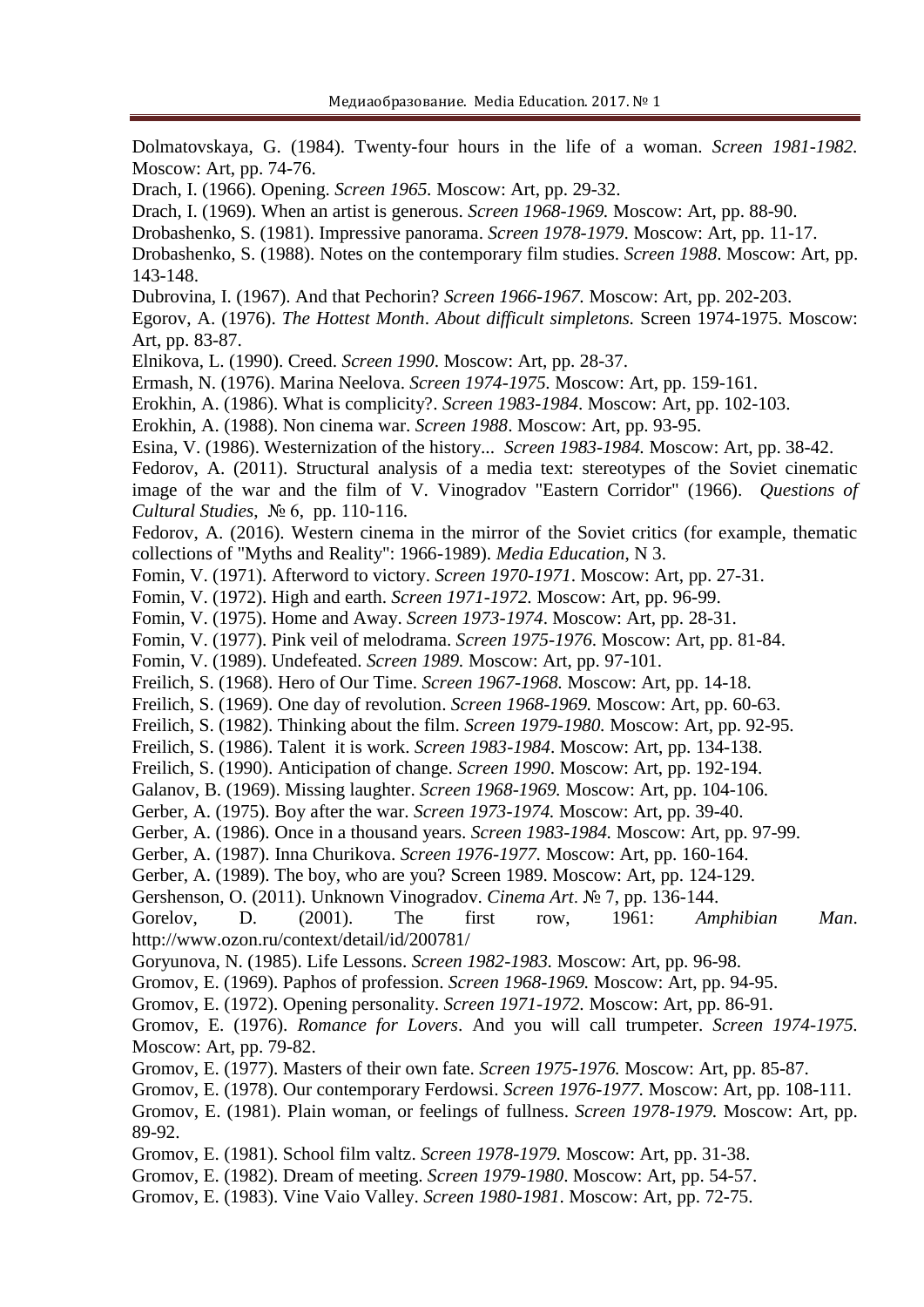Dolmatovskaya, G. (1984). Twenty-four hours in the life of a woman. *Screen 1981-1982*. Moscow: Art, pp. 74-76.

Drach, I. (1966). Opening. *Screen 1965.* Moscow: Art, pp. 29-32.

Drach, I. (1969). When an artist is generous. *Screen 1968-1969.* Moscow: Art, pp. 88-90.

Drobashenko, S. (1981). Impressive panorama. *Screen 1978-1979*. Moscow: Art, pp. 11-17.

Drobashenko, S. (1988). Notes on the contemporary film studies. *Screen 1988*. Moscow: Art, pp. 143-148.

Dubrovina, I. (1967). And that Pechorin? *Screen 1966-1967.* Moscow: Art, pp. 202-203.

Egorov, A. (1976). *The Hottest Month*. *About difficult simpletons.* Screen 1974-1975. Moscow: Art, pp. 83-87.

Elnikova, L. (1990). Creed. *Screen 1990*. Moscow: Art, pp. 28-37.

Ermash, N. (1976). Marina Neelova. *Screen 1974-1975.* Moscow: Art, pp. 159-161.

Erokhin, A. (1986). What is complicity?. *Screen 1983-1984*. Moscow: Art, pp. 102-103.

Erokhin, A. (1988). Non cinema war. *Screen 1988*. Moscow: Art, pp. 93-95.

Esina, V. (1986). Westernization of the history... *Screen 1983-1984.* Moscow: Art, pp. 38-42.

Fedorov, A. (2011). Structural analysis of a media text: stereotypes of the Soviet cinematic image of the war and the film of V. Vinogradov "Eastern Corridor" (1966). *Questions of Cultural Studies*, № 6, pp. 110-116.

Fedorov, A. (2016). Western cinema in the mirror of the Soviet critics (for example, thematic collections of "Myths and Reality": 1966-1989). *Media Education*, N 3.

Fomin, V. (1971). Afterword to victory. *Screen 1970-1971*. Moscow: Art, pp. 27-31.

Fomin, V. (1972). High and earth. *Screen 1971-1972.* Moscow: Art, pp. 96-99.

Fomin, V. (1975). Home and Away. *Screen 1973-1974*. Moscow: Art, pp. 28-31.

Fomin, V. (1977). Pink veil of melodrama. *Screen 1975-1976*. Moscow: Art, pp. 81-84.

Fomin, V. (1989). Undefeated. *Screen 1989.* Moscow: Art, pp. 97-101.

Freilich, S. (1968). Hero of Our Time. *Screen 1967-1968.* Moscow: Art, pp. 14-18.

Freilich, S. (1969). One day of revolution. *Screen 1968-1969.* Moscow: Art, pp. 60-63.

Freilich, S. (1982). Thinking about the film. *Screen 1979-1980.* Moscow: Art, pp. 92-95.

Freilich, S. (1986). Talent it is work. *Screen 1983-1984*. Moscow: Art, pp. 134-138.

Freilich, S. (1990). Anticipation of change. *Screen 1990*. Moscow: Art, pp. 192-194.

Galanov, B. (1969). Missing laughter. *Screen 1968-1969.* Moscow: Art, pp. 104-106.

Gerber, A. (1975). Boy after the war. *Screen 1973-1974.* Moscow: Art, pp. 39-40.

Gerber, A. (1986). Once in a thousand years. *Screen 1983-1984.* Moscow: Art, pp. 97-99.

Gerber, A. (1987). Inna Churikova. *Screen 1976-1977.* Moscow: Art, pp. 160-164.

Gerber, A. (1989). The boy, who are you? Screen 1989. Moscow: Art, pp. 124-129.

Gershenson, O. (2011). Unknown Vinogradov. *Cinema Art*. № 7, pp. 136-144.

Gorelov, D. (2001). The first row, 1961: *Amphibian Man*. http://www.ozon.ru/context/detail/id/200781/

Goryunova, N. (1985). Life Lessons. *Screen 1982-1983.* Moscow: Art, pp. 96-98.

Gromov, E. (1969). Paphos of profession. *Screen 1968-1969.* Moscow: Art, pp. 94-95.

Gromov, E. (1972). Opening personality. *Screen 1971-1972.* Moscow: Art, pp. 86-91.

Gromov, E. (1976). *Romance for Lovers*. And you will call trumpeter. *Screen 1974-1975.* Moscow: Art, pp. 79-82.

Gromov, E. (1977). Masters of their own fate. *Screen 1975-1976.* Moscow: Art, pp. 85-87.

Gromov, E. (1978). Our contemporary Ferdowsi. *Screen 1976-1977.* Moscow: Art, pp. 108-111.

Gromov, E. (1981). Plain woman, or feelings of fullness. *Screen 1978-1979.* Moscow: Art, pp. 89-92.

Gromov, E. (1981). School film valtz. *Screen 1978-1979.* Moscow: Art, pp. 31-38.

Gromov, E. (1982). Dream of meeting. *Screen 1979-1980*. Moscow: Art, pp. 54-57.

Gromov, E. (1983). Vine Vaio Valley. *Screen 1980-1981.* Moscow: Art, pp. 72-75.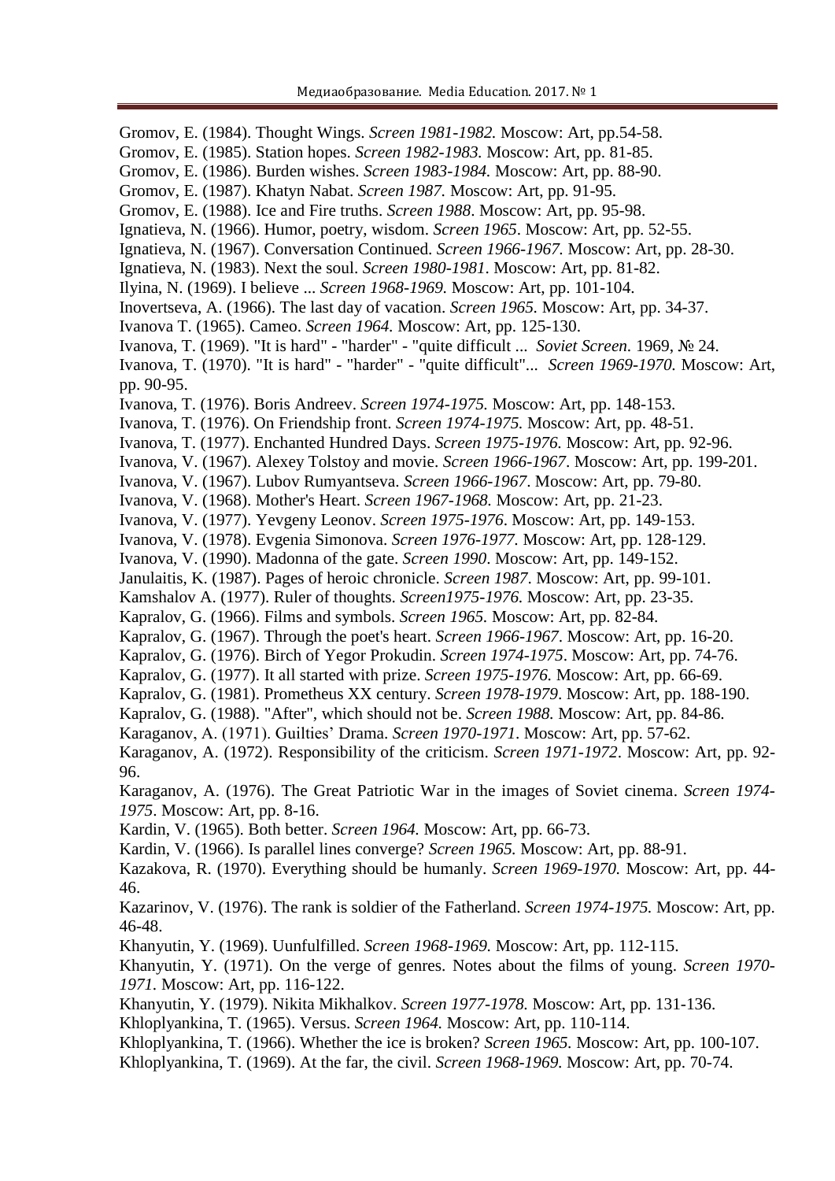Gromov, E. (1984). Thought Wings. *Screen 1981-1982.* Moscow: Art, pp.54-58.

Gromov, E. (1985). Station hopes. *Screen 1982-1983.* Moscow: Art, pp. 81-85.

Gromov, E. (1986). Burden wishes. *Screen 1983-1984.* Moscow: Art, pp. 88-90.

Gromov, E. (1987). Khatyn Nabat. *Screen 1987.* Moscow: Art, pp. 91-95.

Gromov, E. (1988). Ice and Fire truths. *Screen 1988*. Moscow: Art, pp. 95-98.

Ignatieva, N. (1966). Humor, poetry, wisdom. *Screen 1965*. Moscow: Art, pp. 52-55.

Ignatieva, N. (1967). Conversation Continued. *Screen 1966-1967.* Moscow: Art, pp. 28-30.

Ignatieva, N. (1983). Next the soul. *Screen 1980-1981.* Moscow: Art, pp. 81-82.

Ilyina, N. (1969). I believe ... *Screen 1968-1969.* Moscow: Art, pp. 101-104.

Inovertseva, A. (1966). The last day of vacation. *Screen 1965.* Moscow: Art, pp. 34-37.

Ivanova T. (1965). Cameo. *Screen 1964.* Moscow: Art, pp. 125-130.

Ivanova, T. (1969). "It is hard" - "harder" - "quite difficult ... *Soviet Screen.* 1969, № 24.

Ivanova, T. (1970). "It is hard" - "harder" - "quite difficult"... *Screen 1969-1970.* Moscow: Art, pp. 90-95.

Ivanova, T. (1976). Boris Andreev. *Screen 1974-1975.* Moscow: Art, pp. 148-153.

Ivanova, T. (1976). On Friendship front. *Screen 1974-1975.* Moscow: Art, pp. 48-51.

Ivanova, T. (1977). Enchanted Hundred Days. *Screen 1975-1976.* Moscow: Art, pp. 92-96.

Ivanova, V. (1967). Alexey Tolstoy and movie. *Screen 1966-1967*. Moscow: Art, pp. 199-201.

Ivanova, V. (1967). Lubov Rumyantseva. *Screen 1966-1967*. Moscow: Art, pp. 79-80.

Ivanova, V. (1968). Mother's Heart. *Screen 1967-1968.* Moscow: Art, pp. 21-23.

Ivanova, V. (1977). Yevgeny Leonov. *Screen 1975-1976*. Moscow: Art, pp. 149-153.

Ivanova, V. (1978). Evgenia Simonova. *Screen 1976-1977*. Moscow: Art, pp. 128-129.

Ivanova, V. (1990). Madonna of the gate. *Screen 1990*. Moscow: Art, pp. 149-152.

Janulaitis, K. (1987). Pages of heroic chronicle. *Screen 1987*. Moscow: Art, pp. 99-101.

Kamshalov A. (1977). Ruler of thoughts. *Screen1975-1976.* Moscow: Art, pp. 23-35.

Kapralov, G. (1966). Films and symbols. *Screen 1965.* Moscow: Art, pp. 82-84.

Kapralov, G. (1967). Through the poet's heart. *Screen 1966-1967*. Moscow: Art, pp. 16-20.

Kapralov, G. (1976). Birch of Yegor Prokudin. *Screen 1974-1975*. Moscow: Art, pp. 74-76.

Kapralov, G. (1977). It all started with prize. *Screen 1975-1976.* Moscow: Art, pp. 66-69.

Kapralov, G. (1981). Prometheus XX century. *Screen 1978-1979*. Moscow: Art, pp. 188-190.

Kapralov, G. (1988). "After", which should not be. *Screen 1988.* Moscow: Art, pp. 84-86.

Karaganov, A. (1971). Guilties' Drama. *Screen 1970-1971.* Moscow: Art, pp. 57-62.

Karaganov, A. (1972). Responsibility of the criticism. *Screen 1971-1972*. Moscow: Art, pp. 92-96.

Karaganov, A. (1976). The Great Patriotic War in the images of Soviet cinema. *Screen 1974-1975*. Moscow: Art, pp. 8-16.

Kardin, V. (1965). Both better. *Screen 1964.* Moscow: Art, pp. 66-73.

Kardin, V. (1966). Is parallel lines converge? *Screen 1965.* Moscow: Art, pp. 88-91.

Kazakova, R. (1970). Everything should be humanly. *Screen 1969-1970.* Moscow: Art, pp. 44-46.

Kazarinov, V. (1976). The rank is soldier of the Fatherland. *Screen 1974-1975.* Moscow: Art, pp. 46-48.

Khanyutin, Y. (1969). Uunfulfilled. *Screen 1968-1969.* Moscow: Art, pp. 112-115.

Khanyutin, Y. (1971). On the verge of genres. Notes about the films of young. *Screen 1970-1971.* Moscow: Art, pp. 116-122.

Khanyutin, Y. (1979). Nikita Mikhalkov. *Screen 1977-1978.* Moscow: Art, pp. 131-136.

Khloplyankina, T. (1965). Versus. *Screen 1964.* Moscow: Art, pp. 110-114.

Khloplyankina, T. (1966). Whether the ice is broken? *Screen 1965.* Moscow: Art, pp. 100-107.

Khloplyankina, T. (1969). At the far, the civil. *Screen 1968-1969.* Moscow: Art, pp. 70-74.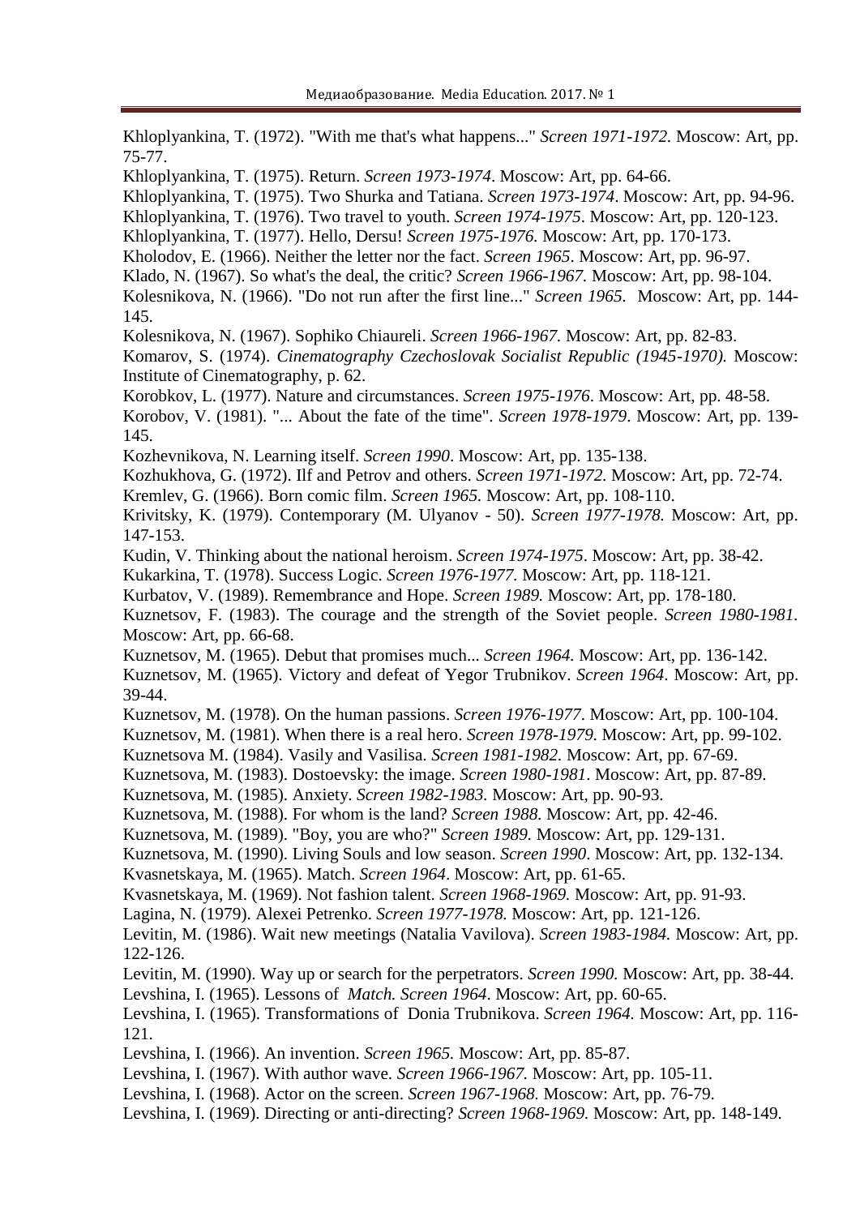Khloplyankina, T. (1972). "With me that's what happens..." *Screen 1971-1972.* Moscow: Art, pp. 75-77.

Khloplyankina, T. (1975). Return. *Screen 1973-1974*. Moscow: Art, pp. 64-66.

Khloplyankina, T. (1975). Two Shurka and Tatiana. *Screen 1973-1974*. Moscow: Art, pp. 94-96.

Khloplyankina, T. (1976). Two travel to youth. *Screen 1974-1975*. Moscow: Art, pp. 120-123.

Khloplyankina, T. (1977). Hello, Dersu! *Screen 1975-1976.* Moscow: Art, pp. 170-173.

Kholodov, E. (1966). Neither the letter nor the fact. *Screen 1965*. Moscow: Art, pp. 96-97.

Klado, N. (1967). So what's the deal, the critic? *Screen 1966-1967.* Moscow: Art, pp. 98-104.

Kolesnikova, N. (1966). "Do not run after the first line..." *Screen 1965.* Moscow: Art, pp. 144-145.

Kolesnikova, N. (1967). Sophiko Chiaureli. *Screen 1966-1967.* Moscow: Art, pp. 82-83.

Komarov, S. (1974). *Cinematography Czechoslovak Socialist Republic (1945-1970).* Moscow: Institute of Cinematography, p. 62.

Korobkov, L. (1977). Nature and circumstances. *Screen 1975-1976*. Moscow: Art, pp. 48-58.

Korobov, V. (1981). "... About the fate of the time". *Screen 1978-1979*. Moscow: Art, pp. 139-145.

Kozhevnikova, N. Learning itself. *Screen 1990*. Moscow: Art, pp. 135-138.

Kozhukhova, G. (1972). Ilf and Petrov and others. *Screen 1971-1972.* Moscow: Art, pp. 72-74.

Kremlev, G. (1966). Born comic film. *Screen 1965.* Moscow: Art, pp. 108-110.

Krivitsky, K. (1979). Contemporary (M. Ulyanov - 50). *Screen 1977-1978.* Moscow: Art, pp. 147-153.

Kudin, V. Thinking about the national heroism. *Screen 1974-1975*. Moscow: Art, pp. 38-42.

Kukarkina, T. (1978). Success Logic. *Screen 1976-1977*. Moscow: Art, pp. 118-121.

Kurbatov, V. (1989). Remembrance and Hope. *Screen 1989.* Moscow: Art, pp. 178-180.

Kuznetsov, F. (1983). The courage and the strength of the Soviet people. *Screen 1980-1981.* Moscow: Art, pp. 66-68.

Kuznetsov, M. (1965). Debut that promises much... *Screen 1964.* Moscow: Art, pp. 136-142.

Kuznetsov, M. (1965). Victory and defeat of Yegor Trubnikov. *Screen 1964*. Moscow: Art, pp. 39-44.

Kuznetsov, M. (1978). On the human passions. *Screen 1976-1977*. Moscow: Art, pp. 100-104.

Kuznetsov, M. (1981). When there is a real hero. *Screen 1978-1979.* Moscow: Art, pp. 99-102.

Kuznetsova M. (1984). Vasily and Vasilisa. *Screen 1981-1982.* Moscow: Art, pp. 67-69.

Kuznetsova, M. (1983). Dostoevsky: the image. *Screen 1980-1981*. Moscow: Art, pp. 87-89.

Kuznetsova, M. (1985). Anxiety. *Screen 1982-1983.* Moscow: Art, pp. 90-93.

Kuznetsova, M. (1988). For whom is the land? *Screen 1988.* Moscow: Art, pp. 42-46.

Kuznetsova, M. (1989). "Boy, you are who?" *Screen 1989.* Moscow: Art, pp. 129-131.

Kuznetsova, M. (1990). Living Souls and low season. *Screen 1990*. Moscow: Art, pp. 132-134.

Kvasnetskaya, M. (1965). Match. *Screen 1964*. Moscow: Art, pp. 61-65.

Kvasnetskaya, M. (1969). Not fashion talent. *Screen 1968-1969.* Moscow: Art, pp. 91-93.

Lagina, N. (1979). Alexei Petrenko. *Screen 1977-1978.* Moscow: Art, pp. 121-126.

Levitin, M. (1986). Wait new meetings (Natalia Vavilova). *Screen 1983-1984.* Moscow: Art, pp. 122-126.

Levitin, M. (1990). Way up or search for the perpetrators. *Screen 1990.* Moscow: Art, pp. 38-44.

Levshina, I. (1965). Lessons of *Match. Screen 1964*. Moscow: Art, pp. 60-65.

Levshina, I. (1965). Transformations of Donia Trubnikova. *Screen 1964.* Moscow: Art, pp. 116-121.

Levshina, I. (1966). An invention. *Screen 1965.* Moscow: Art, pp. 85-87.

Levshina, I. (1967). With author wave. *Screen 1966-1967.* Moscow: Art, pp. 105-11.

Levshina, I. (1968). Actor on the screen. *Screen 1967-1968.* Moscow: Art, pp. 76-79.

Levshina, I. (1969). Directing or anti-directing? *Screen 1968-1969.* Moscow: Art, pp. 148-149.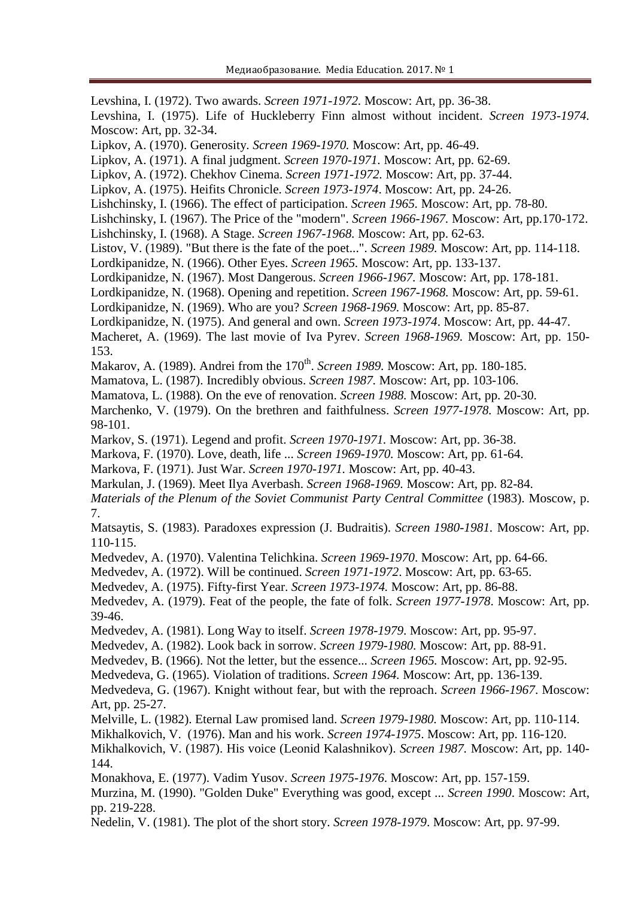Levshina, I. (1972). Two awards. *Screen 1971-1972*. Moscow: Art, pp. 36-38.

Levshina, I. (1975). Life of Huckleberry Finn almost without incident. *Screen 1973-1974*. Moscow: Art, pp. 32-34.

Lipkov, A. (1970). Generosity. *Screen 1969-1970*. Moscow: Art, pp. 46-49.

Lipkov, A. (1971). A final judgment. *Screen 1970-1971*. Moscow: Art, pp. 62-69.

Lipkov, A. (1972). Chekhov Cinema. *Screen 1971-1972*. Moscow: Art, pp. 37-44.

Lipkov, A. (1975). Heifits Chronicle. *Screen 1973-1974*. Moscow: Art, pp. 24-26.

Lishchinsky, I. (1966). The effect of participation. *Screen 1965*. Moscow: Art, pp. 78-80.

Lishchinsky, I. (1967). The Price of the "modern". *Screen 1966-1967*. Moscow: Art, pp.170-172.

Lishchinsky, I. (1968). A Stage. *Screen 1967-1968*. Moscow: Art, pp. 62-63.

Listov, V. (1989). "But there is the fate of the poet...". *Screen 1989*. Moscow: Art, pp. 114-118.

Lordkipanidze, N. (1966). Other Eyes. *Screen 1965*. Moscow: Art, pp. 133-137.

Lordkipanidze, N. (1967). Most Dangerous. *Screen 1966-1967*. Moscow: Art, pp. 178-181.

Lordkipanidze, N. (1968). Opening and repetition. *Screen 1967-1968*. Moscow: Art, pp. 59-61.

Lordkipanidze, N. (1969). Who are you? *Screen 1968-1969*. Moscow: Art, pp. 85-87.

Lordkipanidze, N. (1975). And general and own. *Screen 1973-1974*. Moscow: Art, pp. 44-47.

Macheret, A. (1969). The last movie of Iva Pyrev. *Screen 1968-1969*. Moscow: Art, pp. 150-153.

Makarov, A. (1989). Andrei from the 170th. *Screen 1989*. Moscow: Art, pp. 180-185.

Mamatova, L. (1987). Incredibly obvious. *Screen 1987*. Moscow: Art, pp. 103-106.

Mamatova, L. (1988). On the eve of renovation. *Screen 1988*. Moscow: Art, pp. 20-30.

Marchenko, V. (1979). On the brethren and faithfulness. *Screen 1977-1978*. Moscow: Art, pp. 98-101.

Markov, S. (1971). Legend and profit. *Screen 1970-1971*. Moscow: Art, pp. 36-38.

Markova, F. (1970). Love, death, life ... *Screen 1969-1970*. Moscow: Art, pp. 61-64.

Markova, F. (1971). Just War. *Screen 1970-1971*. Moscow: Art, pp. 40-43.

Markulan, J. (1969). Meet Ilya Averbash. *Screen 1968-1969*. Moscow: Art, pp. 82-84.

*Materials of the Plenum of the Soviet Communist Party Central Committee* (1983). Moscow, p. 7.

Matsaytis, S. (1983). Paradoxes expression (J. Budraitis). *Screen 1980-1981*. Moscow: Art, pp. 110-115.

Medvedev, A. (1970). Valentina Telichkina. *Screen 1969-1970*. Moscow: Art, pp. 64-66.

Medvedev, A. (1972). Will be continued. *Screen 1971-1972*. Moscow: Art, pp. 63-65.

Medvedev, A. (1975). Fifty-first Year. *Screen 1973-1974*. Moscow: Art, pp. 86-88.

Medvedev, A. (1979). Feat of the people, the fate of folk. *Screen 1977-1978*. Moscow: Art, pp. 39-46.

Medvedev, A. (1981). Long Way to itself. *Screen 1978-1979*. Moscow: Art, pp. 95-97.

Medvedev, A. (1982). Look back in sorrow. *Screen 1979-1980*. Moscow: Art, pp. 88-91.

Medvedev, B. (1966). Not the letter, but the essence... *Screen 1965*. Moscow: Art, pp. 92-95.

Medvedeva, G. (1965). Violation of traditions. *Screen 1964*. Moscow: Art, pp. 136-139.

Medvedeva, G. (1967). Knight without fear, but with the reproach. *Screen 1966-1967*. Moscow: Art, pp. 25-27.

Melville, L. (1982). Eternal Law promised land. *Screen 1979-1980*. Moscow: Art, pp. 110-114.

Mikhalkovich, V. (1976). Man and his work. *Screen 1974-1975*. Moscow: Art, pp. 116-120.

Mikhalkovich, V. (1987). His voice (Leonid Kalashnikov). *Screen 1987*. Moscow: Art, pp. 140-144.

Monakhova, E. (1977). Vadim Yusov. *Screen 1975-1976*. Moscow: Art, pp. 157-159.

Murzina, M. (1990). "Golden Duke" Everything was good, except ... *Screen 1990*. Moscow: Art, pp. 219-228.

Nedelin, V. (1981). The plot of the short story. *Screen 1978-1979*. Moscow: Art, pp. 97-99.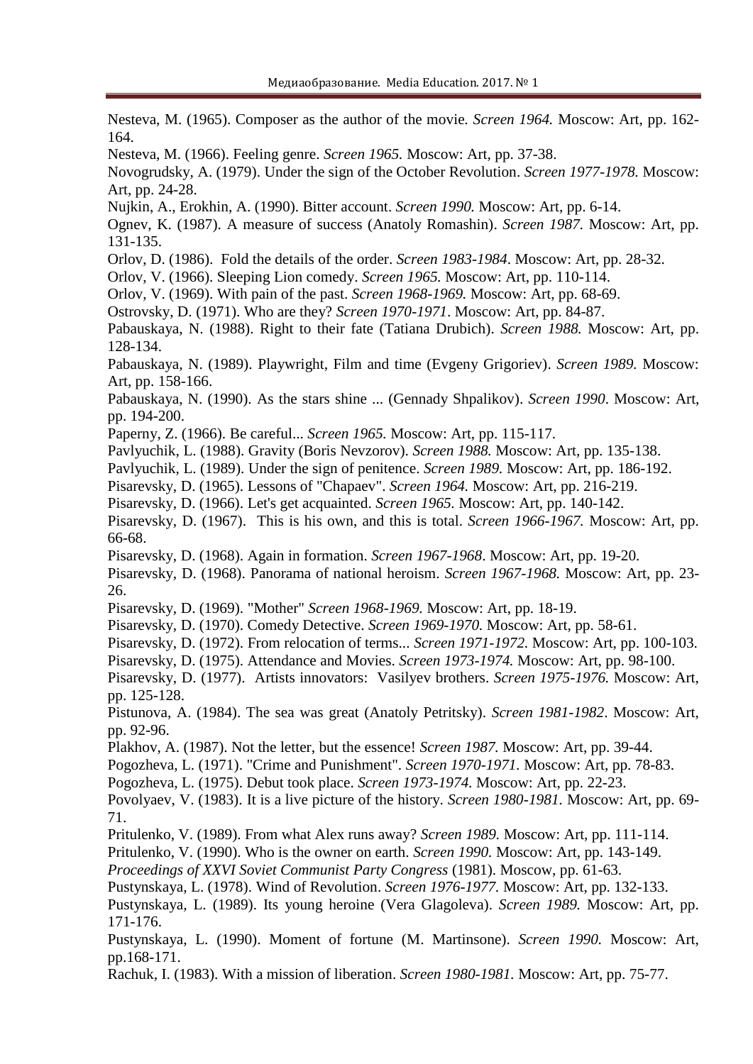Nesteva, M. (1965). Composer as the author of the movie. *Screen 1964.* Moscow: Art, pp. 162-164.

Nesteva, M. (1966). Feeling genre. *Screen 1965.* Moscow: Art, pp. 37-38.

Novogrudsky, A. (1979). Under the sign of the October Revolution. *Screen 1977-1978.* Moscow: Art, pp. 24-28.

Nujkin, A., Erokhin, A. (1990). Bitter account. *Screen 1990.* Moscow: Art, pp. 6-14.

Ognev, K. (1987). A measure of success (Anatoly Romashin). *Screen 1987.* Moscow: Art, pp. 131-135.

Orlov, D. (1986). Fold the details of the order. *Screen 1983-1984*. Moscow: Art, pp. 28-32.

Orlov, V. (1966). Sleeping Lion comedy. *Screen 1965.* Moscow: Art, pp. 110-114.

Orlov, V. (1969). With pain of the past. *Screen 1968-1969.* Moscow: Art, pp. 68-69.

Ostrovsky, D. (1971). Who are they? *Screen 1970-1971.* Moscow: Art, pp. 84-87.

Pabauskaya, N. (1988). Right to their fate (Tatiana Drubich). *Screen 1988.* Moscow: Art, pp. 128-134.

Pabauskaya, N. (1989). Playwright, Film and time (Evgeny Grigoriev). *Screen 1989.* Moscow: Art, pp. 158-166.

Pabauskaya, N. (1990). As the stars shine ... (Gennady Shpalikov). *Screen 1990*. Moscow: Art, pp. 194-200.

Paperny, Z. (1966). Be careful... *Screen 1965.* Moscow: Art, pp. 115-117.

Pavlyuchik, L. (1988). Gravity (Boris Nevzorov). *Screen 1988.* Moscow: Art, pp. 135-138.

Pavlyuchik, L. (1989). Under the sign of penitence. *Screen 1989.* Moscow: Art, pp. 186-192.

Pisarevsky, D. (1965). Lessons of "Chapaev". *Screen 1964.* Moscow: Art, pp. 216-219.

Pisarevsky, D. (1966). Let's get acquainted. *Screen 1965*. Moscow: Art, pp. 140-142.

Pisarevsky, D. (1967). This is his own, and this is total. *Screen 1966-1967.* Moscow: Art, pp. 66-68.

Pisarevsky, D. (1968). Again in formation. *Screen 1967-1968*. Moscow: Art, pp. 19-20.

Pisarevsky, D. (1968). Panorama of national heroism. *Screen 1967-1968.* Moscow: Art, pp. 23-26.

Pisarevsky, D. (1969). "Mother" *Screen 1968-1969.* Moscow: Art, pp. 18-19.

Pisarevsky, D. (1970). Comedy Detective. *Screen 1969-1970.* Moscow: Art, pp. 58-61.

Pisarevsky, D. (1972). From relocation of terms... *Screen 1971-1972.* Moscow: Art, pp. 100-103.

Pisarevsky, D. (1975). Attendance and Movies. *Screen 1973-1974.* Moscow: Art, pp. 98-100.

Pisarevsky, D. (1977). Artists innovators: Vasilyev brothers. *Screen 1975-1976.* Moscow: Art, pp. 125-128.

Pistunova, A. (1984). The sea was great (Anatoly Petritsky). *Screen 1981-1982*. Moscow: Art, pp. 92-96.

Plakhov, A. (1987). Not the letter, but the essence! *Screen 1987.* Moscow: Art, pp. 39-44.

Pogozheva, L. (1971). "Crime and Punishment". *Screen 1970-1971.* Moscow: Art, pp. 78-83.

Pogozheva, L. (1975). Debut took place. *Screen 1973-1974.* Moscow: Art, pp. 22-23.

Povolyaev, V. (1983). It is a live picture of the history. *Screen 1980-1981.* Moscow: Art, pp. 69-71.

Pritulenko, V. (1989). From what Alex runs away? *Screen 1989.* Moscow: Art, pp. 111-114.

Pritulenko, V. (1990). Who is the owner on earth. *Screen 1990.* Moscow: Art, pp. 143-149.

*Proceedings of XXVI Soviet Communist Party Congress* (1981). Moscow, pp. 61-63.

Pustynskaya, L. (1978). Wind of Revolution. *Screen 1976-1977.* Moscow: Art, pp. 132-133.

Pustynskaya, L. (1989). Its young heroine (Vera Glagoleva). *Screen 1989.* Moscow: Art, pp. 171-176.

Pustynskaya, L. (1990). Moment of fortune (M. Martinsone). *Screen 1990.* Moscow: Art, pp.168-171.

Rachuk, I. (1983). With a mission of liberation. *Screen 1980-1981.* Moscow: Art, pp. 75-77.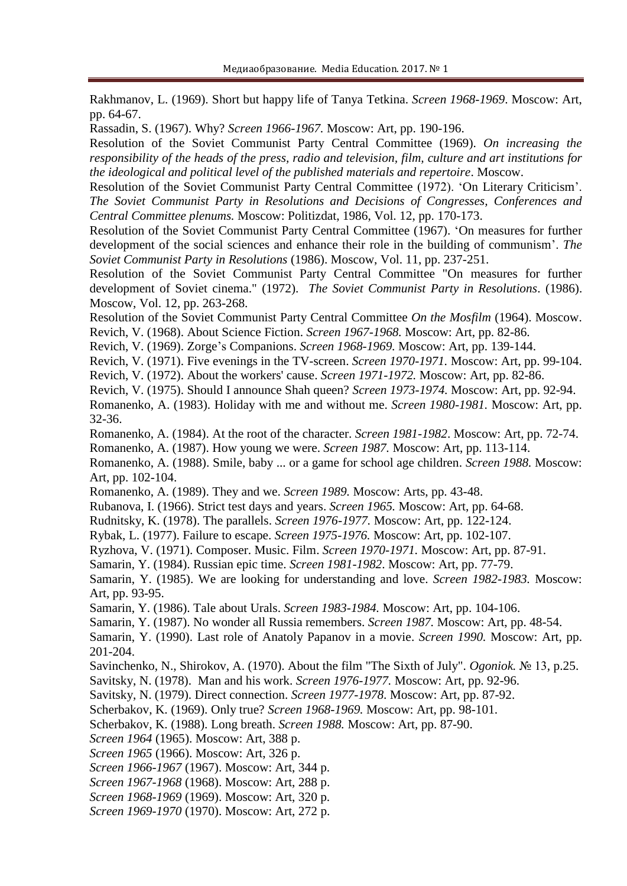Rakhmanov, L. (1969). Short but happy life of Tanya Tetkina. *Screen 1968-1969*. Moscow: Art, pp. 64-67.

Rassadin, S. (1967). Why? *Screen 1966-1967*. Moscow: Art, pp. 190-196.

Resolution of the Soviet Communist Party Central Committee (1969). *On increasing the responsibility of the heads of the press, radio and television, film, culture and art institutions for the ideological and political level of the published materials and repertoire*. Moscow.

Resolution of the Soviet Communist Party Central Committee (1972). 'On Literary Criticism'. *The Soviet Communist Party in Resolutions and Decisions of Congresses, Conferences and Central Committee plenums.* Moscow: Politizdat, 1986, Vol. 12, pp. 170-173.

Resolution of the Soviet Communist Party Central Committee (1967). 'On measures for further development of the social sciences and enhance their role in the building of communism'. *The Soviet Communist Party in Resolutions* (1986). Moscow, Vol. 11, pp. 237-251.

Resolution of the Soviet Communist Party Central Committee "On measures for further development of Soviet cinema." (1972). *The Soviet Communist Party in Resolutions*. (1986). Moscow, Vol. 12, pp. 263-268.

Resolution of the Soviet Communist Party Central Committee *On the Mosfilm* (1964). Moscow.

Revich, V. (1968). About Science Fiction. *Screen 1967-1968.* Moscow: Art, pp. 82-86.

Revich, V. (1969). Zorge's Companions. *Screen 1968-1969.* Moscow: Art, pp. 139-144.

Revich, V. (1971). Five evenings in the TV-screen. *Screen 1970-1971.* Moscow: Art, pp. 99-104.

Revich, V. (1972). About the workers' cause. *Screen 1971-1972.* Moscow: Art, pp. 82-86.

Revich, V. (1975). Should I announce Shah queen? *Screen 1973-1974.* Moscow: Art, pp. 92-94.

Romanenko, A. (1983). Holiday with me and without me. *Screen 1980-1981.* Moscow: Art, pp. 32-36.

Romanenko, A. (1984). At the root of the character. *Screen 1981-1982*. Moscow: Art, pp. 72-74.

Romanenko, A. (1987). How young we were. *Screen 1987.* Moscow: Art, pp. 113-114.

Romanenko, A. (1988). Smile, baby ... or a game for school age children. *Screen 1988.* Moscow: Art, pp. 102-104.

Romanenko, A. (1989). They and we. *Screen 1989.* Moscow: Arts, pp. 43-48.

Rubanova, I. (1966). Strict test days and years. *Screen 1965.* Moscow: Art, pp. 64-68.

Rudnitsky, K. (1978). The parallels. *Screen 1976-1977.* Moscow: Art, pp. 122-124.

Rybak, L. (1977). Failure to escape. *Screen 1975-1976.* Moscow: Art, pp. 102-107.

Ryzhova, V. (1971). Composer. Music. Film. *Screen 1970-1971.* Moscow: Art, pp. 87-91.

Samarin, Y. (1984). Russian epic time. *Screen 1981-1982*. Moscow: Art, pp. 77-79.

Samarin, Y. (1985). We are looking for understanding and love. *Screen 1982-1983.* Moscow: Art, pp. 93-95.

Samarin, Y. (1986). Tale about Urals. *Screen 1983-1984.* Moscow: Art, pp. 104-106.

Samarin, Y. (1987). No wonder all Russia remembers. *Screen 1987.* Moscow: Art, pp. 48-54.

Samarin, Y. (1990). Last role of Anatoly Papanov in a movie. *Screen 1990.* Moscow: Art, pp. 201-204.

Savinchenko, N., Shirokov, A. (1970). About the film "The Sixth of July". *Ogoniok.* № 13, p.25.

Savitsky, N. (1978). Man and his work. *Screen 1976-1977.* Moscow: Art, pp. 92-96.

Savitsky, N. (1979). Direct connection. *Screen 1977-1978*. Moscow: Art, pp. 87-92.

Scherbakov, K. (1969). Only true? *Screen 1968-1969.* Moscow: Art, pp. 98-101.

Scherbakov, K. (1988). Long breath. *Screen 1988.* Moscow: Art, pp. 87-90.

*Screen 1964* (1965). Moscow: Art, 388 p.

*Screen 1965* (1966). Moscow: Art, 326 p.

*Screen 1966-1967* (1967). Moscow: Art, 344 p.

*Screen 1967-1968* (1968). Moscow: Art, 288 p.

*Screen 1968-1969* (1969). Moscow: Art, 320 p.

*Screen 1969-1970* (1970). Moscow: Art, 272 p.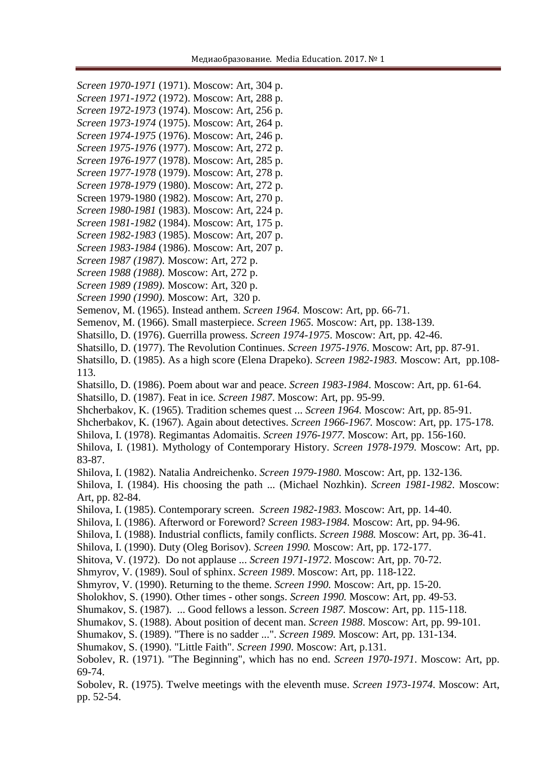*Screen 1970-1971* (1971). Moscow: Art, 304 p.
*Screen 1971-1972* (1972). Moscow: Art, 288 p.
*Screen 1972-1973* (1974). Moscow: Art, 256 p.
*Screen 1973-1974* (1975). Moscow: Art, 264 p.
*Screen 1974-1975* (1976). Moscow: Art, 246 p.
*Screen 1975-1976* (1977). Moscow: Art, 272 p.
*Screen 1976-1977* (1978). Moscow: Art, 285 p.
*Screen 1977-1978* (1979). Moscow: Art, 278 p.
*Screen 1978-1979* (1980). Moscow: Art, 272 p.
Screen 1979-1980 (1982). Moscow: Art, 270 p.
*Screen 1980-1981* (1983). Moscow: Art, 224 p.
*Screen 1981-1982* (1984). Moscow: Art, 175 p.
*Screen 1982-1983* (1985). Moscow: Art, 207 p.
*Screen 1983-1984* (1986). Moscow: Art, 207 p.
*Screen 1987 (1987).* Moscow: Art, 272 p.
*Screen 1988 (1988).* Moscow: Art, 272 p.
*Screen 1989 (1989).* Moscow: Art, 320 p.
*Screen 1990 (1990).* Moscow: Art, 320 p.
Semenov, M. (1965). Instead anthem. *Screen 1964.* Moscow: Art, pp. 66-71.
Semenov, M. (1966). Small masterpiece. *Screen 1965.* Moscow: Art, pp. 138-139.
Shatsillo, D. (1976). Guerrilla prowess. *Screen 1974-1975*. Moscow: Art, pp. 42-46.
Shatsillo, D. (1977). The Revolution Continues. *Screen 1975-1976*. Moscow: Art, pp. 87-91.
Shatsillo, D. (1985). As a high score (Elena Drapeko). *Screen 1982-1983.* Moscow: Art, pp.108-113.
Shatsillo, D. (1986). Poem about war and peace. *Screen 1983-1984*. Moscow: Art, pp. 61-64.
Shatsillo, D. (1987). Feat in ice. *Screen 1987*. Moscow: Art, pp. 95-99.
Shcherbakov, K. (1965). Tradition schemes quest ... *Screen 1964.* Moscow: Art, pp. 85-91.
Shcherbakov, K. (1967). Again about detectives. *Screen 1966-1967.* Moscow: Art, pp. 175-178.
Shilova, I. (1978). Regimantas Adomaitis. *Screen 1976-1977*. Moscow: Art, pp. 156-160.
Shilova, I. (1981). Mythology of Contemporary History. *Screen 1978-1979*. Moscow: Art, pp. 83-87.
Shilova, I. (1982). Natalia Andreichenko. *Screen 1979-1980*. Moscow: Art, pp. 132-136.
Shilova, I. (1984). His choosing the path ... (Michael Nozhkin). *Screen 1981-1982*. Moscow: Art, pp. 82-84.
Shilova, I. (1985). Contemporary screen. *Screen 1982-1983.* Moscow: Art, pp. 14-40.
Shilova, I. (1986). Afterword or Foreword? *Screen 1983-1984.* Moscow: Art, pp. 94-96.
Shilova, I. (1988). Industrial conflicts, family conflicts. *Screen 1988.* Moscow: Art, pp. 36-41.
Shilova, I. (1990). Duty (Oleg Borisov). *Screen 1990.* Moscow: Art, pp. 172-177.
Shitova, V. (1972). Do not applause ... *Screen 1971-1972*. Moscow: Art, pp. 70-72.
Shmyrov, V. (1989). Soul of sphinx. *Screen 1989*. Moscow: Art, pp. 118-122.
Shmyrov, V. (1990). Returning to the theme. *Screen 1990.* Moscow: Art, pp. 15-20.
Sholokhov, S. (1990). Other times - other songs. *Screen 1990.* Moscow: Art, pp. 49-53.
Shumakov, S. (1987). ... Good fellows a lesson. *Screen 1987.* Moscow: Art, pp. 115-118.
Shumakov, S. (1988). About position of decent man. *Screen 1988*. Moscow: Art, pp. 99-101.
Shumakov, S. (1989). "There is no sadder ...". *Screen 1989.* Moscow: Art, pp. 131-134.
Shumakov, S. (1990). "Little Faith". *Screen 1990*. Moscow: Art, p.131.
Sobolev, R. (1971). "The Beginning", which has no end. *Screen 1970-1971*. Moscow: Art, pp. 69-74.
Sobolev, R. (1975). Twelve meetings with the eleventh muse. *Screen 1973-1974.* Moscow: Art, pp. 52-54.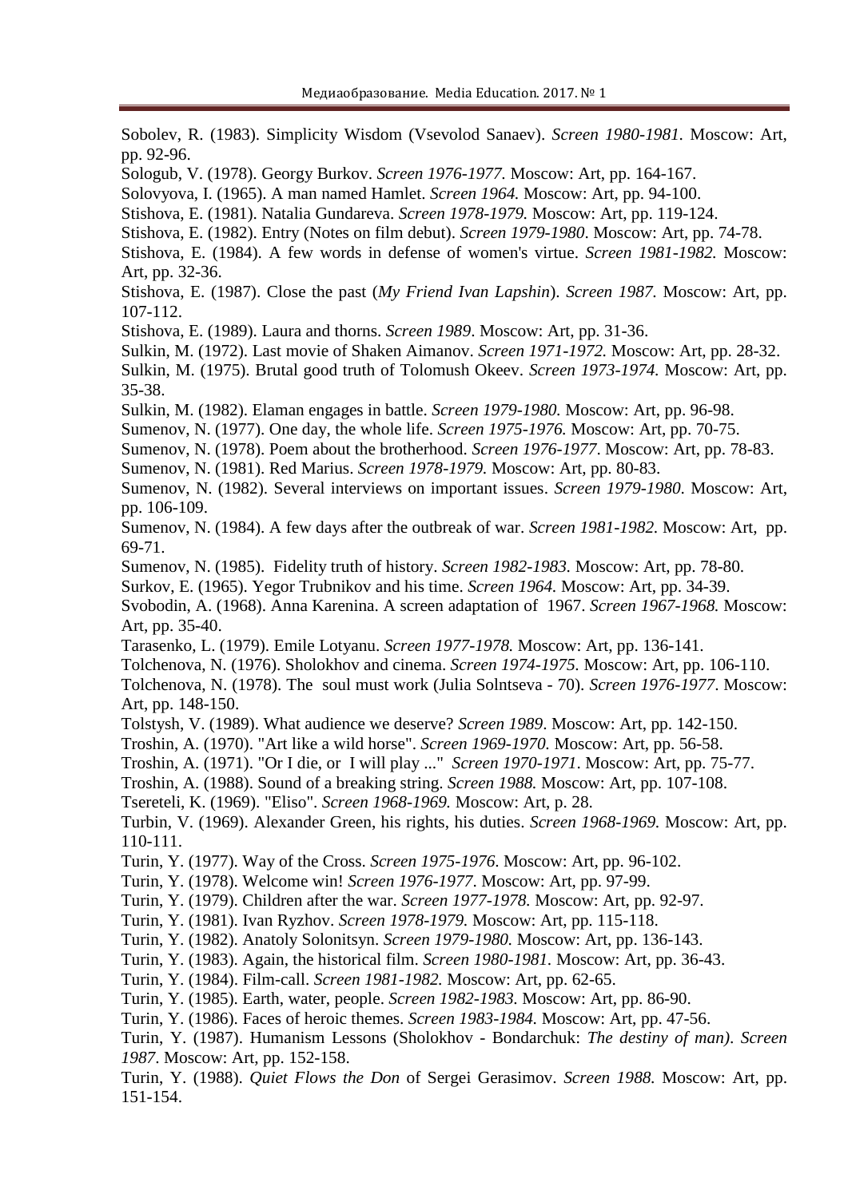Sobolev, R. (1983). Simplicity Wisdom (Vsevolod Sanaev). *Screen 1980-1981*. Moscow: Art, pp. 92-96.

Sologub, V. (1978). Georgy Burkov. *Screen 1976-1977*. Moscow: Art, pp. 164-167.

Solovyova, I. (1965). A man named Hamlet. *Screen 1964.* Moscow: Art, pp. 94-100.

Stishova, E. (1981). Natalia Gundareva. *Screen 1978-1979.* Moscow: Art, pp. 119-124.

Stishova, E. (1982). Entry (Notes on film debut). *Screen 1979-1980*. Moscow: Art, pp. 74-78.

Stishova, E. (1984). A few words in defense of women's virtue. *Screen 1981-1982.* Moscow: Art, pp. 32-36.

Stishova, E. (1987). Close the past (*My Friend Ivan Lapshin*). *Screen 1987*. Moscow: Art, pp. 107-112.

Stishova, E. (1989). Laura and thorns. *Screen 1989*. Moscow: Art, pp. 31-36.

Sulkin, M. (1972). Last movie of Shaken Aimanov. *Screen 1971-1972.* Moscow: Art, pp. 28-32.

Sulkin, M. (1975). Brutal good truth of Tolomush Okeev. *Screen 1973-1974.* Moscow: Art, pp. 35-38.

Sulkin, M. (1982). Elaman engages in battle. *Screen 1979-1980.* Moscow: Art, pp. 96-98.

Sumenov, N. (1977). One day, the whole life. *Screen 1975-1976.* Moscow: Art, pp. 70-75.

Sumenov, N. (1978). Poem about the brotherhood. *Screen 1976-1977*. Moscow: Art, pp. 78-83.

Sumenov, N. (1981). Red Marius. *Screen 1978-1979.* Moscow: Art, pp. 80-83.

Sumenov, N. (1982). Several interviews on important issues. *Screen 1979-1980*. Moscow: Art, pp. 106-109.

Sumenov, N. (1984). A few days after the outbreak of war. *Screen 1981-1982.* Moscow: Art, pp. 69-71.

Sumenov, N. (1985). Fidelity truth of history. *Screen 1982-1983.* Moscow: Art, pp. 78-80.

Surkov, E. (1965). Yegor Trubnikov and his time. *Screen 1964.* Moscow: Art, pp. 34-39.

Svobodin, A. (1968). Anna Karenina. A screen adaptation of 1967. *Screen 1967-1968.* Moscow: Art, pp. 35-40.

Tarasenko, L. (1979). Emile Lotyanu. *Screen 1977-1978.* Moscow: Art, pp. 136-141.

Tolchenova, N. (1976). Sholokhov and cinema. *Screen 1974-1975.* Moscow: Art, pp. 106-110.

Tolchenova, N. (1978). The soul must work (Julia Solntseva - 70). *Screen 1976-1977*. Moscow: Art, pp. 148-150.

Tolstysh, V. (1989). What audience we deserve? *Screen 1989*. Moscow: Art, pp. 142-150.

Troshin, A. (1970). "Art like a wild horse". *Screen 1969-1970.* Moscow: Art, pp. 56-58.

Troshin, A. (1971). "Or I die, or I will play ..." *Screen 1970-1971*. Moscow: Art, pp. 75-77.

Troshin, A. (1988). Sound of a breaking string. *Screen 1988.* Moscow: Art, pp. 107-108.

Tsereteli, K. (1969). "Eliso". *Screen 1968-1969.* Moscow: Art, p. 28.

Turbin, V. (1969). Alexander Green, his rights, his duties. *Screen 1968-1969*. Moscow: Art, pp. 110-111.

Turin, Y. (1977). Way of the Cross. *Screen 1975-1976*. Moscow: Art, pp. 96-102.

Turin, Y. (1978). Welcome win! *Screen 1976-1977*. Moscow: Art, pp. 97-99.

Turin, Y. (1979). Children after the war. *Screen 1977-1978.* Moscow: Art, pp. 92-97.

Turin, Y. (1981). Ivan Ryzhov. *Screen 1978-1979.* Moscow: Art, pp. 115-118.

Turin, Y. (1982). Anatoly Solonitsyn. *Screen 1979-1980.* Moscow: Art, pp. 136-143.

Turin, Y. (1983). Again, the historical film. *Screen 1980-1981.* Moscow: Art, pp. 36-43.

Turin, Y. (1984). Film-call. *Screen 1981-1982.* Moscow: Art, pp. 62-65.

Turin, Y. (1985). Earth, water, people. *Screen 1982-1983.* Moscow: Art, pp. 86-90.

Turin, Y. (1986). Faces of heroic themes. *Screen 1983-1984.* Moscow: Art, pp. 47-56.

Turin, Y. (1987). Humanism Lessons (Sholokhov - Bondarchuk: *The destiny of man)*. *Screen 1987*. Moscow: Art, pp. 152-158.

Turin, Y. (1988). *Quiet Flows the Don* of Sergei Gerasimov. *Screen 1988.* Moscow: Art, pp. 151-154.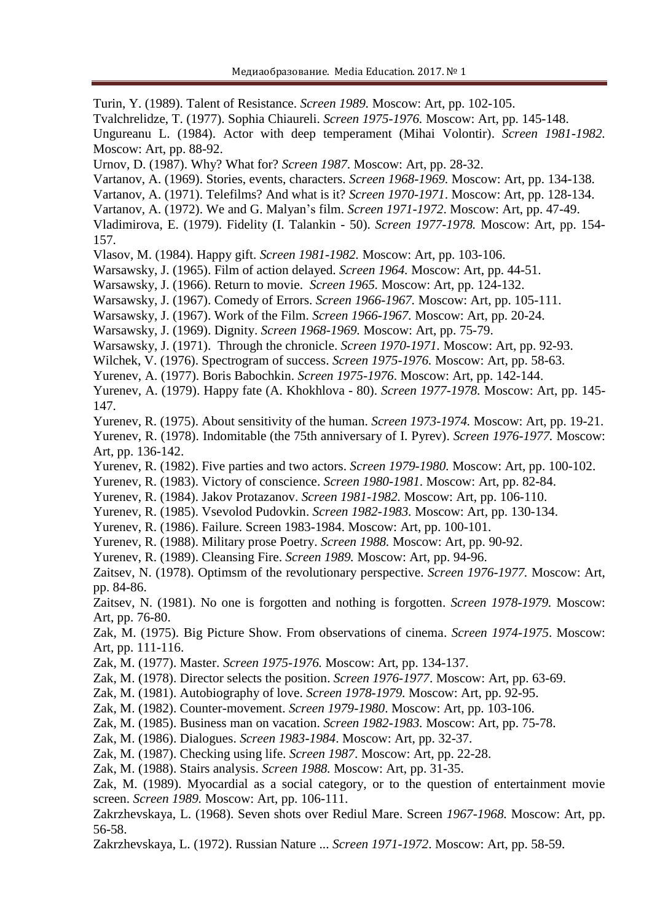Turin, Y. (1989). Talent of Resistance. *Screen 1989.* Moscow: Art, pp. 102-105.

Tvalchrelidze, T. (1977). Sophia Chiaureli. *Screen 1975-1976.* Moscow: Art, pp. 145-148.

Ungureanu L. (1984). Actor with deep temperament (Mihai Volontir). *Screen 1981-1982.* Moscow: Art, pp. 88-92.

Urnov, D. (1987). Why? What for? *Screen 1987*. Moscow: Art, pp. 28-32.

Vartanov, A. (1969). Stories, events, characters. *Screen 1968-1969.* Moscow: Art, pp. 134-138.

Vartanov, A. (1971). Telefilms? And what is it? *Screen 1970-1971.* Moscow: Art, pp. 128-134.

Vartanov, A. (1972). We and G. Malyan's film. *Screen 1971-1972*. Moscow: Art, pp. 47-49.

Vladimirova, E. (1979). Fidelity (I. Talankin - 50). *Screen 1977-1978.* Moscow: Art, pp. 154-157.

Vlasov, M. (1984). Happy gift. *Screen 1981-1982.* Moscow: Art, pp. 103-106.

Warsawsky, J. (1965). Film of action delayed. *Screen 1964.* Moscow: Art, pp. 44-51.

Warsawsky, J. (1966). Return to movie. *Screen 1965.* Moscow: Art, pp. 124-132.

Warsawsky, J. (1967). Comedy of Errors. *Screen 1966-1967.* Moscow: Art, pp. 105-111.

Warsawsky, J. (1967). Work of the Film. *Screen 1966-1967*. Moscow: Art, pp. 20-24.

Warsawsky, J. (1969). Dignity. *Screen 1968-1969.* Moscow: Art, pp. 75-79.

Warsawsky, J. (1971). Through the chronicle. *Screen 1970-1971.* Moscow: Art, pp. 92-93.

Wilchek, V. (1976). Spectrogram of success. *Screen 1975-1976.* Moscow: Art, pp. 58-63.

Yurenev, A. (1977). Boris Babochkin. *Screen 1975-1976*. Moscow: Art, pp. 142-144.

Yurenev, A. (1979). Happy fate (A. Khokhlova - 80). *Screen 1977-1978.* Moscow: Art, pp. 145-147.

Yurenev, R. (1975). About sensitivity of the human. *Screen 1973-1974.* Moscow: Art, pp. 19-21.

Yurenev, R. (1978). Indomitable (the 75th anniversary of I. Pyrev). *Screen 1976-1977.* Moscow: Art, pp. 136-142.

Yurenev, R. (1982). Five parties and two actors. *Screen 1979-1980.* Moscow: Art, pp. 100-102.

Yurenev, R. (1983). Victory of conscience. *Screen 1980-1981*. Moscow: Art, pp. 82-84.

Yurenev, R. (1984). Jakov Protazanov. *Screen 1981-1982.* Moscow: Art, pp. 106-110.

Yurenev, R. (1985). Vsevolod Pudovkin. *Screen 1982-1983.* Moscow: Art, pp. 130-134.

Yurenev, R. (1986). Failure. Screen 1983-1984. Moscow: Art, pp. 100-101.

Yurenev, R. (1988). Military prose Poetry. *Screen 1988.* Moscow: Art, pp. 90-92.

Yurenev, R. (1989). Cleansing Fire. *Screen 1989.* Moscow: Art, pp. 94-96.

Zaitsev, N. (1978). Optimsm of the revolutionary perspective. *Screen 1976-1977.* Moscow: Art, pp. 84-86.

Zaitsev, N. (1981). No one is forgotten and nothing is forgotten. *Screen 1978-1979.* Moscow: Art, pp. 76-80.

Zak, M. (1975). Big Picture Show. From observations of cinema. *Screen 1974-1975*. Moscow: Art, pp. 111-116.

Zak, M. (1977). Master. *Screen 1975-1976.* Moscow: Art, pp. 134-137.

Zak, M. (1978). Director selects the position. *Screen 1976-1977*. Moscow: Art, pp. 63-69.

Zak, M. (1981). Autobiography of love. *Screen 1978-1979*. Moscow: Art, pp. 92-95.

Zak, M. (1982). Counter-movement. *Screen 1979-1980*. Moscow: Art, pp. 103-106.

Zak, M. (1985). Business man on vacation. *Screen 1982-1983.* Moscow: Art, pp. 75-78.

Zak, M. (1986). Dialogues. *Screen 1983-1984*. Moscow: Art, pp. 32-37.

Zak, M. (1987). Checking using life. *Screen 1987*. Moscow: Art, pp. 22-28.

Zak, M. (1988). Stairs analysis. *Screen 1988.* Moscow: Art, pp. 31-35.

Zak, M. (1989). Myocardial as a social category, or to the question of entertainment movie screen. *Screen 1989.* Moscow: Art, pp. 106-111.

Zakrzhevskaya, L. (1968). Seven shots over Rediul Mare. Screen *1967-1968.* Moscow: Art, pp. 56-58.

Zakrzhevskaya, L. (1972). Russian Nature ... *Screen 1971-1972*. Moscow: Art, pp. 58-59.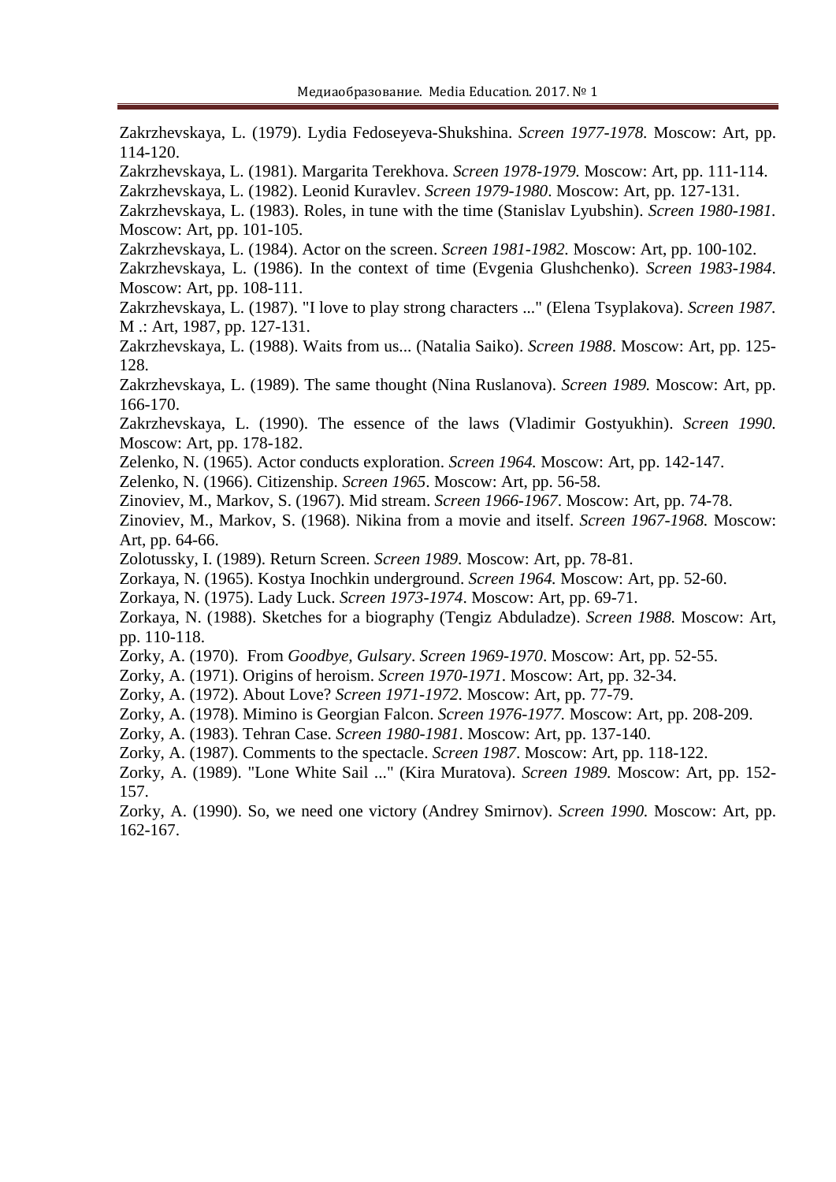Zakrzhevskaya, L. (1979). Lydia Fedoseyeva-Shukshina. *Screen 1977-1978.* Moscow: Art, pp. 114-120.

Zakrzhevskaya, L. (1981). Margarita Terekhova. *Screen 1978-1979.* Moscow: Art, pp. 111-114.

Zakrzhevskaya, L. (1982). Leonid Kuravlev. *Screen 1979-1980*. Moscow: Art, pp. 127-131.

Zakrzhevskaya, L. (1983). Roles, in tune with the time (Stanislav Lyubshin). *Screen 1980-1981.* Moscow: Art, pp. 101-105.

Zakrzhevskaya, L. (1984). Actor on the screen. *Screen 1981-1982.* Moscow: Art, pp. 100-102.

Zakrzhevskaya, L. (1986). In the context of time (Evgenia Glushchenko). *Screen 1983-1984*. Moscow: Art, pp. 108-111.

Zakrzhevskaya, L. (1987). "I love to play strong characters ..." (Elena Tsyplakova). *Screen 1987.* M .: Art, 1987, pp. 127-131.

Zakrzhevskaya, L. (1988). Waits from us... (Natalia Saiko). *Screen 1988*. Moscow: Art, pp. 125-128.

Zakrzhevskaya, L. (1989). The same thought (Nina Ruslanova). *Screen 1989.* Moscow: Art, pp. 166-170.

Zakrzhevskaya, L. (1990). The essence of the laws (Vladimir Gostyukhin). *Screen 1990.* Moscow: Art, pp. 178-182.

Zelenko, N. (1965). Actor conducts exploration. *Screen 1964.* Moscow: Art, pp. 142-147.

Zelenko, N. (1966). Citizenship. *Screen 1965*. Moscow: Art, pp. 56-58.

Zinoviev, M., Markov, S. (1967). Mid stream. *Screen 1966-1967*. Moscow: Art, pp. 74-78.

Zinoviev, M., Markov, S. (1968). Nikina from a movie and itself. *Screen 1967-1968.* Moscow: Art, pp. 64-66.

Zolotussky, I. (1989). Return Screen. *Screen 1989*. Moscow: Art, pp. 78-81.

Zorkaya, N. (1965). Kostya Inochkin underground. *Screen 1964.* Moscow: Art, pp. 52-60.

Zorkaya, N. (1975). Lady Luck. *Screen 1973-1974*. Moscow: Art, pp. 69-71.

Zorkaya, N. (1988). Sketches for a biography (Tengiz Abduladze). *Screen 1988.* Moscow: Art, pp. 110-118.

Zorky, A. (1970). From *Goodbye, Gulsary*. *Screen 1969-1970*. Moscow: Art, pp. 52-55.

Zorky, A. (1971). Origins of heroism. *Screen 1970-1971*. Moscow: Art, pp. 32-34.

Zorky, A. (1972). About Love? *Screen 1971-1972*. Moscow: Art, pp. 77-79.

Zorky, A. (1978). Mimino is Georgian Falcon. *Screen 1976-1977.* Moscow: Art, pp. 208-209.

Zorky, A. (1983). Tehran Case. *Screen 1980-1981*. Moscow: Art, pp. 137-140.

Zorky, A. (1987). Comments to the spectacle. *Screen 1987*. Moscow: Art, pp. 118-122.

Zorky, A. (1989). "Lone White Sail ..." (Kira Muratova). *Screen 1989.* Moscow: Art, pp. 152-157.

Zorky, A. (1990). So, we need one victory (Andrey Smirnov). *Screen 1990.* Moscow: Art, pp. 162-167.